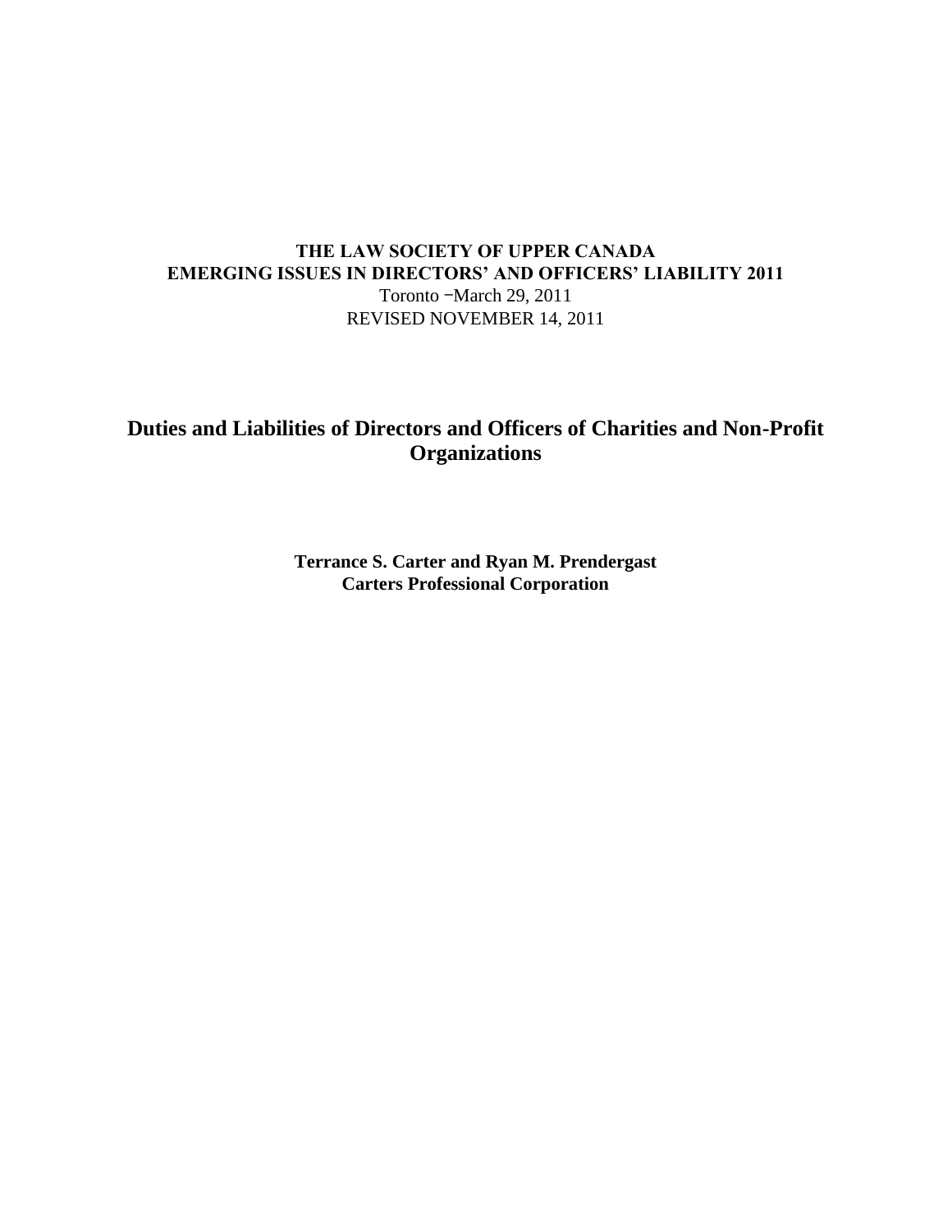**THE LAW SOCIETY OF UPPER CANADA**
**EMERGING ISSUES IN DIRECTORS' AND OFFICERS' LIABILITY 2011**
Toronto −March 29, 2011
REVISED NOVEMBER 14, 2011

# Duties and Liabilities of Directors and Officers of Charities and Non-Profit Organizations

**Terrance S. Carter and Ryan M. Prendergast**
**Carters Professional Corporation**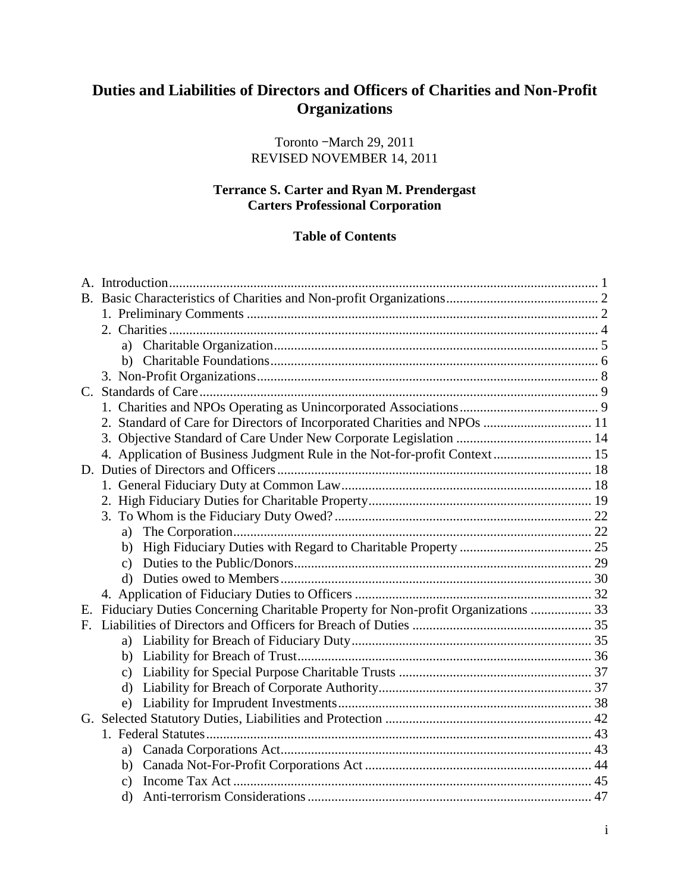# Duties and Liabilities of Directors and Officers of Charities and Non-Profit Organizations

Toronto −March 29, 2011
REVISED NOVEMBER 14, 2011

**Terrance S. Carter and Ryan M. Prendergast**
**Carters Professional Corporation**

**Table of Contents**

A. Introduction ..... 1
B. Basic Characteristics of Charities and Non-profit Organizations ..... 2
  1. Preliminary Comments ..... 2
  2. Charities ..... 4
    a) Charitable Organization ..... 5
    b) Charitable Foundations ..... 6
  3. Non-Profit Organizations ..... 8
C. Standards of Care ..... 9
  1. Charities and NPOs Operating as Unincorporated Associations ..... 9
  2. Standard of Care for Directors of Incorporated Charities and NPOs ..... 11
  3. Objective Standard of Care Under New Corporate Legislation ..... 14
  4. Application of Business Judgment Rule in the Not-for-profit Context ..... 15
D. Duties of Directors and Officers ..... 18
  1. General Fiduciary Duty at Common Law ..... 18
  2. High Fiduciary Duties for Charitable Property ..... 19
  3. To Whom is the Fiduciary Duty Owed? ..... 22
    a) The Corporation ..... 22
    b) High Fiduciary Duties with Regard to Charitable Property ..... 25
    c) Duties to the Public/Donors ..... 29
    d) Duties owed to Members ..... 30
  4. Application of Fiduciary Duties to Officers ..... 32
E. Fiduciary Duties Concerning Charitable Property for Non-profit Organizations ..... 33
F. Liabilities of Directors and Officers for Breach of Duties ..... 35
    a) Liability for Breach of Fiduciary Duty ..... 35
    b) Liability for Breach of Trust ..... 36
    c) Liability for Special Purpose Charitable Trusts ..... 37
    d) Liability for Breach of Corporate Authority ..... 37
    e) Liability for Imprudent Investments ..... 38
G. Selected Statutory Duties, Liabilities and Protection ..... 42
  1. Federal Statutes ..... 43
    a) Canada Corporations Act ..... 43
    b) Canada Not-For-Profit Corporations Act ..... 44
    c) Income Tax Act ..... 45
    d) Anti-terrorism Considerations ..... 47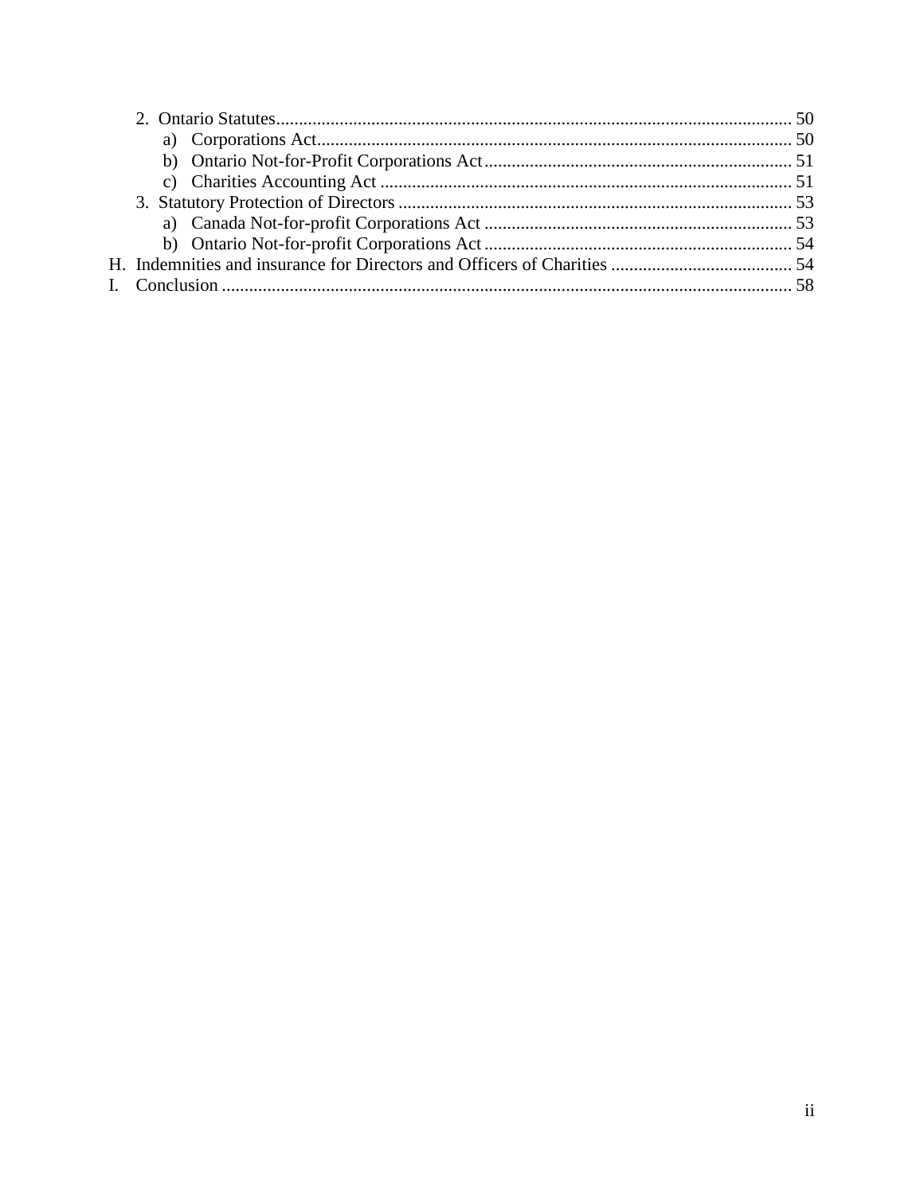- 2. Ontario Statutes ..... 50
  - a) Corporations Act ..... 50
  - b) Ontario Not-for-Profit Corporations Act ..... 51
  - c) Charities Accounting Act ..... 51
- 3. Statutory Protection of Directors ..... 53
  - a) Canada Not-for-profit Corporations Act ..... 53
  - b) Ontario Not-for-profit Corporations Act ..... 54

H. Indemnities and insurance for Directors and Officers of Charities ..... 54

I. Conclusion ..... 58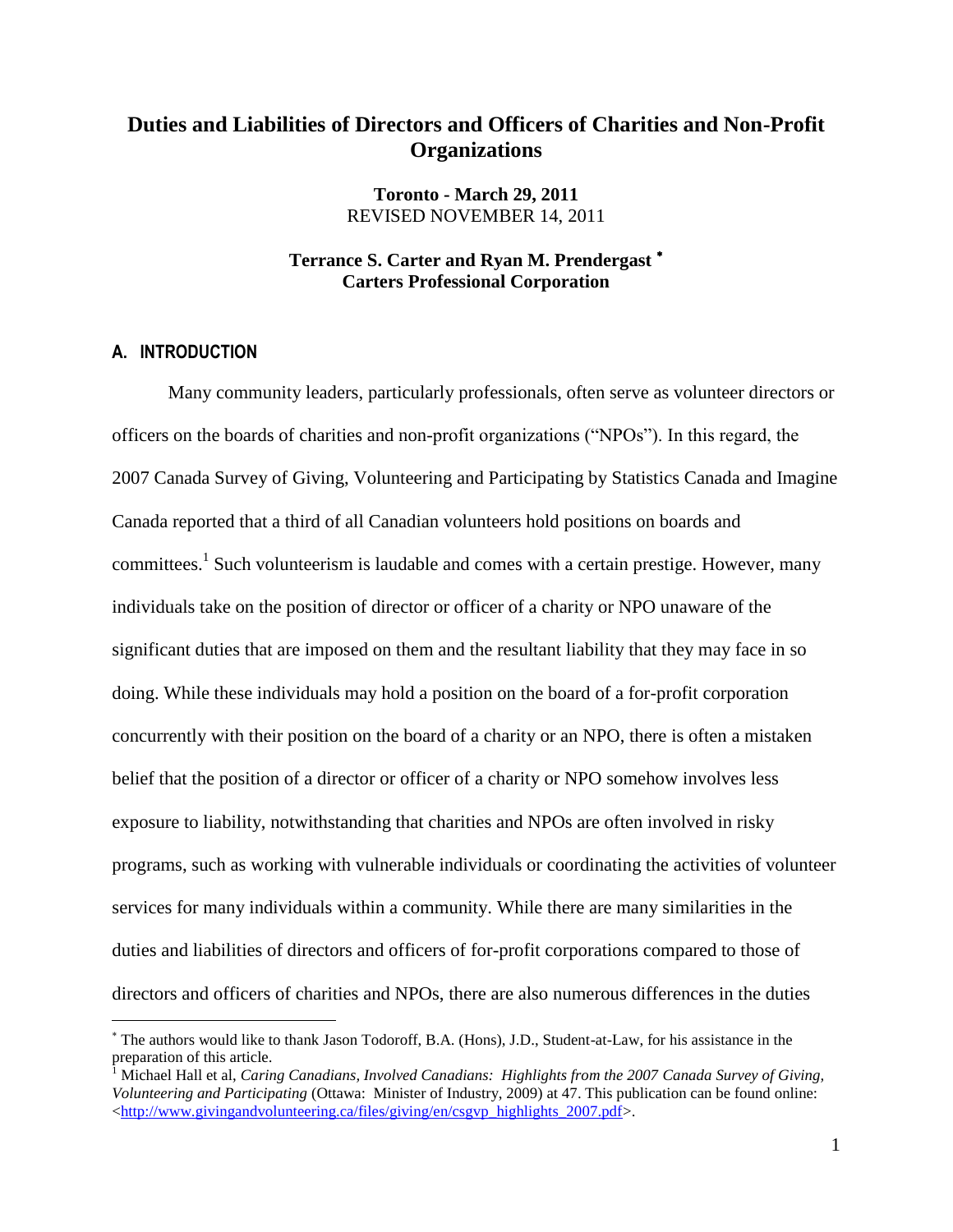# Duties and Liabilities of Directors and Officers of Charities and Non-Profit Organizations

**Toronto - March 29, 2011**
REVISED NOVEMBER 14, 2011

**Terrance S. Carter and Ryan M. Prendergast** [*]
**Carters Professional Corporation**

## A. INTRODUCTION

Many community leaders, particularly professionals, often serve as volunteer directors or officers on the boards of charities and non-profit organizations ("NPOs"). In this regard, the 2007 Canada Survey of Giving, Volunteering and Participating by Statistics Canada and Imagine Canada reported that a third of all Canadian volunteers hold positions on boards and committees.[1] Such volunteerism is laudable and comes with a certain prestige. However, many individuals take on the position of director or officer of a charity or NPO unaware of the significant duties that are imposed on them and the resultant liability that they may face in so doing. While these individuals may hold a position on the board of a for-profit corporation concurrently with their position on the board of a charity or an NPO, there is often a mistaken belief that the position of a director or officer of a charity or NPO somehow involves less exposure to liability, notwithstanding that charities and NPOs are often involved in risky programs, such as working with vulnerable individuals or coordinating the activities of volunteer services for many individuals within a community. While there are many similarities in the duties and liabilities of directors and officers of for-profit corporations compared to those of directors and officers of charities and NPOs, there are also numerous differences in the duties

---

[*] The authors would like to thank Jason Todoroff, B.A. (Hons), J.D., Student-at-Law, for his assistance in the preparation of this article.

[1] Michael Hall et al, *Caring Canadians, Involved Canadians: Highlights from the 2007 Canada Survey of Giving, Volunteering and Participating* (Ottawa: Minister of Industry, 2009) at 47. This publication can be found online: <http://www.givingandvolunteering.ca/files/giving/en/csgvp_highlights_2007.pdf>.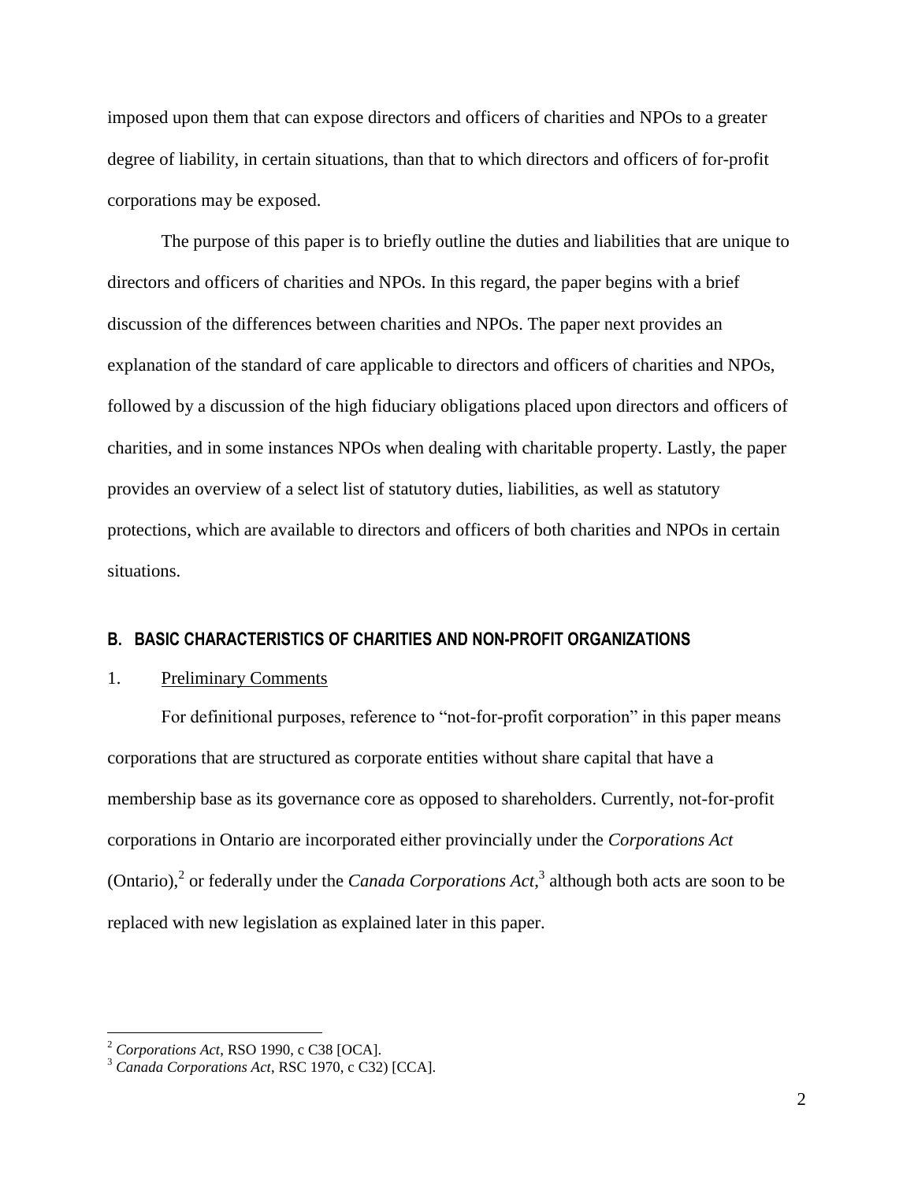imposed upon them that can expose directors and officers of charities and NPOs to a greater degree of liability, in certain situations, than that to which directors and officers of for-profit corporations may be exposed.

The purpose of this paper is to briefly outline the duties and liabilities that are unique to directors and officers of charities and NPOs. In this regard, the paper begins with a brief discussion of the differences between charities and NPOs. The paper next provides an explanation of the standard of care applicable to directors and officers of charities and NPOs, followed by a discussion of the high fiduciary obligations placed upon directors and officers of charities, and in some instances NPOs when dealing with charitable property. Lastly, the paper provides an overview of a select list of statutory duties, liabilities, as well as statutory protections, which are available to directors and officers of both charities and NPOs in certain situations.

## B. BASIC CHARACTERISTICS OF CHARITIES AND NON-PROFIT ORGANIZATIONS

### 1. Preliminary Comments

For definitional purposes, reference to "not-for-profit corporation" in this paper means corporations that are structured as corporate entities without share capital that have a membership base as its governance core as opposed to shareholders. Currently, not-for-profit corporations in Ontario are incorporated either provincially under the *Corporations Act* (Ontario),[2] or federally under the *Canada Corporations Act*,[3] although both acts are soon to be replaced with new legislation as explained later in this paper.

---

[2] *Corporations Act*, RSO 1990, c C38 [OCA].

[3] *Canada Corporations Act*, RSC 1970, c C32) [CCA].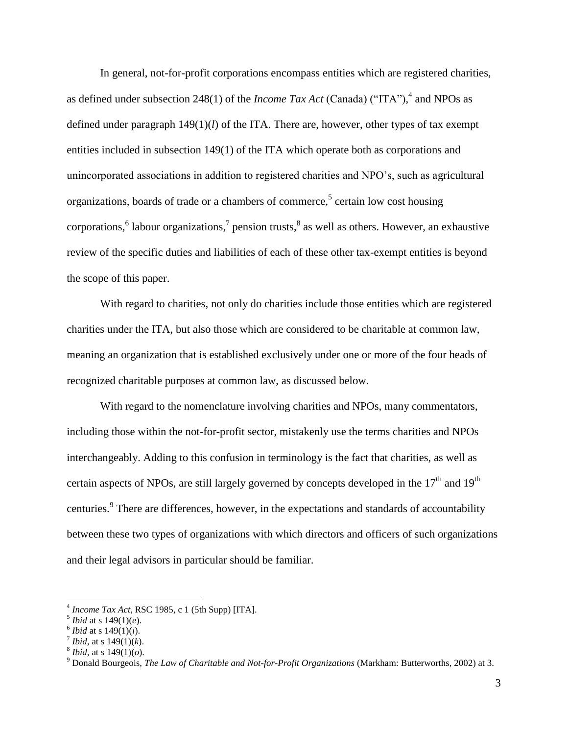In general, not-for-profit corporations encompass entities which are registered charities, as defined under subsection 248(1) of the *Income Tax Act* (Canada) ("ITA"),[4] and NPOs as defined under paragraph 149(1)(*l*) of the ITA. There are, however, other types of tax exempt entities included in subsection 149(1) of the ITA which operate both as corporations and unincorporated associations in addition to registered charities and NPO's, such as agricultural organizations, boards of trade or a chambers of commerce,[5] certain low cost housing corporations,[6] labour organizations,[7] pension trusts,[8] as well as others. However, an exhaustive review of the specific duties and liabilities of each of these other tax-exempt entities is beyond the scope of this paper.

With regard to charities, not only do charities include those entities which are registered charities under the ITA, but also those which are considered to be charitable at common law, meaning an organization that is established exclusively under one or more of the four heads of recognized charitable purposes at common law, as discussed below.

With regard to the nomenclature involving charities and NPOs, many commentators, including those within the not-for-profit sector, mistakenly use the terms charities and NPOs interchangeably. Adding to this confusion in terminology is the fact that charities, as well as certain aspects of NPOs, are still largely governed by concepts developed in the 17th and 19th centuries.[9] There are differences, however, in the expectations and standards of accountability between these two types of organizations with which directors and officers of such organizations and their legal advisors in particular should be familiar.

---

[4] *Income Tax Act*, RSC 1985, c 1 (5th Supp) [ITA].

[5] *Ibid* at s 149(1)(*e*).

[6] *Ibid* at s 149(1)(*i*).

[7] *Ibid*, at s 149(1)(*k*).

[8] *Ibid*, at s 149(1)(*o*).

[9] Donald Bourgeois, *The Law of Charitable and Not-for-Profit Organizations* (Markham: Butterworths, 2002) at 3.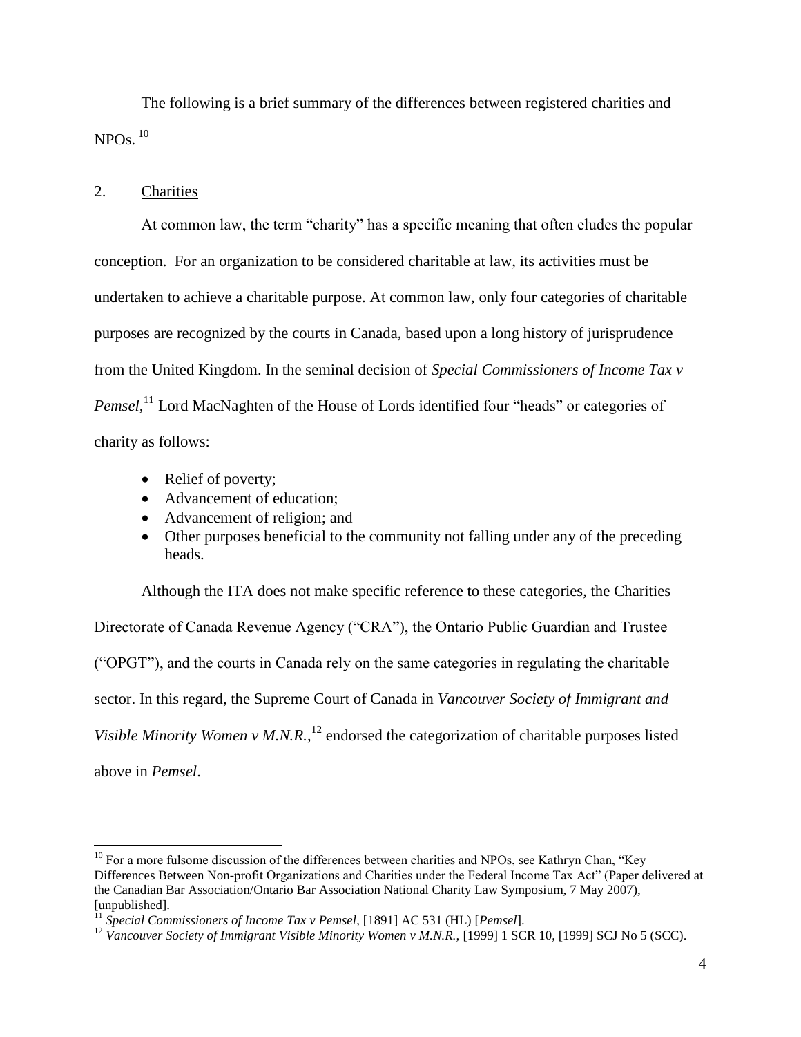The following is a brief summary of the differences between registered charities and NPOs.[10]

## 2. Charities

At common law, the term "charity" has a specific meaning that often eludes the popular conception. For an organization to be considered charitable at law, its activities must be undertaken to achieve a charitable purpose. At common law, only four categories of charitable purposes are recognized by the courts in Canada, based upon a long history of jurisprudence from the United Kingdom. In the seminal decision of *Special Commissioners of Income Tax v Pemsel,*[11] Lord MacNaghten of the House of Lords identified four "heads" or categories of charity as follows:

- Relief of poverty;
- Advancement of education;
- Advancement of religion; and
- Other purposes beneficial to the community not falling under any of the preceding heads.

Although the ITA does not make specific reference to these categories, the Charities Directorate of Canada Revenue Agency ("CRA"), the Ontario Public Guardian and Trustee ("OPGT"), and the courts in Canada rely on the same categories in regulating the charitable sector. In this regard, the Supreme Court of Canada in *Vancouver Society of Immigrant and Visible Minority Women v M.N.R.,*[12] endorsed the categorization of charitable purposes listed above in *Pemsel*.

---

[10] For a more fulsome discussion of the differences between charities and NPOs, see Kathryn Chan, "Key Differences Between Non-profit Organizations and Charities under the Federal Income Tax Act" (Paper delivered at the Canadian Bar Association/Ontario Bar Association National Charity Law Symposium, 7 May 2007), [unpublished].

[11] *Special Commissioners of Income Tax v Pemsel*, [1891] AC 531 (HL) [*Pemsel*].

[12] *Vancouver Society of Immigrant Visible Minority Women v M.N.R.,* [1999] 1 SCR 10, [1999] SCJ No 5 (SCC).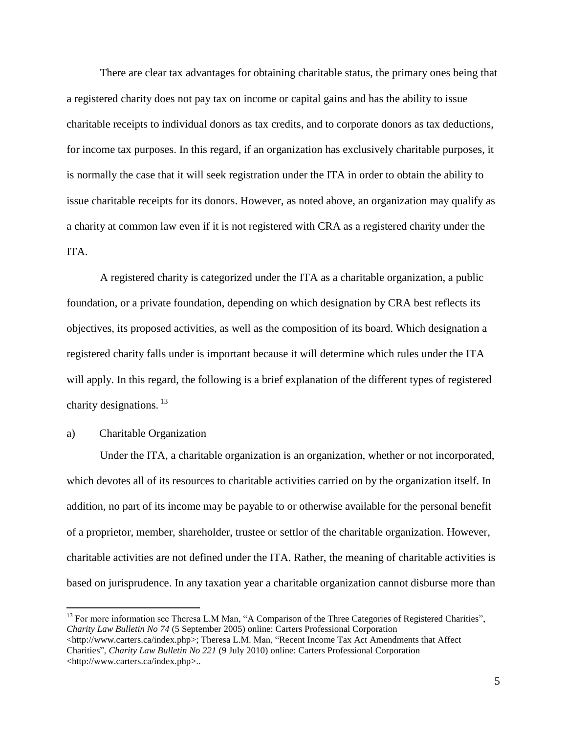There are clear tax advantages for obtaining charitable status, the primary ones being that a registered charity does not pay tax on income or capital gains and has the ability to issue charitable receipts to individual donors as tax credits, and to corporate donors as tax deductions, for income tax purposes. In this regard, if an organization has exclusively charitable purposes, it is normally the case that it will seek registration under the ITA in order to obtain the ability to issue charitable receipts for its donors. However, as noted above, an organization may qualify as a charity at common law even if it is not registered with CRA as a registered charity under the ITA.

A registered charity is categorized under the ITA as a charitable organization, a public foundation, or a private foundation, depending on which designation by CRA best reflects its objectives, its proposed activities, as well as the composition of its board. Which designation a registered charity falls under is important because it will determine which rules under the ITA will apply. In this regard, the following is a brief explanation of the different types of registered charity designations. [13]

a) Charitable Organization

Under the ITA, a charitable organization is an organization, whether or not incorporated, which devotes all of its resources to charitable activities carried on by the organization itself. In addition, no part of its income may be payable to or otherwise available for the personal benefit of a proprietor, member, shareholder, trustee or settlor of the charitable organization. However, charitable activities are not defined under the ITA. Rather, the meaning of charitable activities is based on jurisprudence. In any taxation year a charitable organization cannot disburse more than

[13] For more information see Theresa L.M Man, "A Comparison of the Three Categories of Registered Charities", *Charity Law Bulletin No 74* (5 September 2005) online: Carters Professional Corporation <http://www.carters.ca/index.php>; Theresa L.M. Man, "Recent Income Tax Act Amendments that Affect Charities", *Charity Law Bulletin No 221* (9 July 2010) online: Carters Professional Corporation <http://www.carters.ca/index.php>..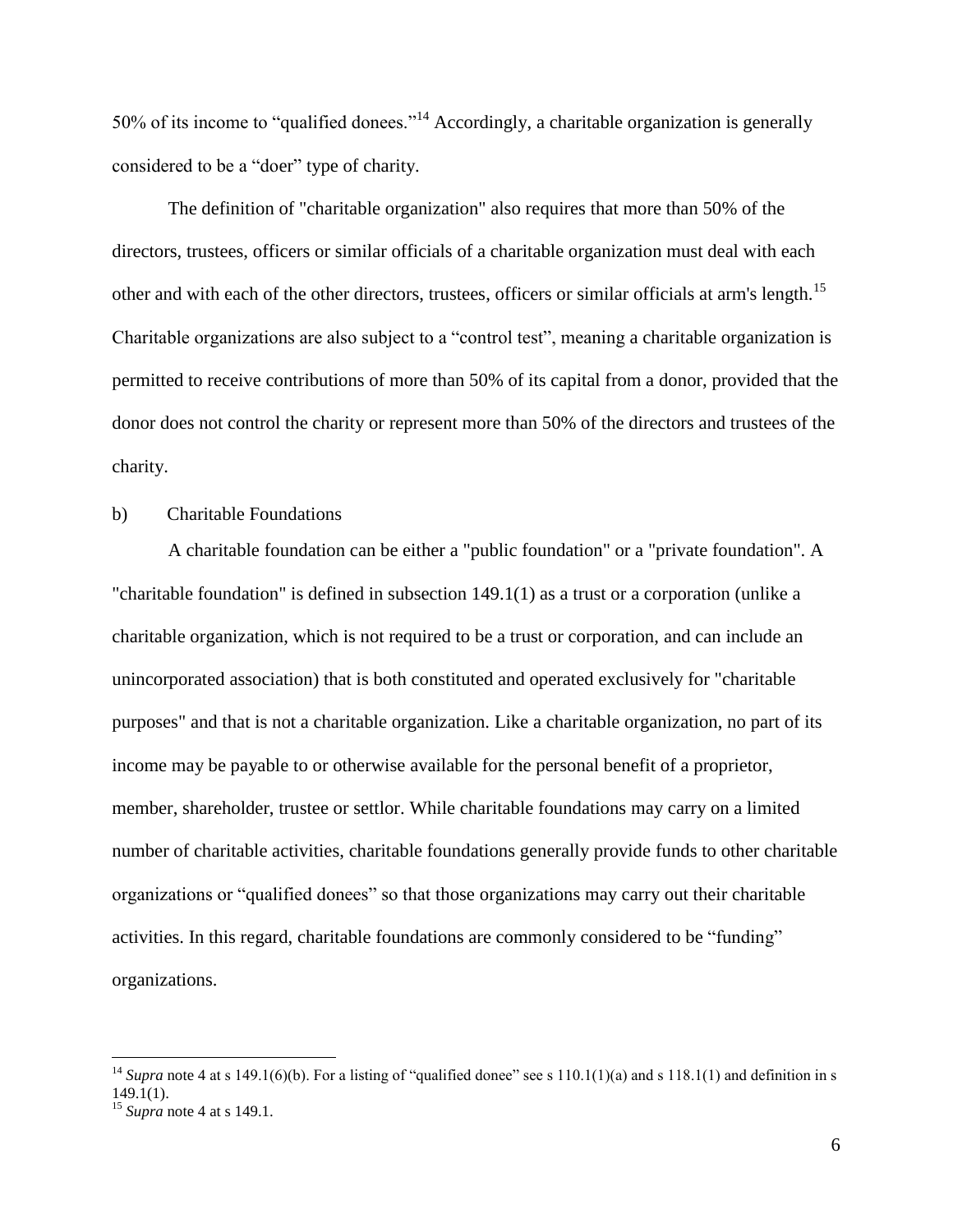50% of its income to "qualified donees."[14] Accordingly, a charitable organization is generally considered to be a "doer" type of charity.

The definition of "charitable organization" also requires that more than 50% of the directors, trustees, officers or similar officials of a charitable organization must deal with each other and with each of the other directors, trustees, officers or similar officials at arm's length.[15] Charitable organizations are also subject to a "control test", meaning a charitable organization is permitted to receive contributions of more than 50% of its capital from a donor, provided that the donor does not control the charity or represent more than 50% of the directors and trustees of the charity.

b) Charitable Foundations

A charitable foundation can be either a "public foundation" or a "private foundation". A "charitable foundation" is defined in subsection 149.1(1) as a trust or a corporation (unlike a charitable organization, which is not required to be a trust or corporation, and can include an unincorporated association) that is both constituted and operated exclusively for "charitable purposes" and that is not a charitable organization. Like a charitable organization, no part of its income may be payable to or otherwise available for the personal benefit of a proprietor, member, shareholder, trustee or settlor. While charitable foundations may carry on a limited number of charitable activities, charitable foundations generally provide funds to other charitable organizations or "qualified donees" so that those organizations may carry out their charitable activities. In this regard, charitable foundations are commonly considered to be "funding" organizations.

---

[14] *Supra* note 4 at s 149.1(6)(b). For a listing of "qualified donee" see s 110.1(1)(a) and s 118.1(1) and definition in s 149.1(1).

[15] *Supra* note 4 at s 149.1.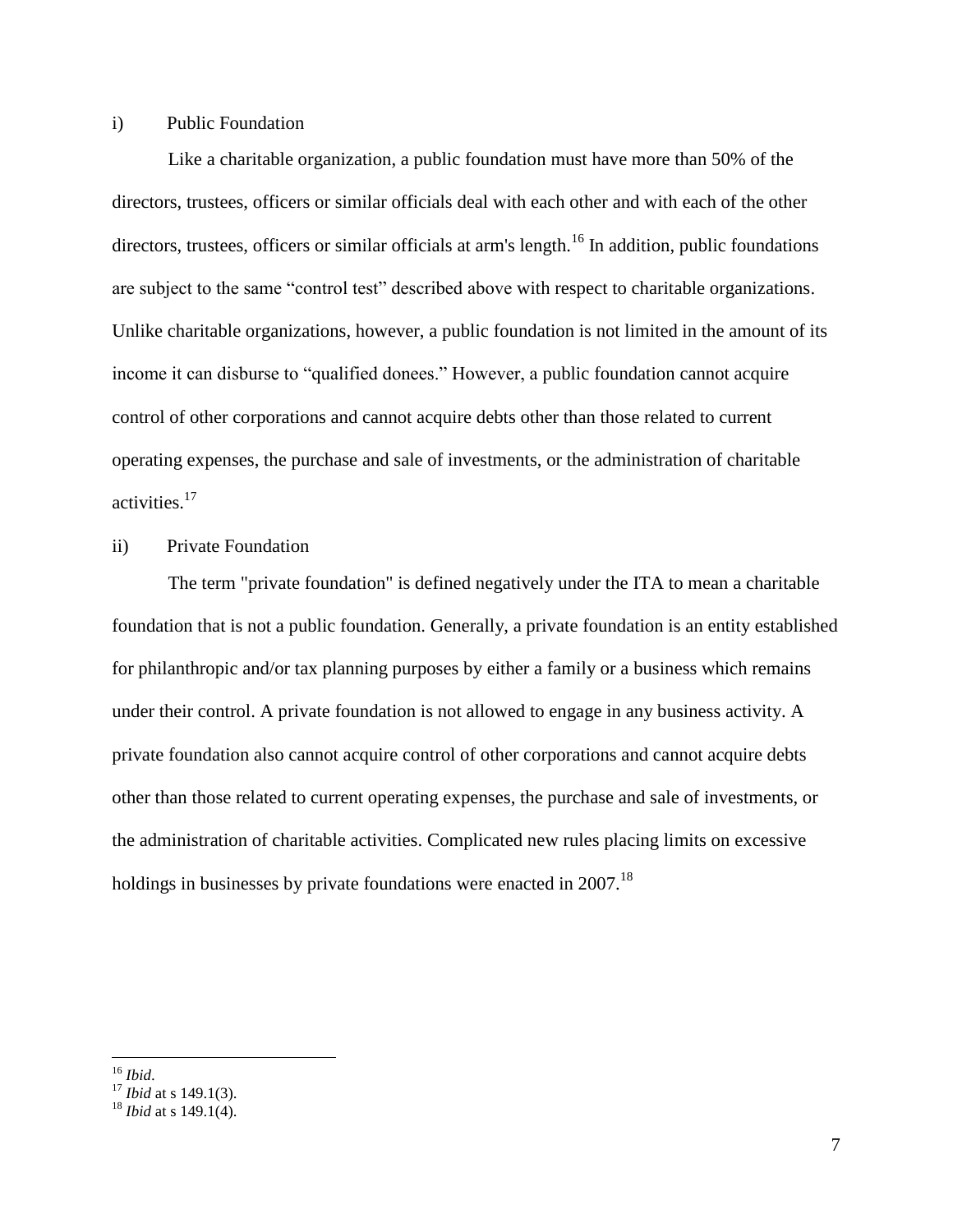i) Public Foundation

Like a charitable organization, a public foundation must have more than 50% of the directors, trustees, officers or similar officials deal with each other and with each of the other directors, trustees, officers or similar officials at arm's length.[16] In addition, public foundations are subject to the same "control test" described above with respect to charitable organizations. Unlike charitable organizations, however, a public foundation is not limited in the amount of its income it can disburse to "qualified donees." However, a public foundation cannot acquire control of other corporations and cannot acquire debts other than those related to current operating expenses, the purchase and sale of investments, or the administration of charitable activities.[17]

ii) Private Foundation

The term "private foundation" is defined negatively under the ITA to mean a charitable foundation that is not a public foundation. Generally, a private foundation is an entity established for philanthropic and/or tax planning purposes by either a family or a business which remains under their control. A private foundation is not allowed to engage in any business activity. A private foundation also cannot acquire control of other corporations and cannot acquire debts other than those related to current operating expenses, the purchase and sale of investments, or the administration of charitable activities. Complicated new rules placing limits on excessive holdings in businesses by private foundations were enacted in 2007.[18]

---

[16] *Ibid*.

[17] *Ibid* at s 149.1(3).

[18] *Ibid* at s 149.1(4).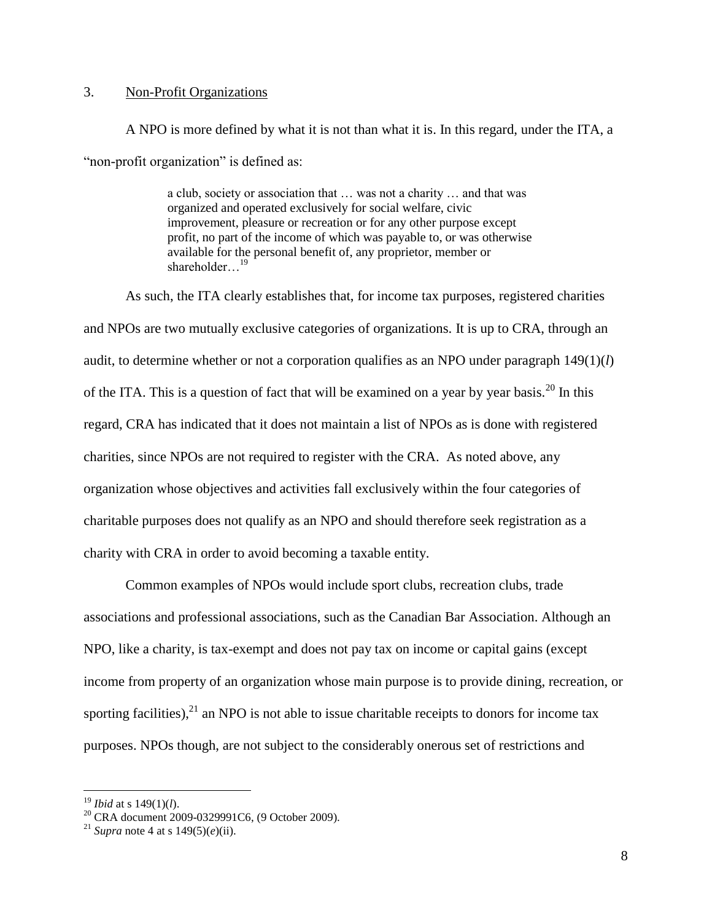3. <u>Non-Profit Organizations</u>

A NPO is more defined by what it is not than what it is. In this regard, under the ITA, a "non-profit organization" is defined as:

> a club, society or association that … was not a charity … and that was organized and operated exclusively for social welfare, civic improvement, pleasure or recreation or for any other purpose except profit, no part of the income of which was payable to, or was otherwise available for the personal benefit of, any proprietor, member or shareholder…[19]

As such, the ITA clearly establishes that, for income tax purposes, registered charities and NPOs are two mutually exclusive categories of organizations. It is up to CRA, through an audit, to determine whether or not a corporation qualifies as an NPO under paragraph 149(1)(*l*) of the ITA. This is a question of fact that will be examined on a year by year basis.[20] In this regard, CRA has indicated that it does not maintain a list of NPOs as is done with registered charities, since NPOs are not required to register with the CRA. As noted above, any organization whose objectives and activities fall exclusively within the four categories of charitable purposes does not qualify as an NPO and should therefore seek registration as a charity with CRA in order to avoid becoming a taxable entity.

Common examples of NPOs would include sport clubs, recreation clubs, trade associations and professional associations, such as the Canadian Bar Association. Although an NPO, like a charity, is tax-exempt and does not pay tax on income or capital gains (except income from property of an organization whose main purpose is to provide dining, recreation, or sporting facilities),[21] an NPO is not able to issue charitable receipts to donors for income tax purposes. NPOs though, are not subject to the considerably onerous set of restrictions and

---

[19] *Ibid* at s 149(1)(*l*).

[20] CRA document 2009-0329991C6, (9 October 2009).

[21] *Supra* note 4 at s 149(5)(*e*)(ii).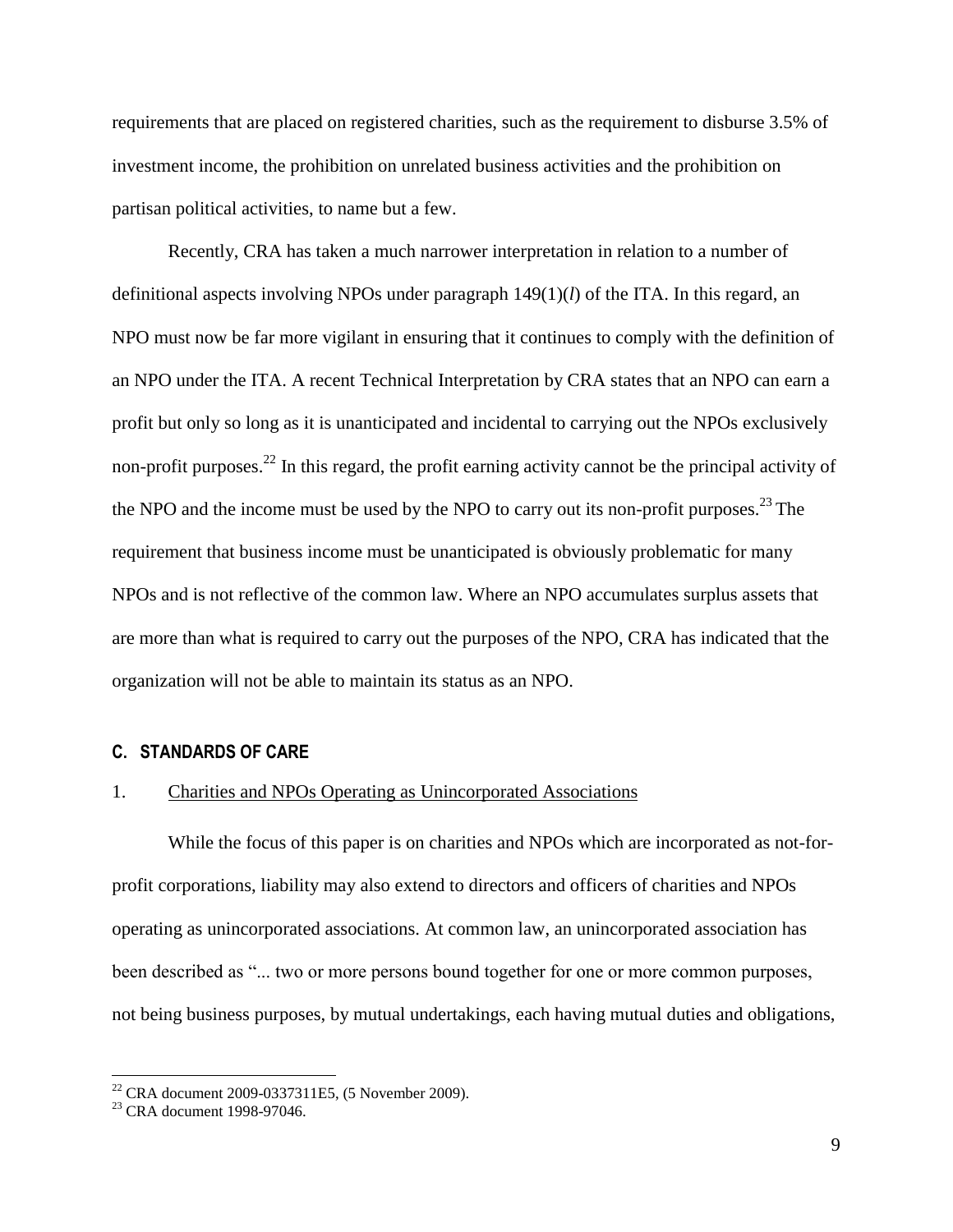requirements that are placed on registered charities, such as the requirement to disburse 3.5% of investment income, the prohibition on unrelated business activities and the prohibition on partisan political activities, to name but a few.

Recently, CRA has taken a much narrower interpretation in relation to a number of definitional aspects involving NPOs under paragraph 149(1)(*l*) of the ITA. In this regard, an NPO must now be far more vigilant in ensuring that it continues to comply with the definition of an NPO under the ITA. A recent Technical Interpretation by CRA states that an NPO can earn a profit but only so long as it is unanticipated and incidental to carrying out the NPOs exclusively non-profit purposes.[22] In this regard, the profit earning activity cannot be the principal activity of the NPO and the income must be used by the NPO to carry out its non-profit purposes.[23] The requirement that business income must be unanticipated is obviously problematic for many NPOs and is not reflective of the common law. Where an NPO accumulates surplus assets that are more than what is required to carry out the purposes of the NPO, CRA has indicated that the organization will not be able to maintain its status as an NPO.

## C. STANDARDS OF CARE

### 1. Charities and NPOs Operating as Unincorporated Associations

While the focus of this paper is on charities and NPOs which are incorporated as not-for-profit corporations, liability may also extend to directors and officers of charities and NPOs operating as unincorporated associations. At common law, an unincorporated association has been described as "... two or more persons bound together for one or more common purposes, not being business purposes, by mutual undertakings, each having mutual duties and obligations,

---

[22] CRA document 2009-0337311E5, (5 November 2009).

[23] CRA document 1998-97046.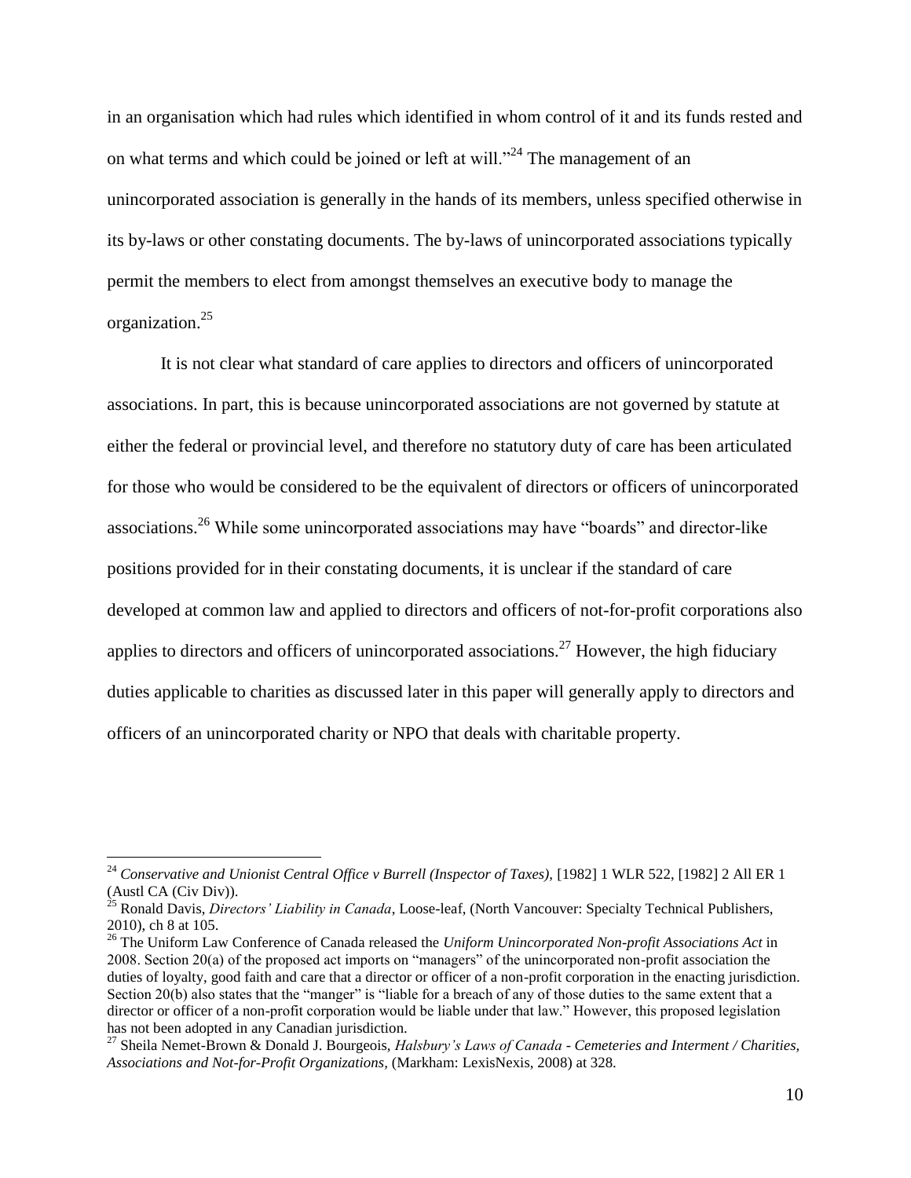in an organisation which had rules which identified in whom control of it and its funds rested and on what terms and which could be joined or left at will."[24] The management of an unincorporated association is generally in the hands of its members, unless specified otherwise in its by-laws or other constating documents. The by-laws of unincorporated associations typically permit the members to elect from amongst themselves an executive body to manage the organization.[25]

It is not clear what standard of care applies to directors and officers of unincorporated associations. In part, this is because unincorporated associations are not governed by statute at either the federal or provincial level, and therefore no statutory duty of care has been articulated for those who would be considered to be the equivalent of directors or officers of unincorporated associations.[26] While some unincorporated associations may have "boards" and director-like positions provided for in their constating documents, it is unclear if the standard of care developed at common law and applied to directors and officers of not-for-profit corporations also applies to directors and officers of unincorporated associations.[27] However, the high fiduciary duties applicable to charities as discussed later in this paper will generally apply to directors and officers of an unincorporated charity or NPO that deals with charitable property.

---

[24] *Conservative and Unionist Central Office v Burrell (Inspector of Taxes)*, [1982] 1 WLR 522, [1982] 2 All ER 1 (Austl CA (Civ Div)).

[25] Ronald Davis, *Directors' Liability in Canada*, Loose-leaf, (North Vancouver: Specialty Technical Publishers, 2010), ch 8 at 105.

[26] The Uniform Law Conference of Canada released the *Uniform Unincorporated Non-profit Associations Act* in 2008. Section 20(a) of the proposed act imports on "managers" of the unincorporated non-profit association the duties of loyalty, good faith and care that a director or officer of a non-profit corporation in the enacting jurisdiction. Section 20(b) also states that the "manger" is "liable for a breach of any of those duties to the same extent that a director or officer of a non-profit corporation would be liable under that law." However, this proposed legislation has not been adopted in any Canadian jurisdiction.

[27] Sheila Nemet-Brown & Donald J. Bourgeois, *Halsbury's Laws of Canada - Cemeteries and Interment / Charities, Associations and Not-for-Profit Organizations*, (Markham: LexisNexis, 2008) at 328.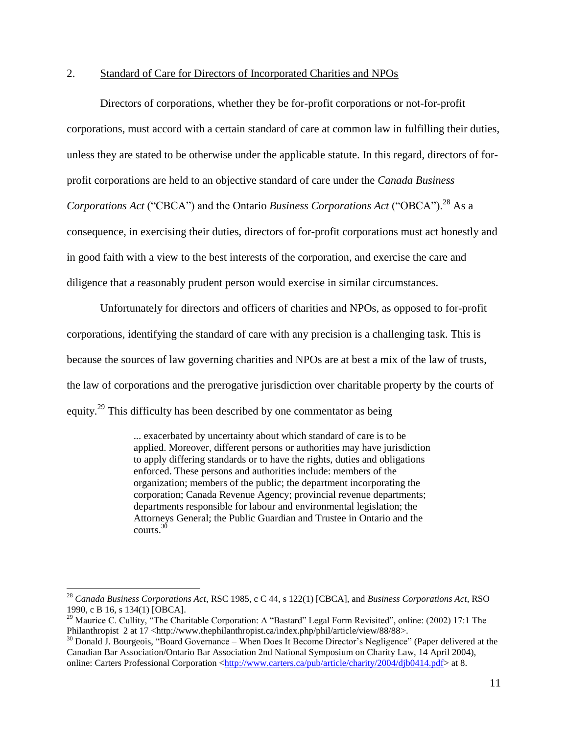### 2. Standard of Care for Directors of Incorporated Charities and NPOs

Directors of corporations, whether they be for-profit corporations or not-for-profit corporations, must accord with a certain standard of care at common law in fulfilling their duties, unless they are stated to be otherwise under the applicable statute. In this regard, directors of for-profit corporations are held to an objective standard of care under the *Canada Business Corporations Act* ("CBCA") and the Ontario *Business Corporations Act* ("OBCA").[28] As a consequence, in exercising their duties, directors of for-profit corporations must act honestly and in good faith with a view to the best interests of the corporation, and exercise the care and diligence that a reasonably prudent person would exercise in similar circumstances.

Unfortunately for directors and officers of charities and NPOs, as opposed to for-profit corporations, identifying the standard of care with any precision is a challenging task. This is because the sources of law governing charities and NPOs are at best a mix of the law of trusts, the law of corporations and the prerogative jurisdiction over charitable property by the courts of equity.[29] This difficulty has been described by one commentator as being

> ... exacerbated by uncertainty about which standard of care is to be applied. Moreover, different persons or authorities may have jurisdiction to apply differing standards or to have the rights, duties and obligations enforced. These persons and authorities include: members of the organization; members of the public; the department incorporating the corporation; Canada Revenue Agency; provincial revenue departments; departments responsible for labour and environmental legislation; the Attorneys General; the Public Guardian and Trustee in Ontario and the courts.[30]

---

[28] *Canada Business Corporations Act*, RSC 1985, c C 44, s 122(1) [CBCA], and *Business Corporations Act*, RSO 1990, c B 16, s 134(1) [OBCA].

[29] Maurice C. Cullity, "The Charitable Corporation: A "Bastard" Legal Form Revisited", online: (2002) 17:1 The Philanthropist 2 at 17 <http://www.thephilanthropist.ca/index.php/phil/article/view/88/88>.

[30] Donald J. Bourgeois, "Board Governance – When Does It Become Director's Negligence" (Paper delivered at the Canadian Bar Association/Ontario Bar Association 2nd National Symposium on Charity Law, 14 April 2004), online: Carters Professional Corporation <http://www.carters.ca/pub/article/charity/2004/djb0414.pdf> at 8.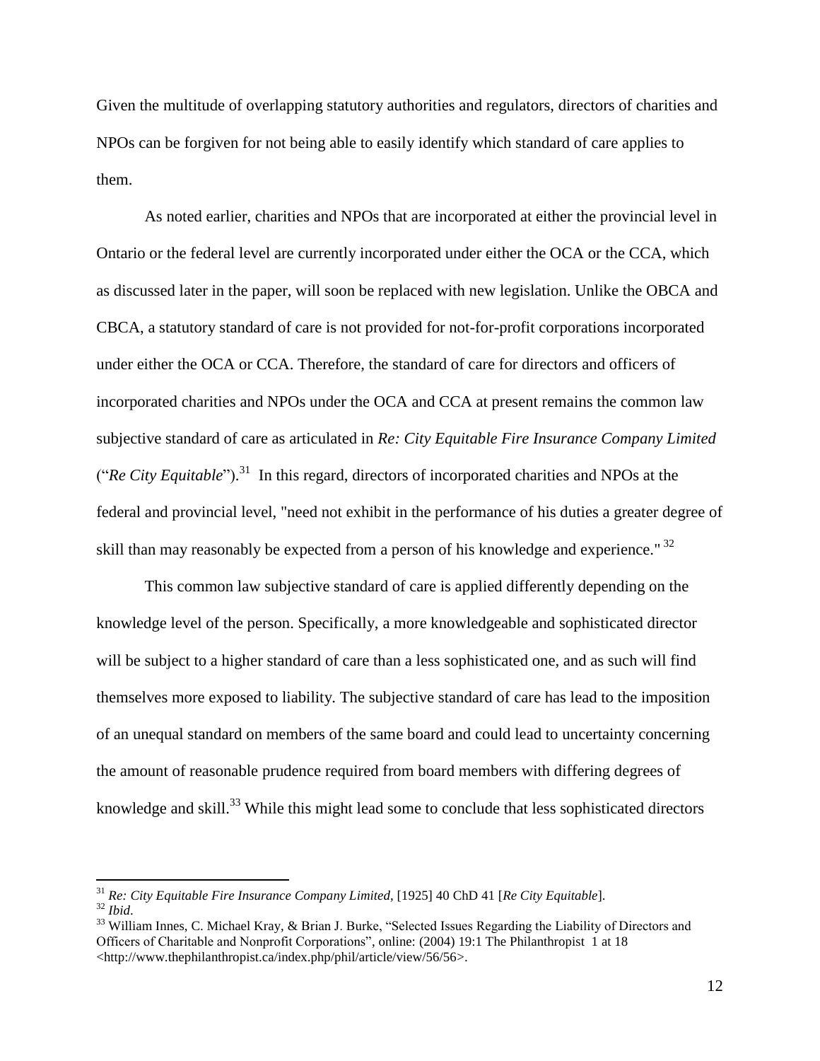Given the multitude of overlapping statutory authorities and regulators, directors of charities and NPOs can be forgiven for not being able to easily identify which standard of care applies to them.

As noted earlier, charities and NPOs that are incorporated at either the provincial level in Ontario or the federal level are currently incorporated under either the OCA or the CCA, which as discussed later in the paper, will soon be replaced with new legislation. Unlike the OBCA and CBCA, a statutory standard of care is not provided for not-for-profit corporations incorporated under either the OCA or CCA. Therefore, the standard of care for directors and officers of incorporated charities and NPOs under the OCA and CCA at present remains the common law subjective standard of care as articulated in *Re: City Equitable Fire Insurance Company Limited* ("*Re City Equitable*").[31] In this regard, directors of incorporated charities and NPOs at the federal and provincial level, "need not exhibit in the performance of his duties a greater degree of skill than may reasonably be expected from a person of his knowledge and experience." [32]

This common law subjective standard of care is applied differently depending on the knowledge level of the person. Specifically, a more knowledgeable and sophisticated director will be subject to a higher standard of care than a less sophisticated one, and as such will find themselves more exposed to liability. The subjective standard of care has lead to the imposition of an unequal standard on members of the same board and could lead to uncertainty concerning the amount of reasonable prudence required from board members with differing degrees of knowledge and skill.[33] While this might lead some to conclude that less sophisticated directors

---

[31] *Re: City Equitable Fire Insurance Company Limited*, [1925] 40 ChD 41 [*Re City Equitable*].

[32] *Ibid*.

[33] William Innes, C. Michael Kray, & Brian J. Burke, "Selected Issues Regarding the Liability of Directors and Officers of Charitable and Nonprofit Corporations", online: (2004) 19:1 The Philanthropist 1 at 18 <http://www.thephilanthropist.ca/index.php/phil/article/view/56/56>.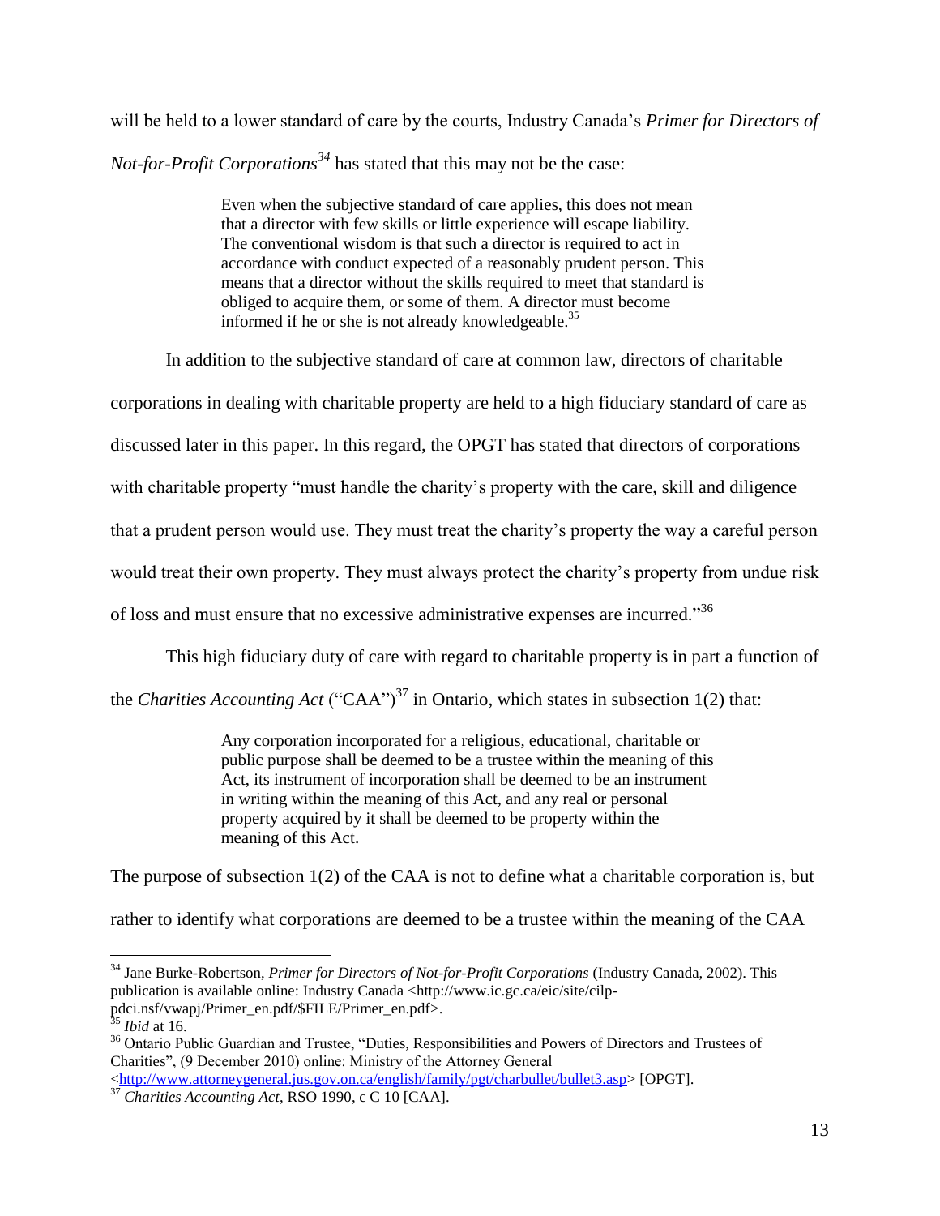will be held to a lower standard of care by the courts, Industry Canada's *Primer for Directors of Not-for-Profit Corporations*[34] has stated that this may not be the case:

> Even when the subjective standard of care applies, this does not mean that a director with few skills or little experience will escape liability. The conventional wisdom is that such a director is required to act in accordance with conduct expected of a reasonably prudent person. This means that a director without the skills required to meet that standard is obliged to acquire them, or some of them. A director must become informed if he or she is not already knowledgeable.[35]

In addition to the subjective standard of care at common law, directors of charitable corporations in dealing with charitable property are held to a high fiduciary standard of care as discussed later in this paper. In this regard, the OPGT has stated that directors of corporations with charitable property "must handle the charity's property with the care, skill and diligence that a prudent person would use. They must treat the charity's property the way a careful person would treat their own property. They must always protect the charity's property from undue risk of loss and must ensure that no excessive administrative expenses are incurred."[36]

This high fiduciary duty of care with regard to charitable property is in part a function of the *Charities Accounting Act* ("CAA")[37] in Ontario, which states in subsection 1(2) that:

> Any corporation incorporated for a religious, educational, charitable or public purpose shall be deemed to be a trustee within the meaning of this Act, its instrument of incorporation shall be deemed to be an instrument in writing within the meaning of this Act, and any real or personal property acquired by it shall be deemed to be property within the meaning of this Act.

The purpose of subsection 1(2) of the CAA is not to define what a charitable corporation is, but rather to identify what corporations are deemed to be a trustee within the meaning of the CAA

---

[34] Jane Burke-Robertson, *Primer for Directors of Not-for-Profit Corporations* (Industry Canada, 2002). This publication is available online: Industry Canada <http://www.ic.gc.ca/eic/site/cilp-pdci.nsf/vwapj/Primer_en.pdf/$FILE/Primer_en.pdf>.

[35] *Ibid* at 16.

[36] Ontario Public Guardian and Trustee, "Duties, Responsibilities and Powers of Directors and Trustees of Charities", (9 December 2010) online: Ministry of the Attorney General <http://www.attorneygeneral.jus.gov.on.ca/english/family/pgt/charbullet/bullet3.asp> [OPGT].

[37] *Charities Accounting Act*, RSO 1990, c C 10 [CAA].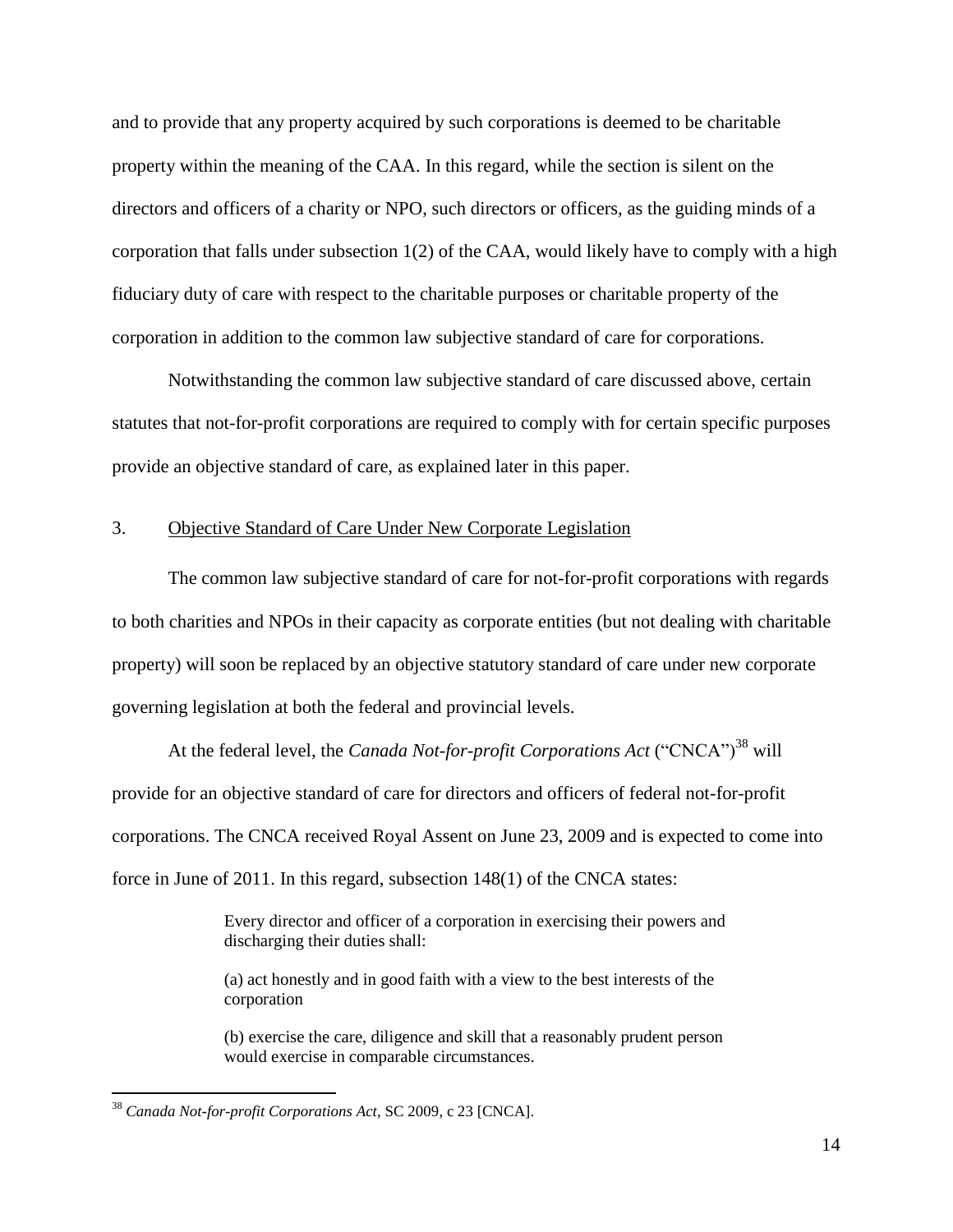and to provide that any property acquired by such corporations is deemed to be charitable property within the meaning of the CAA. In this regard, while the section is silent on the directors and officers of a charity or NPO, such directors or officers, as the guiding minds of a corporation that falls under subsection 1(2) of the CAA, would likely have to comply with a high fiduciary duty of care with respect to the charitable purposes or charitable property of the corporation in addition to the common law subjective standard of care for corporations.

Notwithstanding the common law subjective standard of care discussed above, certain statutes that not-for-profit corporations are required to comply with for certain specific purposes provide an objective standard of care, as explained later in this paper.

### 3. Objective Standard of Care Under New Corporate Legislation

The common law subjective standard of care for not-for-profit corporations with regards to both charities and NPOs in their capacity as corporate entities (but not dealing with charitable property) will soon be replaced by an objective statutory standard of care under new corporate governing legislation at both the federal and provincial levels.

At the federal level, the *Canada Not-for-profit Corporations Act* ("CNCA")[38] will provide for an objective standard of care for directors and officers of federal not-for-profit corporations. The CNCA received Royal Assent on June 23, 2009 and is expected to come into force in June of 2011. In this regard, subsection 148(1) of the CNCA states:

> Every director and officer of a corporation in exercising their powers and discharging their duties shall:
>
> (a) act honestly and in good faith with a view to the best interests of the corporation
>
> (b) exercise the care, diligence and skill that a reasonably prudent person would exercise in comparable circumstances.

---

[38] *Canada Not-for-profit Corporations Act*, SC 2009, c 23 [CNCA].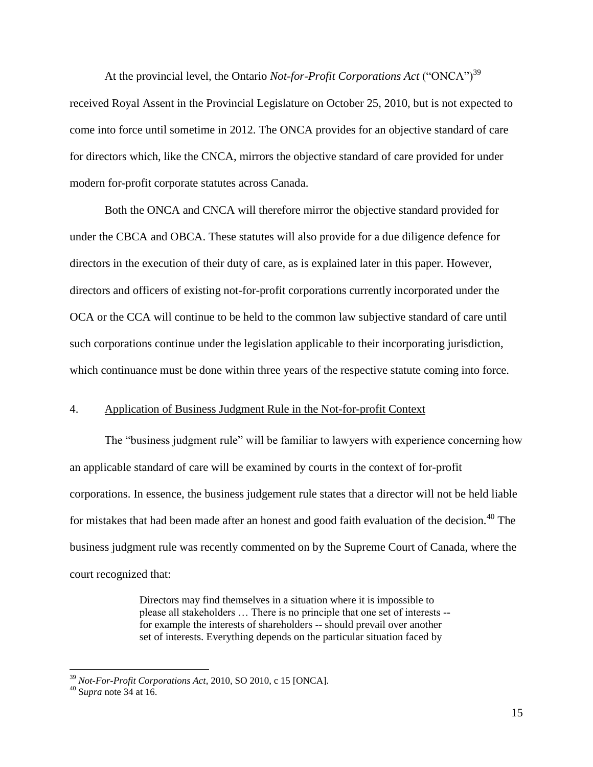At the provincial level, the Ontario *Not-for-Profit Corporations Act* ("ONCA")[39] received Royal Assent in the Provincial Legislature on October 25, 2010, but is not expected to come into force until sometime in 2012. The ONCA provides for an objective standard of care for directors which, like the CNCA, mirrors the objective standard of care provided for under modern for-profit corporate statutes across Canada.

Both the ONCA and CNCA will therefore mirror the objective standard provided for under the CBCA and OBCA. These statutes will also provide for a due diligence defence for directors in the execution of their duty of care, as is explained later in this paper. However, directors and officers of existing not-for-profit corporations currently incorporated under the OCA or the CCA will continue to be held to the common law subjective standard of care until such corporations continue under the legislation applicable to their incorporating jurisdiction, which continuance must be done within three years of the respective statute coming into force.

## 4. Application of Business Judgment Rule in the Not-for-profit Context

The "business judgment rule" will be familiar to lawyers with experience concerning how an applicable standard of care will be examined by courts in the context of for-profit corporations. In essence, the business judgement rule states that a director will not be held liable for mistakes that had been made after an honest and good faith evaluation of the decision.[40] The business judgment rule was recently commented on by the Supreme Court of Canada, where the court recognized that:

> Directors may find themselves in a situation where it is impossible to please all stakeholders … There is no principle that one set of interests -- for example the interests of shareholders -- should prevail over another set of interests. Everything depends on the particular situation faced by

---

[39] *Not-For-Profit Corporations Act*, 2010, SO 2010, c 15 [ONCA].

[40] S*upra* note 34 at 16.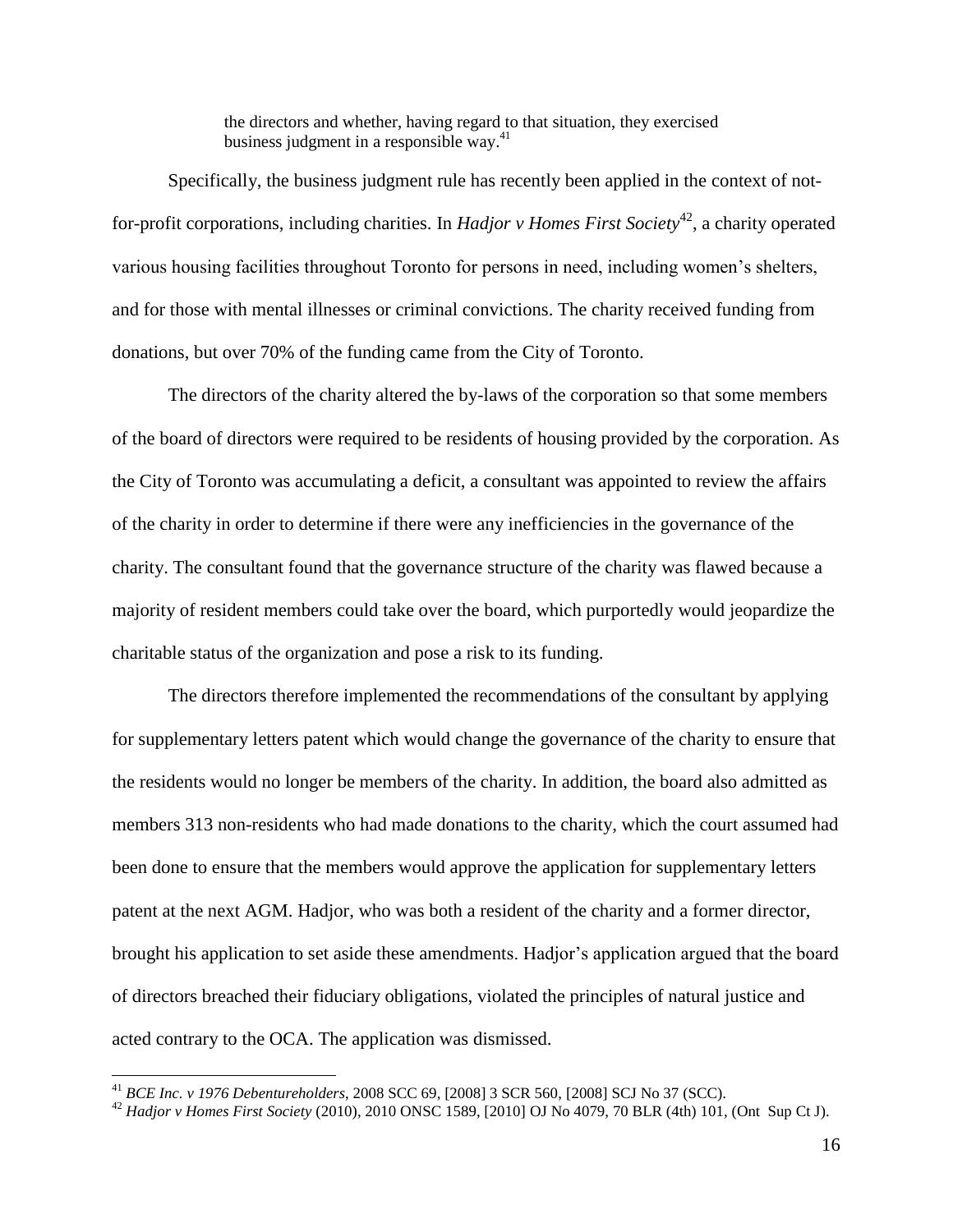> the directors and whether, having regard to that situation, they exercised business judgment in a responsible way.[41]

Specifically, the business judgment rule has recently been applied in the context of not-for-profit corporations, including charities. In *Hadjor v Homes First Society*[42], a charity operated various housing facilities throughout Toronto for persons in need, including women's shelters, and for those with mental illnesses or criminal convictions. The charity received funding from donations, but over 70% of the funding came from the City of Toronto.

The directors of the charity altered the by-laws of the corporation so that some members of the board of directors were required to be residents of housing provided by the corporation. As the City of Toronto was accumulating a deficit, a consultant was appointed to review the affairs of the charity in order to determine if there were any inefficiencies in the governance of the charity. The consultant found that the governance structure of the charity was flawed because a majority of resident members could take over the board, which purportedly would jeopardize the charitable status of the organization and pose a risk to its funding.

The directors therefore implemented the recommendations of the consultant by applying for supplementary letters patent which would change the governance of the charity to ensure that the residents would no longer be members of the charity. In addition, the board also admitted as members 313 non-residents who had made donations to the charity, which the court assumed had been done to ensure that the members would approve the application for supplementary letters patent at the next AGM. Hadjor, who was both a resident of the charity and a former director, brought his application to set aside these amendments. Hadjor's application argued that the board of directors breached their fiduciary obligations, violated the principles of natural justice and acted contrary to the OCA. The application was dismissed.

---

[41] *BCE Inc. v 1976 Debentureholders*, 2008 SCC 69, [2008] 3 SCR 560, [2008] SCJ No 37 (SCC).

[42] *Hadjor v Homes First Society* (2010), 2010 ONSC 1589, [2010] OJ No 4079, 70 BLR (4th) 101, (Ont Sup Ct J).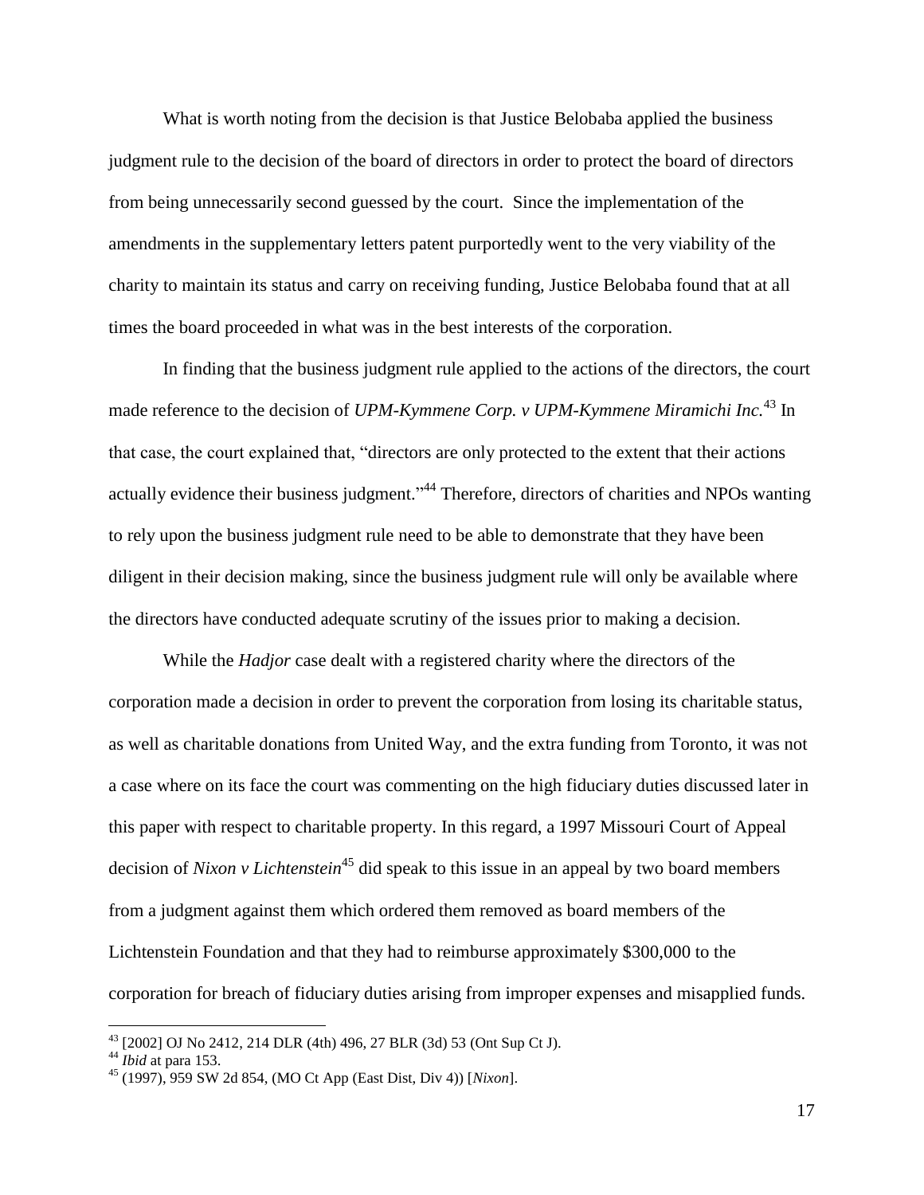What is worth noting from the decision is that Justice Belobaba applied the business judgment rule to the decision of the board of directors in order to protect the board of directors from being unnecessarily second guessed by the court. Since the implementation of the amendments in the supplementary letters patent purportedly went to the very viability of the charity to maintain its status and carry on receiving funding, Justice Belobaba found that at all times the board proceeded in what was in the best interests of the corporation.

In finding that the business judgment rule applied to the actions of the directors, the court made reference to the decision of *UPM-Kymmene Corp. v UPM-Kymmene Miramichi Inc.*[43] In that case, the court explained that, "directors are only protected to the extent that their actions actually evidence their business judgment."[44] Therefore, directors of charities and NPOs wanting to rely upon the business judgment rule need to be able to demonstrate that they have been diligent in their decision making, since the business judgment rule will only be available where the directors have conducted adequate scrutiny of the issues prior to making a decision.

While the *Hadjor* case dealt with a registered charity where the directors of the corporation made a decision in order to prevent the corporation from losing its charitable status, as well as charitable donations from United Way, and the extra funding from Toronto, it was not a case where on its face the court was commenting on the high fiduciary duties discussed later in this paper with respect to charitable property. In this regard, a 1997 Missouri Court of Appeal decision of *Nixon v Lichtenstein*[45] did speak to this issue in an appeal by two board members from a judgment against them which ordered them removed as board members of the Lichtenstein Foundation and that they had to reimburse approximately $300,000 to the corporation for breach of fiduciary duties arising from improper expenses and misapplied funds.

---

[43] [2002] OJ No 2412, 214 DLR (4th) 496, 27 BLR (3d) 53 (Ont Sup Ct J).

[44] *Ibid* at para 153.

[45] (1997), 959 SW 2d 854, (MO Ct App (East Dist, Div 4)) [*Nixon*].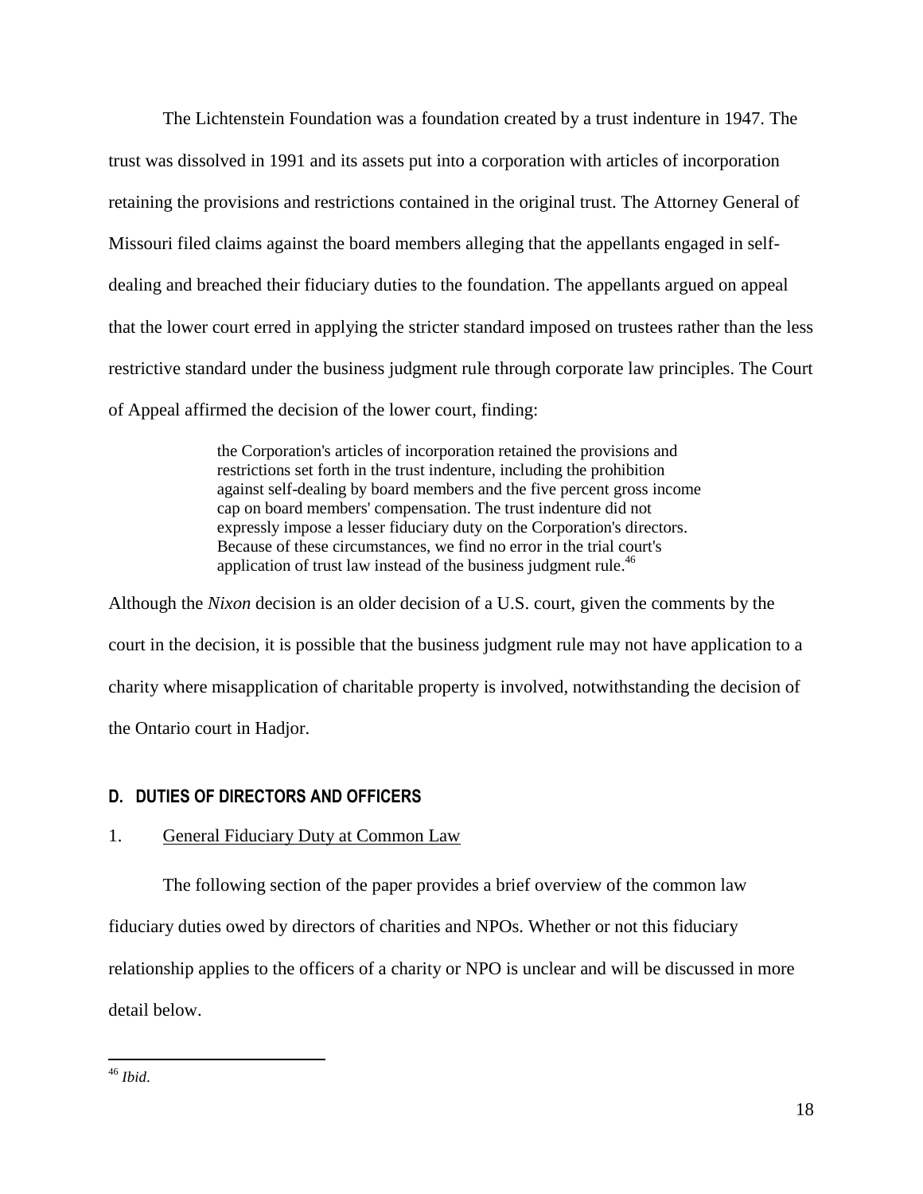The Lichtenstein Foundation was a foundation created by a trust indenture in 1947. The trust was dissolved in 1991 and its assets put into a corporation with articles of incorporation retaining the provisions and restrictions contained in the original trust. The Attorney General of Missouri filed claims against the board members alleging that the appellants engaged in self-dealing and breached their fiduciary duties to the foundation. The appellants argued on appeal that the lower court erred in applying the stricter standard imposed on trustees rather than the less restrictive standard under the business judgment rule through corporate law principles. The Court of Appeal affirmed the decision of the lower court, finding:

> the Corporation's articles of incorporation retained the provisions and restrictions set forth in the trust indenture, including the prohibition against self-dealing by board members and the five percent gross income cap on board members' compensation. The trust indenture did not expressly impose a lesser fiduciary duty on the Corporation's directors. Because of these circumstances, we find no error in the trial court's application of trust law instead of the business judgment rule.[46]

Although the *Nixon* decision is an older decision of a U.S. court, given the comments by the court in the decision, it is possible that the business judgment rule may not have application to a charity where misapplication of charitable property is involved, notwithstanding the decision of the Ontario court in Hadjor.

## D. DUTIES OF DIRECTORS AND OFFICERS

### 1. General Fiduciary Duty at Common Law

The following section of the paper provides a brief overview of the common law fiduciary duties owed by directors of charities and NPOs. Whether or not this fiduciary relationship applies to the officers of a charity or NPO is unclear and will be discussed in more detail below.

---

[46] *Ibid*.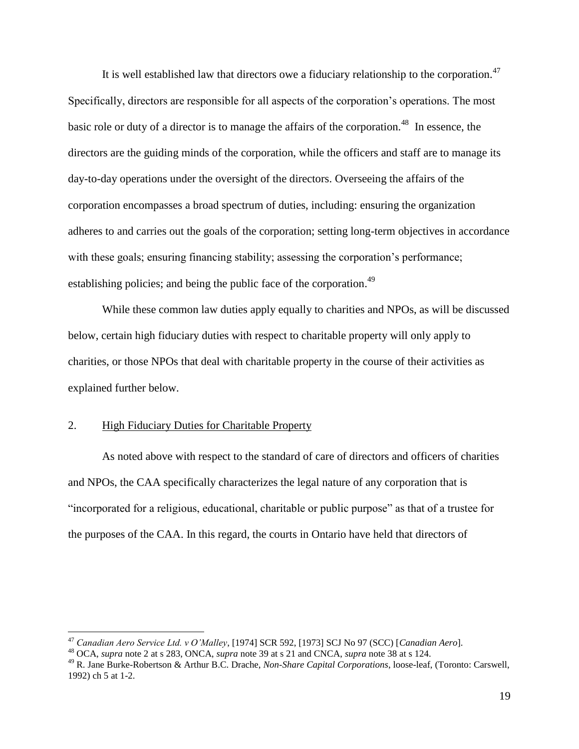It is well established law that directors owe a fiduciary relationship to the corporation.[47] Specifically, directors are responsible for all aspects of the corporation's operations. The most basic role or duty of a director is to manage the affairs of the corporation.[48] In essence, the directors are the guiding minds of the corporation, while the officers and staff are to manage its day-to-day operations under the oversight of the directors. Overseeing the affairs of the corporation encompasses a broad spectrum of duties, including: ensuring the organization adheres to and carries out the goals of the corporation; setting long-term objectives in accordance with these goals; ensuring financing stability; assessing the corporation's performance; establishing policies; and being the public face of the corporation.[49]

While these common law duties apply equally to charities and NPOs, as will be discussed below, certain high fiduciary duties with respect to charitable property will only apply to charities, or those NPOs that deal with charitable property in the course of their activities as explained further below.

## 2. High Fiduciary Duties for Charitable Property

As noted above with respect to the standard of care of directors and officers of charities and NPOs, the CAA specifically characterizes the legal nature of any corporation that is "incorporated for a religious, educational, charitable or public purpose" as that of a trustee for the purposes of the CAA. In this regard, the courts in Ontario have held that directors of

---

[47] *Canadian Aero Service Ltd. v O'Malley*, [1974] SCR 592, [1973] SCJ No 97 (SCC) [*Canadian Aero*].

[48] OCA, *supra* note 2 at s 283, ONCA, *supra* note 39 at s 21 and CNCA, *supra* note 38 at s 124.

[49] R. Jane Burke-Robertson & Arthur B.C. Drache, *Non-Share Capital Corporations*, loose-leaf, (Toronto: Carswell, 1992) ch 5 at 1-2.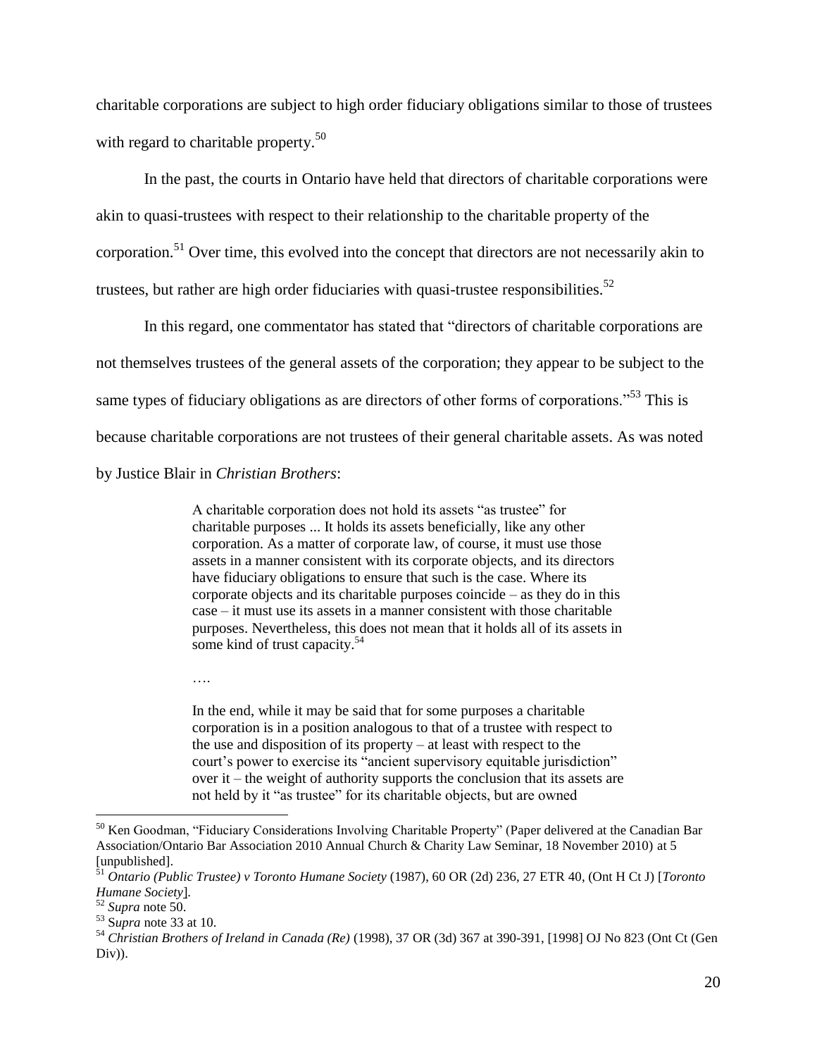charitable corporations are subject to high order fiduciary obligations similar to those of trustees with regard to charitable property.[50]

In the past, the courts in Ontario have held that directors of charitable corporations were akin to quasi-trustees with respect to their relationship to the charitable property of the corporation.[51] Over time, this evolved into the concept that directors are not necessarily akin to trustees, but rather are high order fiduciaries with quasi-trustee responsibilities.[52]

In this regard, one commentator has stated that "directors of charitable corporations are not themselves trustees of the general assets of the corporation; they appear to be subject to the same types of fiduciary obligations as are directors of other forms of corporations."[53] This is because charitable corporations are not trustees of their general charitable assets. As was noted by Justice Blair in *Christian Brothers*:

> A charitable corporation does not hold its assets "as trustee" for charitable purposes ... It holds its assets beneficially, like any other corporation. As a matter of corporate law, of course, it must use those assets in a manner consistent with its corporate objects, and its directors have fiduciary obligations to ensure that such is the case. Where its corporate objects and its charitable purposes coincide – as they do in this case – it must use its assets in a manner consistent with those charitable purposes. Nevertheless, this does not mean that it holds all of its assets in some kind of trust capacity.[54]
>
> ….
>
> In the end, while it may be said that for some purposes a charitable corporation is in a position analogous to that of a trustee with respect to the use and disposition of its property – at least with respect to the court's power to exercise its "ancient supervisory equitable jurisdiction" over it – the weight of authority supports the conclusion that its assets are not held by it "as trustee" for its charitable objects, but are owned

---

[50] Ken Goodman, "Fiduciary Considerations Involving Charitable Property" (Paper delivered at the Canadian Bar Association/Ontario Bar Association 2010 Annual Church & Charity Law Seminar, 18 November 2010) at 5 [unpublished].

[51] *Ontario (Public Trustee) v Toronto Humane Society* (1987), 60 OR (2d) 236, 27 ETR 40, (Ont H Ct J) [*Toronto Humane Society*].

[52] *Supra* note 50.

[53] S*upra* note 33 at 10.

[54] *Christian Brothers of Ireland in Canada (Re)* (1998), 37 OR (3d) 367 at 390-391, [1998] OJ No 823 (Ont Ct (Gen Div)).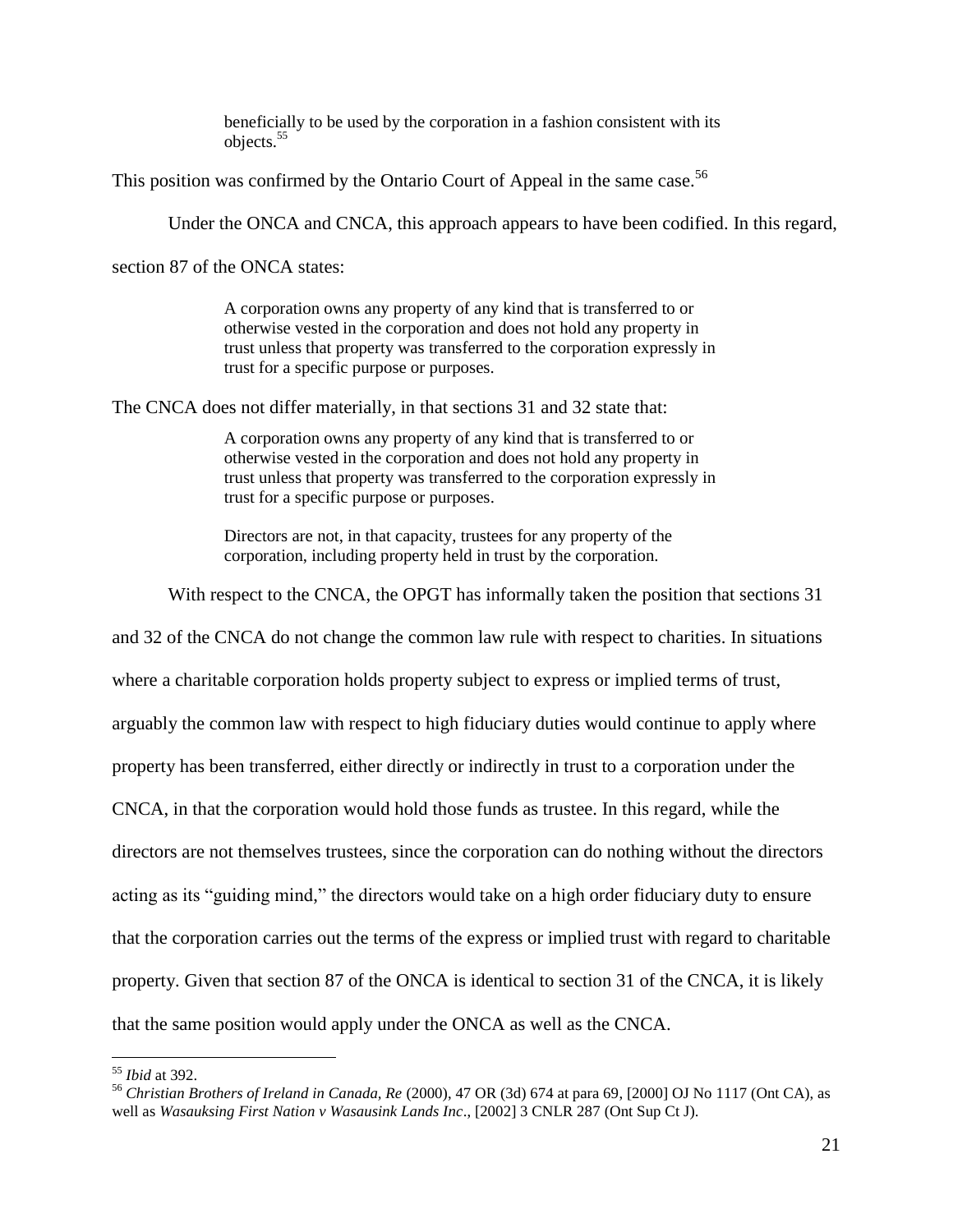> beneficially to be used by the corporation in a fashion consistent with its objects.[55]

This position was confirmed by the Ontario Court of Appeal in the same case.[56]

Under the ONCA and CNCA, this approach appears to have been codified. In this regard, section 87 of the ONCA states:

> A corporation owns any property of any kind that is transferred to or otherwise vested in the corporation and does not hold any property in trust unless that property was transferred to the corporation expressly in trust for a specific purpose or purposes.

The CNCA does not differ materially, in that sections 31 and 32 state that:

> A corporation owns any property of any kind that is transferred to or otherwise vested in the corporation and does not hold any property in trust unless that property was transferred to the corporation expressly in trust for a specific purpose or purposes.
>
> Directors are not, in that capacity, trustees for any property of the corporation, including property held in trust by the corporation.

With respect to the CNCA, the OPGT has informally taken the position that sections 31 and 32 of the CNCA do not change the common law rule with respect to charities. In situations where a charitable corporation holds property subject to express or implied terms of trust, arguably the common law with respect to high fiduciary duties would continue to apply where property has been transferred, either directly or indirectly in trust to a corporation under the CNCA, in that the corporation would hold those funds as trustee. In this regard, while the directors are not themselves trustees, since the corporation can do nothing without the directors acting as its "guiding mind," the directors would take on a high order fiduciary duty to ensure that the corporation carries out the terms of the express or implied trust with regard to charitable property. Given that section 87 of the ONCA is identical to section 31 of the CNCA, it is likely that the same position would apply under the ONCA as well as the CNCA.

---

[55] *Ibid* at 392.

[56] *Christian Brothers of Ireland in Canada, Re* (2000), 47 OR (3d) 674 at para 69, [2000] OJ No 1117 (Ont CA), as well as *Wasauksing First Nation v Wasausink Lands Inc*., [2002] 3 CNLR 287 (Ont Sup Ct J).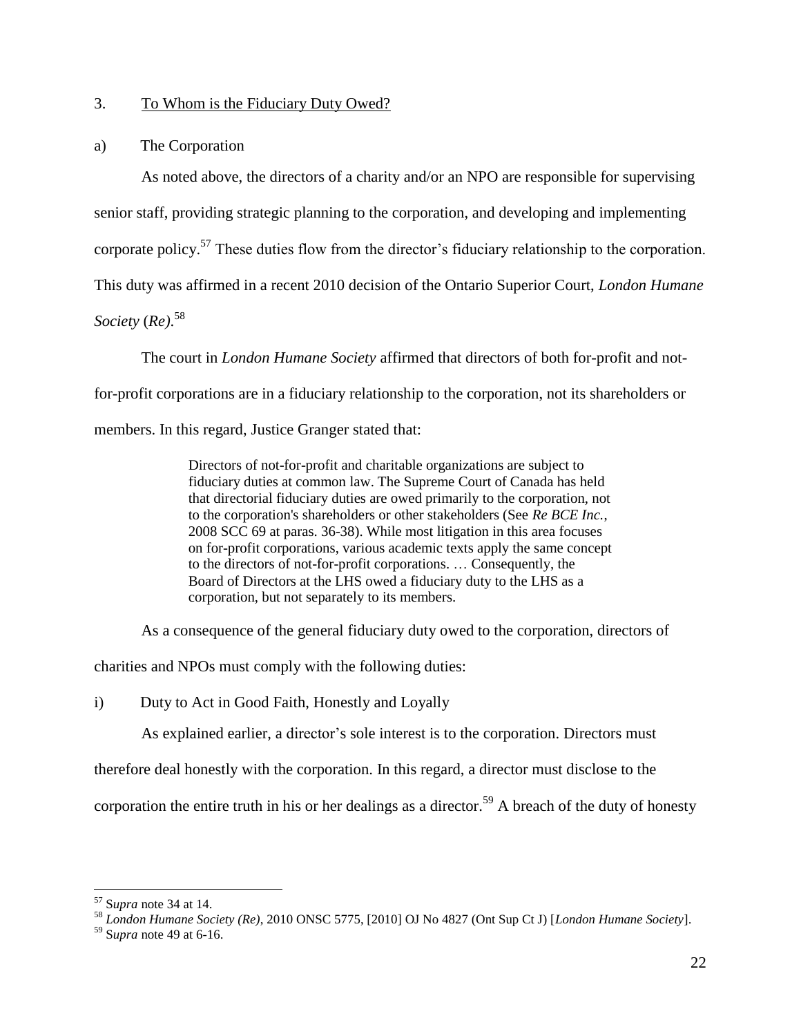### 3. To Whom is the Fiduciary Duty Owed?

#### a) The Corporation

As noted above, the directors of a charity and/or an NPO are responsible for supervising senior staff, providing strategic planning to the corporation, and developing and implementing corporate policy.[57] These duties flow from the director's fiduciary relationship to the corporation. This duty was affirmed in a recent 2010 decision of the Ontario Superior Court, *London Humane Society* (*Re*).[58]

The court in *London Humane Society* affirmed that directors of both for-profit and not-for-profit corporations are in a fiduciary relationship to the corporation, not its shareholders or members. In this regard, Justice Granger stated that:

> Directors of not-for-profit and charitable organizations are subject to fiduciary duties at common law. The Supreme Court of Canada has held that directorial fiduciary duties are owed primarily to the corporation, not to the corporation's shareholders or other stakeholders (See *Re BCE Inc.*, 2008 SCC 69 at paras. 36-38). While most litigation in this area focuses on for-profit corporations, various academic texts apply the same concept to the directors of not-for-profit corporations. … Consequently, the Board of Directors at the LHS owed a fiduciary duty to the LHS as a corporation, but not separately to its members.

As a consequence of the general fiduciary duty owed to the corporation, directors of charities and NPOs must comply with the following duties:

##### i) Duty to Act in Good Faith, Honestly and Loyally

As explained earlier, a director's sole interest is to the corporation. Directors must therefore deal honestly with the corporation. In this regard, a director must disclose to the corporation the entire truth in his or her dealings as a director.[59] A breach of the duty of honesty

---

[57] S*upra* note 34 at 14.

[58] *London Humane Society (Re)*, 2010 ONSC 5775, [2010] OJ No 4827 (Ont Sup Ct J) [*London Humane Society*].

[59] S*upra* note 49 at 6-16.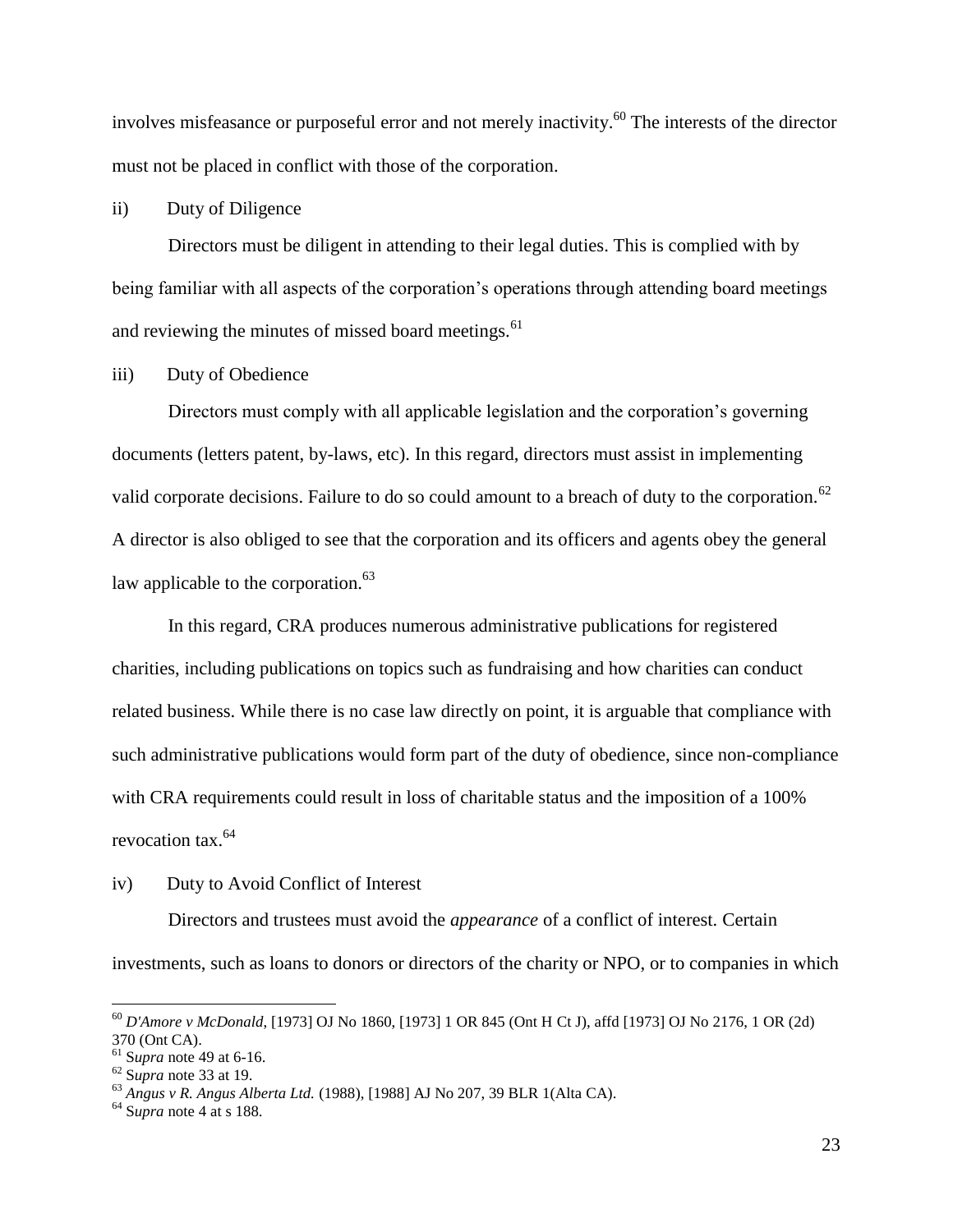involves misfeasance or purposeful error and not merely inactivity.[60] The interests of the director must not be placed in conflict with those of the corporation.

ii) Duty of Diligence

Directors must be diligent in attending to their legal duties. This is complied with by being familiar with all aspects of the corporation's operations through attending board meetings and reviewing the minutes of missed board meetings.[61]

iii) Duty of Obedience

Directors must comply with all applicable legislation and the corporation's governing documents (letters patent, by-laws, etc). In this regard, directors must assist in implementing valid corporate decisions. Failure to do so could amount to a breach of duty to the corporation.[62] A director is also obliged to see that the corporation and its officers and agents obey the general law applicable to the corporation.[63]

In this regard, CRA produces numerous administrative publications for registered charities, including publications on topics such as fundraising and how charities can conduct related business. While there is no case law directly on point, it is arguable that compliance with such administrative publications would form part of the duty of obedience, since non-compliance with CRA requirements could result in loss of charitable status and the imposition of a 100% revocation tax.[64]

iv) Duty to Avoid Conflict of Interest

Directors and trustees must avoid the *appearance* of a conflict of interest. Certain investments, such as loans to donors or directors of the charity or NPO, or to companies in which

---

[60] *D'Amore v McDonald*, [1973] OJ No 1860, [1973] 1 OR 845 (Ont H Ct J), affd [1973] OJ No 2176, 1 OR (2d) 370 (Ont CA).

[61] S*upra* note 49 at 6-16.

[62] S*upra* note 33 at 19.

[63] *Angus v R. Angus Alberta Ltd.* (1988), [1988] AJ No 207, 39 BLR 1(Alta CA).

[64] S*upra* note 4 at s 188.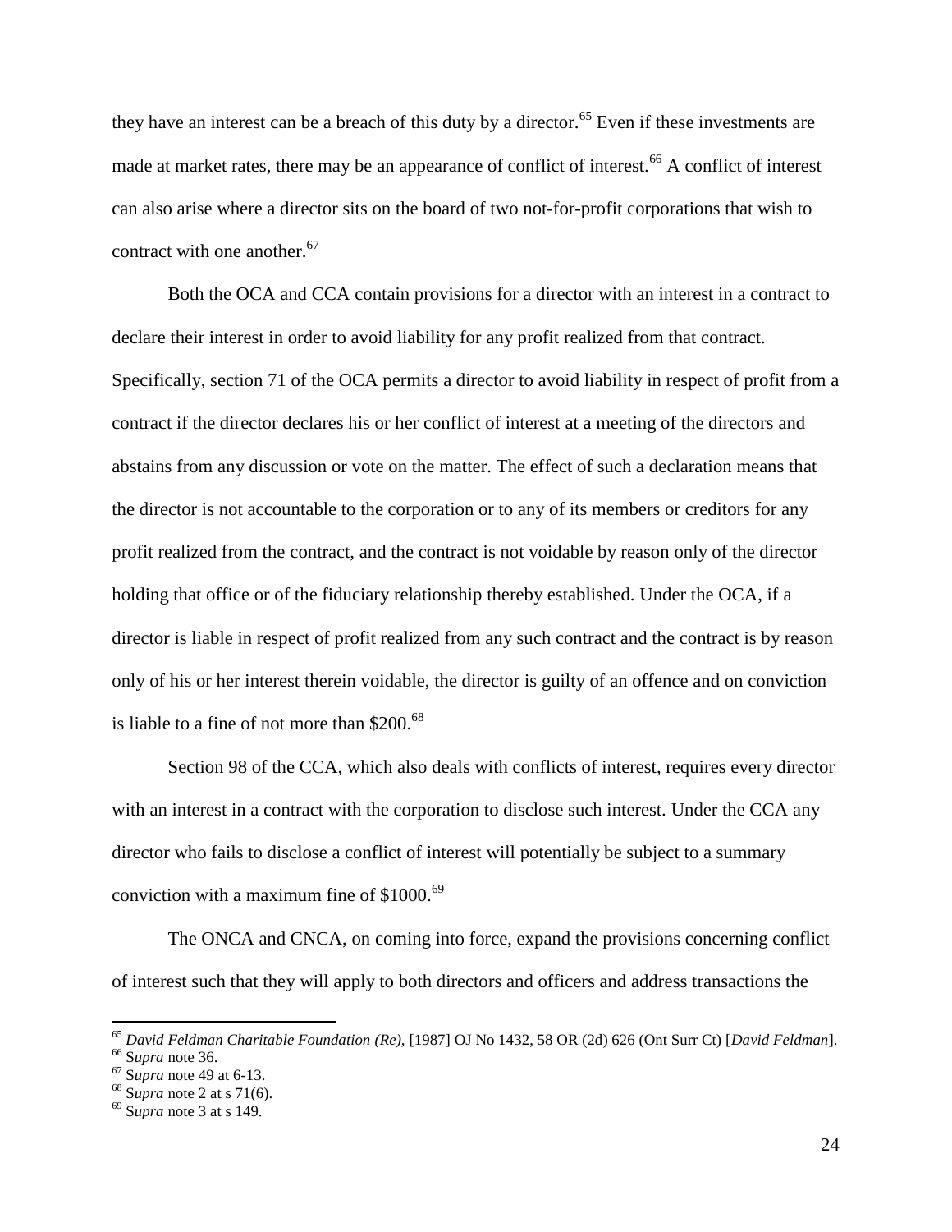they have an interest can be a breach of this duty by a director.[65] Even if these investments are made at market rates, there may be an appearance of conflict of interest.[66] A conflict of interest can also arise where a director sits on the board of two not-for-profit corporations that wish to contract with one another.[67]

Both the OCA and CCA contain provisions for a director with an interest in a contract to declare their interest in order to avoid liability for any profit realized from that contract. Specifically, section 71 of the OCA permits a director to avoid liability in respect of profit from a contract if the director declares his or her conflict of interest at a meeting of the directors and abstains from any discussion or vote on the matter. The effect of such a declaration means that the director is not accountable to the corporation or to any of its members or creditors for any profit realized from the contract, and the contract is not voidable by reason only of the director holding that office or of the fiduciary relationship thereby established. Under the OCA, if a director is liable in respect of profit realized from any such contract and the contract is by reason only of his or her interest therein voidable, the director is guilty of an offence and on conviction is liable to a fine of not more than $200.[68]

Section 98 of the CCA, which also deals with conflicts of interest, requires every director with an interest in a contract with the corporation to disclose such interest. Under the CCA any director who fails to disclose a conflict of interest will potentially be subject to a summary conviction with a maximum fine of $1000.[69]

The ONCA and CNCA, on coming into force, expand the provisions concerning conflict of interest such that they will apply to both directors and officers and address transactions the

---

[65] *David Feldman Charitable Foundation (Re)*, [1987] OJ No 1432, 58 OR (2d) 626 (Ont Surr Ct) [*David Feldman*].

[66] S*upra* note 36.

[67] S*upra* note 49 at 6-13.

[68] S*upra* note 2 at s 71(6).

[69] S*upra* note 3 at s 149.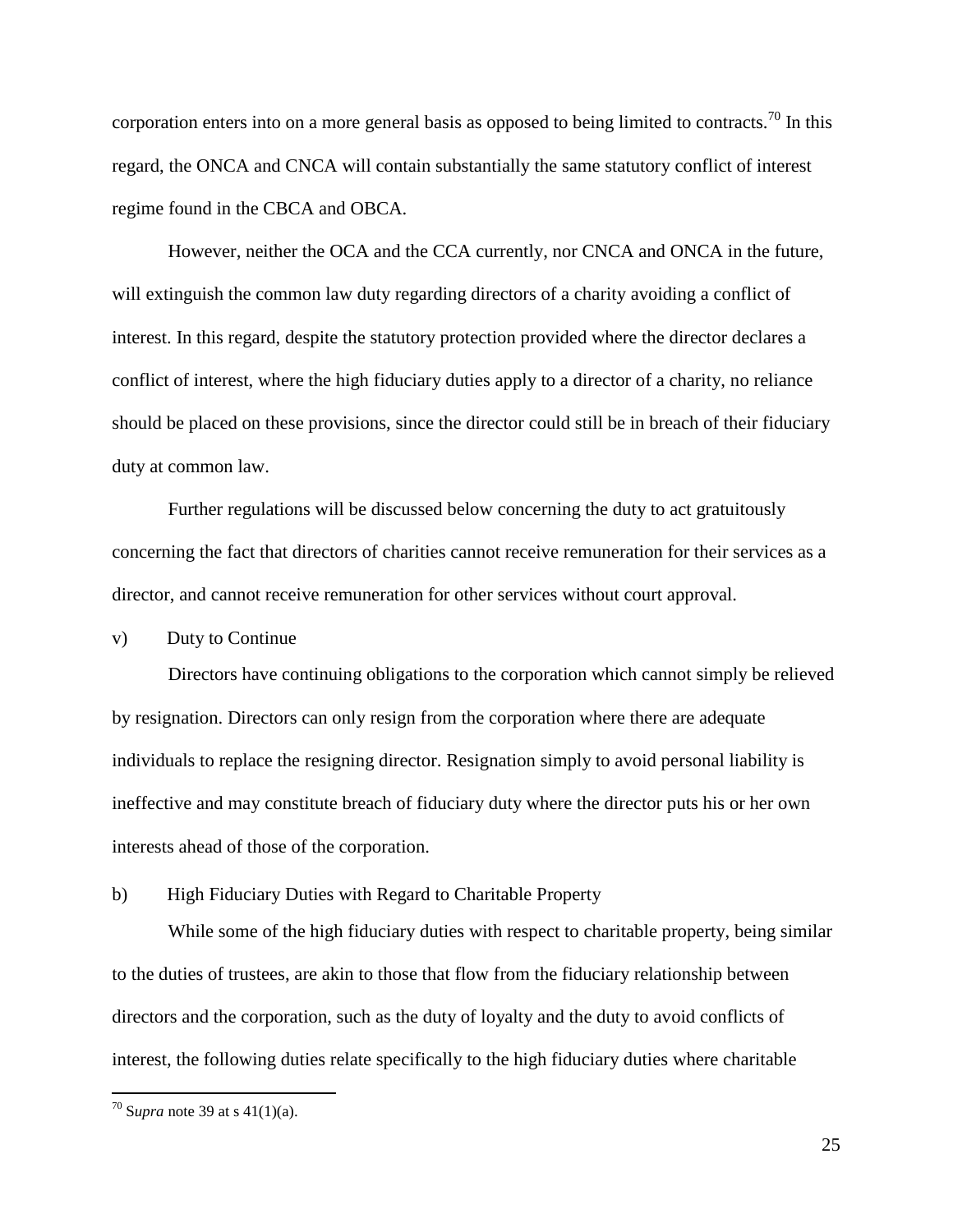corporation enters into on a more general basis as opposed to being limited to contracts.[70] In this regard, the ONCA and CNCA will contain substantially the same statutory conflict of interest regime found in the CBCA and OBCA.

However, neither the OCA and the CCA currently, nor CNCA and ONCA in the future, will extinguish the common law duty regarding directors of a charity avoiding a conflict of interest. In this regard, despite the statutory protection provided where the director declares a conflict of interest, where the high fiduciary duties apply to a director of a charity, no reliance should be placed on these provisions, since the director could still be in breach of their fiduciary duty at common law.

Further regulations will be discussed below concerning the duty to act gratuitously concerning the fact that directors of charities cannot receive remuneration for their services as a director, and cannot receive remuneration for other services without court approval.

v) Duty to Continue

Directors have continuing obligations to the corporation which cannot simply be relieved by resignation. Directors can only resign from the corporation where there are adequate individuals to replace the resigning director. Resignation simply to avoid personal liability is ineffective and may constitute breach of fiduciary duty where the director puts his or her own interests ahead of those of the corporation.

b) High Fiduciary Duties with Regard to Charitable Property

While some of the high fiduciary duties with respect to charitable property, being similar to the duties of trustees, are akin to those that flow from the fiduciary relationship between directors and the corporation, such as the duty of loyalty and the duty to avoid conflicts of interest, the following duties relate specifically to the high fiduciary duties where charitable

[70] S*upra* note 39 at s 41(1)(a).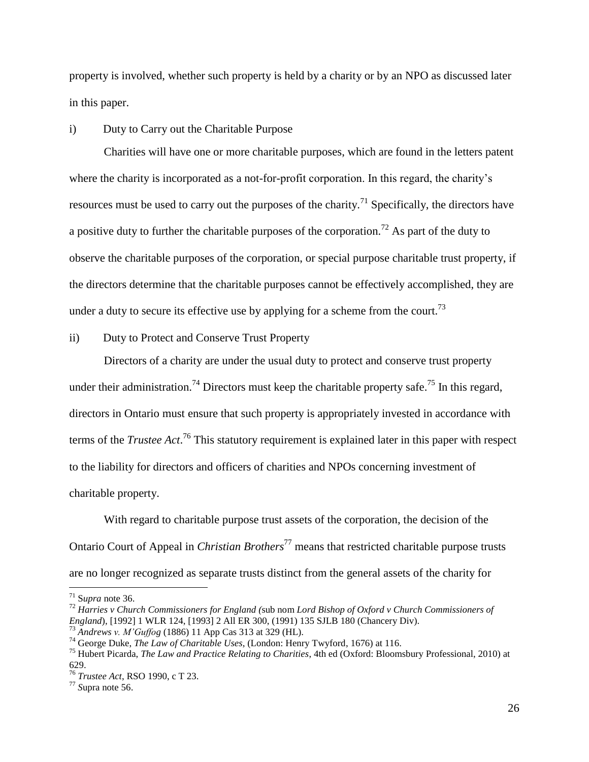property is involved, whether such property is held by a charity or by an NPO as discussed later in this paper.

i) Duty to Carry out the Charitable Purpose

Charities will have one or more charitable purposes, which are found in the letters patent where the charity is incorporated as a not-for-profit corporation. In this regard, the charity's resources must be used to carry out the purposes of the charity.[71] Specifically, the directors have a positive duty to further the charitable purposes of the corporation.[72] As part of the duty to observe the charitable purposes of the corporation, or special purpose charitable trust property, if the directors determine that the charitable purposes cannot be effectively accomplished, they are under a duty to secure its effective use by applying for a scheme from the court.[73]

ii) Duty to Protect and Conserve Trust Property

Directors of a charity are under the usual duty to protect and conserve trust property under their administration.[74] Directors must keep the charitable property safe.[75] In this regard, directors in Ontario must ensure that such property is appropriately invested in accordance with terms of the *Trustee Act*.[76] This statutory requirement is explained later in this paper with respect to the liability for directors and officers of charities and NPOs concerning investment of charitable property.

With regard to charitable purpose trust assets of the corporation, the decision of the Ontario Court of Appeal in *Christian Brothers*[77] means that restricted charitable purpose trusts are no longer recognized as separate trusts distinct from the general assets of the charity for

---

[71] S*upra* note 36.

[72] *Harries v Church Commissioners for England (*sub nom *Lord Bishop of Oxford v Church Commissioners of England*), [1992] 1 WLR 124, [1993] 2 All ER 300, (1991) 135 SJLB 180 (Chancery Div).

[73] *Andrews v. M'Guffog* (1886) 11 App Cas 313 at 329 (HL).

[74] George Duke, *The Law of Charitable Uses*, (London: Henry Twyford, 1676) at 116.

[75] Hubert Picarda, *The Law and Practice Relating to Charities*, 4th ed (Oxford: Bloomsbury Professional, 2010) at 629.

[76] *Trustee Act*, RSO 1990, c T 23.

[77] *S*upra note 56.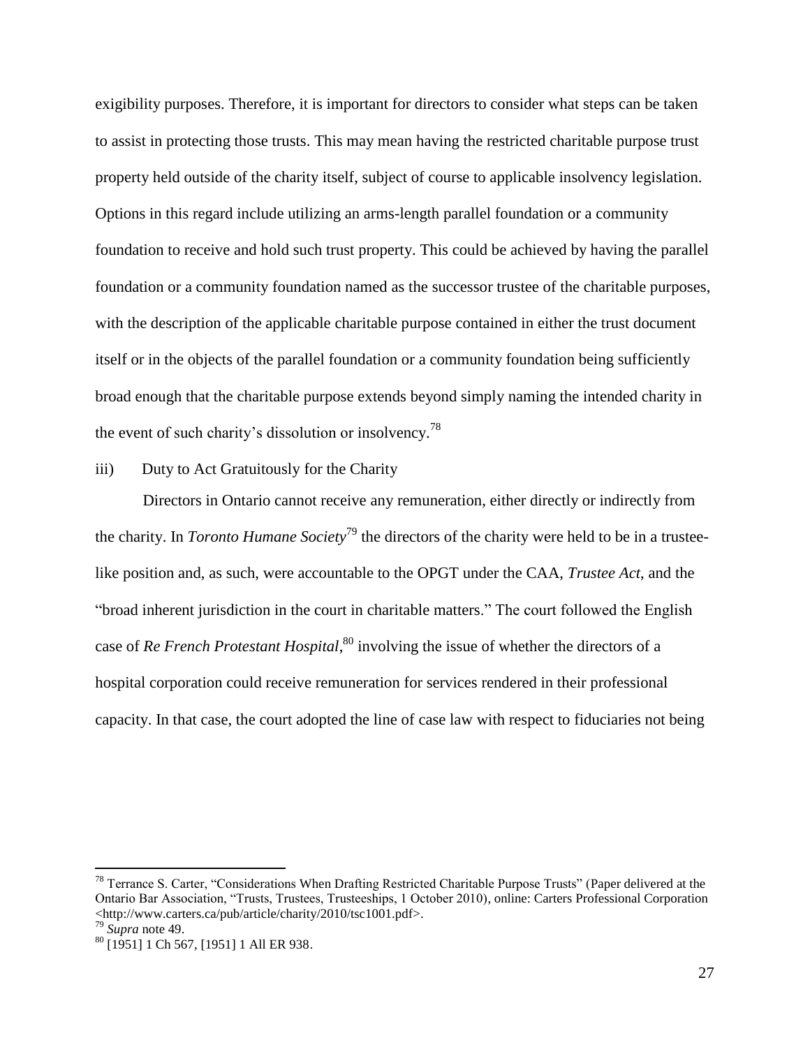exigibility purposes. Therefore, it is important for directors to consider what steps can be taken to assist in protecting those trusts. This may mean having the restricted charitable purpose trust property held outside of the charity itself, subject of course to applicable insolvency legislation. Options in this regard include utilizing an arms-length parallel foundation or a community foundation to receive and hold such trust property. This could be achieved by having the parallel foundation or a community foundation named as the successor trustee of the charitable purposes, with the description of the applicable charitable purpose contained in either the trust document itself or in the objects of the parallel foundation or a community foundation being sufficiently broad enough that the charitable purpose extends beyond simply naming the intended charity in the event of such charity's dissolution or insolvency.[78]

iii) Duty to Act Gratuitously for the Charity

Directors in Ontario cannot receive any remuneration, either directly or indirectly from the charity. In *Toronto Humane Society*[79] the directors of the charity were held to be in a trustee-like position and, as such, were accountable to the OPGT under the CAA, *Trustee Act*, and the "broad inherent jurisdiction in the court in charitable matters." The court followed the English case of *Re French Protestant Hospital*,[80] involving the issue of whether the directors of a hospital corporation could receive remuneration for services rendered in their professional capacity. In that case, the court adopted the line of case law with respect to fiduciaries not being

---

[78] Terrance S. Carter, "Considerations When Drafting Restricted Charitable Purpose Trusts" (Paper delivered at the Ontario Bar Association, "Trusts, Trustees, Trusteeships, 1 October 2010), online: Carters Professional Corporation <http://www.carters.ca/pub/article/charity/2010/tsc1001.pdf>.

[79] *Supra* note 49.

[80] [1951] 1 Ch 567, [1951] 1 All ER 938.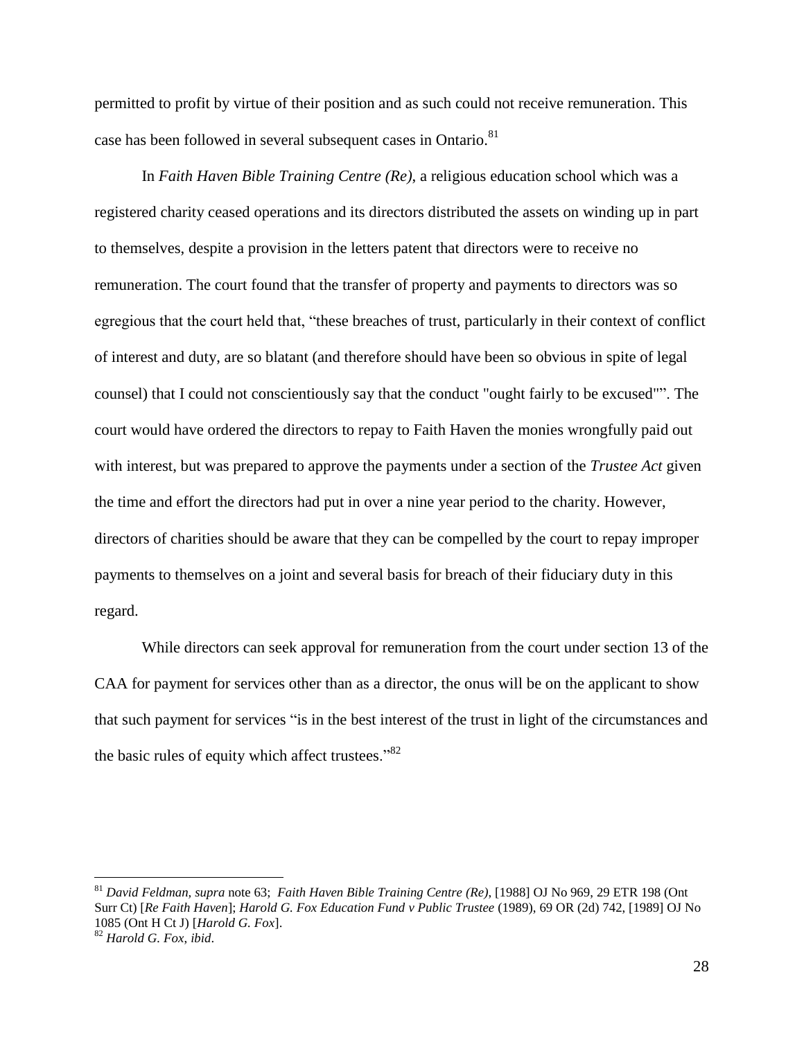permitted to profit by virtue of their position and as such could not receive remuneration. This case has been followed in several subsequent cases in Ontario.[81]

In *Faith Haven Bible Training Centre (Re)*, a religious education school which was a registered charity ceased operations and its directors distributed the assets on winding up in part to themselves, despite a provision in the letters patent that directors were to receive no remuneration. The court found that the transfer of property and payments to directors was so egregious that the court held that, "these breaches of trust, particularly in their context of conflict of interest and duty, are so blatant (and therefore should have been so obvious in spite of legal counsel) that I could not conscientiously say that the conduct "ought fairly to be excused"". The court would have ordered the directors to repay to Faith Haven the monies wrongfully paid out with interest, but was prepared to approve the payments under a section of the *Trustee Act* given the time and effort the directors had put in over a nine year period to the charity. However, directors of charities should be aware that they can be compelled by the court to repay improper payments to themselves on a joint and several basis for breach of their fiduciary duty in this regard.

While directors can seek approval for remuneration from the court under section 13 of the CAA for payment for services other than as a director, the onus will be on the applicant to show that such payment for services "is in the best interest of the trust in light of the circumstances and the basic rules of equity which affect trustees."[82]

---

[81] *David Feldman, supra* note 63; *Faith Haven Bible Training Centre (Re)*, [1988] OJ No 969, 29 ETR 198 (Ont Surr Ct) [*Re Faith Haven*]; *Harold G. Fox Education Fund v Public Trustee* (1989), 69 OR (2d) 742, [1989] OJ No 1085 (Ont H Ct J) [*Harold G. Fox*].

[82] *Harold G. Fox, ibid*.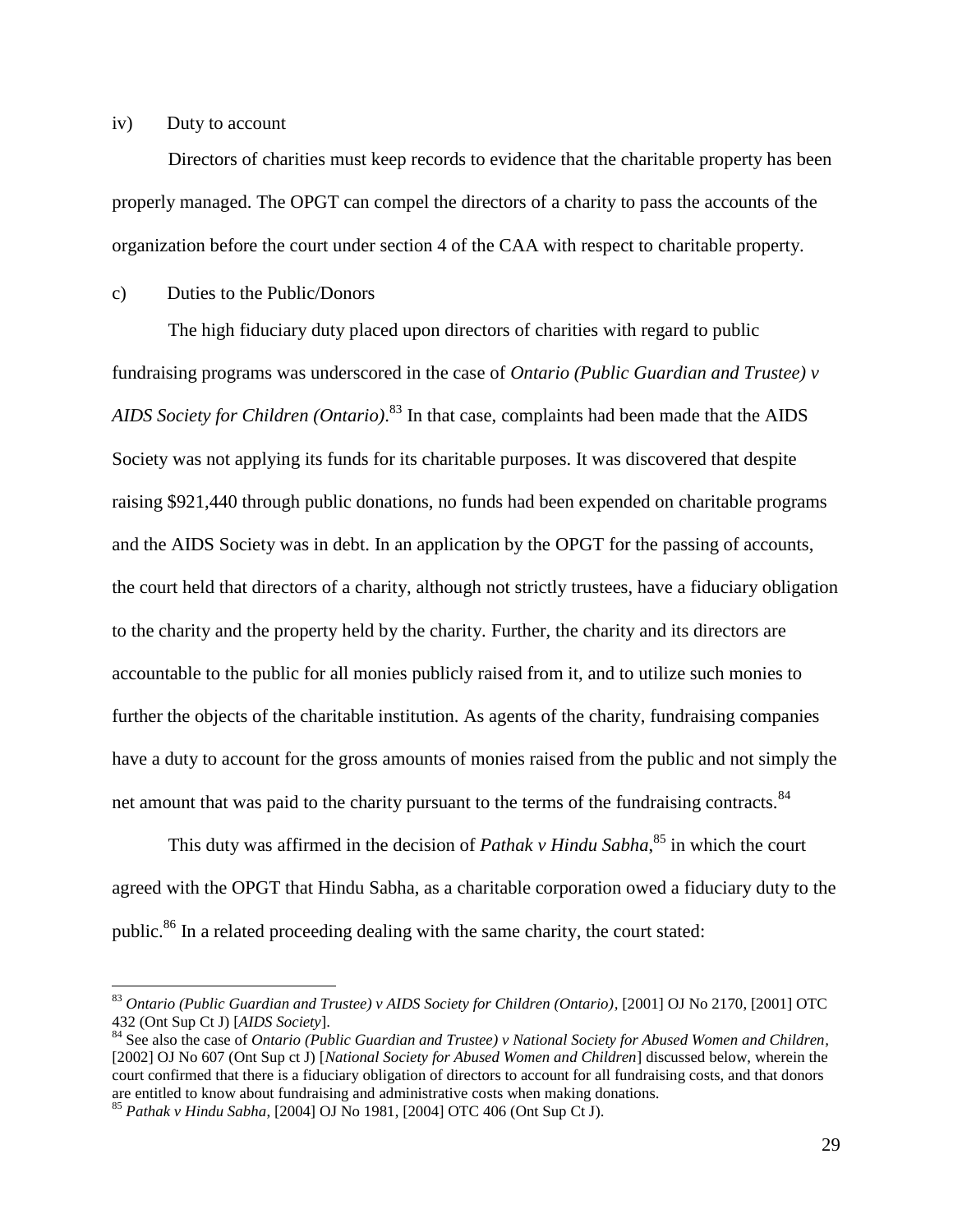iv) Duty to account

Directors of charities must keep records to evidence that the charitable property has been properly managed. The OPGT can compel the directors of a charity to pass the accounts of the organization before the court under section 4 of the CAA with respect to charitable property.

c) Duties to the Public/Donors

The high fiduciary duty placed upon directors of charities with regard to public fundraising programs was underscored in the case of *Ontario (Public Guardian and Trustee) v AIDS Society for Children (Ontario)*.[83] In that case, complaints had been made that the AIDS Society was not applying its funds for its charitable purposes. It was discovered that despite raising $921,440 through public donations, no funds had been expended on charitable programs and the AIDS Society was in debt. In an application by the OPGT for the passing of accounts, the court held that directors of a charity, although not strictly trustees, have a fiduciary obligation to the charity and the property held by the charity. Further, the charity and its directors are accountable to the public for all monies publicly raised from it, and to utilize such monies to further the objects of the charitable institution. As agents of the charity, fundraising companies have a duty to account for the gross amounts of monies raised from the public and not simply the net amount that was paid to the charity pursuant to the terms of the fundraising contracts.[84]

This duty was affirmed in the decision of *Pathak v Hindu Sabha*,[85] in which the court agreed with the OPGT that Hindu Sabha, as a charitable corporation owed a fiduciary duty to the public.[86] In a related proceeding dealing with the same charity, the court stated:

---

[83] *Ontario (Public Guardian and Trustee) v AIDS Society for Children (Ontario)*, [2001] OJ No 2170, [2001] OTC 432 (Ont Sup Ct J) [*AIDS Society*].

[84] See also the case of *Ontario (Public Guardian and Trustee) v National Society for Abused Women and Children*, [2002] OJ No 607 (Ont Sup ct J) [*National Society for Abused Women and Children*] discussed below, wherein the court confirmed that there is a fiduciary obligation of directors to account for all fundraising costs, and that donors are entitled to know about fundraising and administrative costs when making donations.

[85] *Pathak v Hindu Sabha*, [2004] OJ No 1981, [2004] OTC 406 (Ont Sup Ct J).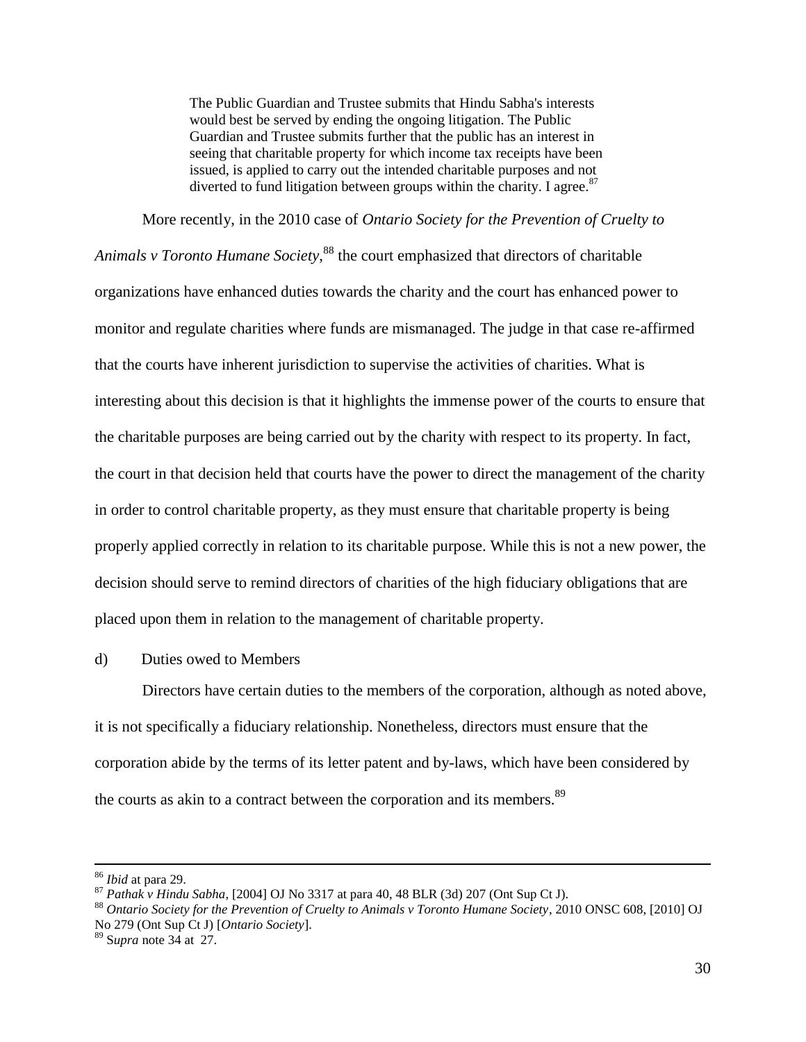> The Public Guardian and Trustee submits that Hindu Sabha's interests would best be served by ending the ongoing litigation. The Public Guardian and Trustee submits further that the public has an interest in seeing that charitable property for which income tax receipts have been issued, is applied to carry out the intended charitable purposes and not diverted to fund litigation between groups within the charity. I agree.[87]

More recently, in the 2010 case of *Ontario Society for the Prevention of Cruelty to Animals v Toronto Humane Society*,[88] the court emphasized that directors of charitable organizations have enhanced duties towards the charity and the court has enhanced power to monitor and regulate charities where funds are mismanaged. The judge in that case re-affirmed that the courts have inherent jurisdiction to supervise the activities of charities. What is interesting about this decision is that it highlights the immense power of the courts to ensure that the charitable purposes are being carried out by the charity with respect to its property. In fact, the court in that decision held that courts have the power to direct the management of the charity in order to control charitable property, as they must ensure that charitable property is being properly applied correctly in relation to its charitable purpose. While this is not a new power, the decision should serve to remind directors of charities of the high fiduciary obligations that are placed upon them in relation to the management of charitable property.

d) Duties owed to Members

Directors have certain duties to the members of the corporation, although as noted above, it is not specifically a fiduciary relationship. Nonetheless, directors must ensure that the corporation abide by the terms of its letter patent and by-laws, which have been considered by the courts as akin to a contract between the corporation and its members.[89]

---

[86] *Ibid* at para 29.

[87] *Pathak v Hindu Sabha*, [2004] OJ No 3317 at para 40, 48 BLR (3d) 207 (Ont Sup Ct J).

[88] *Ontario Society for the Prevention of Cruelty to Animals v Toronto Humane Society*, 2010 ONSC 608, [2010] OJ No 279 (Ont Sup Ct J) [*Ontario Society*].

[89] S*upra* note 34 at 27.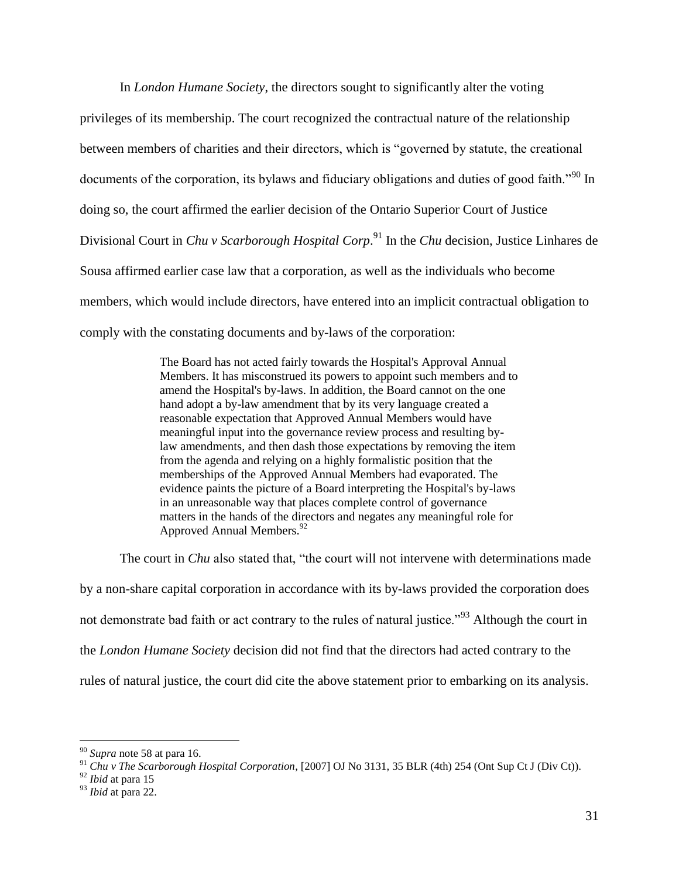In *London Humane Society*, the directors sought to significantly alter the voting privileges of its membership. The court recognized the contractual nature of the relationship between members of charities and their directors, which is "governed by statute, the creational documents of the corporation, its bylaws and fiduciary obligations and duties of good faith."[90] In doing so, the court affirmed the earlier decision of the Ontario Superior Court of Justice Divisional Court in *Chu v Scarborough Hospital Corp*.[91] In the *Chu* decision, Justice Linhares de Sousa affirmed earlier case law that a corporation, as well as the individuals who become members, which would include directors, have entered into an implicit contractual obligation to comply with the constating documents and by-laws of the corporation:

> The Board has not acted fairly towards the Hospital's Approval Annual Members. It has misconstrued its powers to appoint such members and to amend the Hospital's by-laws. In addition, the Board cannot on the one hand adopt a by-law amendment that by its very language created a reasonable expectation that Approved Annual Members would have meaningful input into the governance review process and resulting by-law amendments, and then dash those expectations by removing the item from the agenda and relying on a highly formalistic position that the memberships of the Approved Annual Members had evaporated. The evidence paints the picture of a Board interpreting the Hospital's by-laws in an unreasonable way that places complete control of governance matters in the hands of the directors and negates any meaningful role for Approved Annual Members.[92]

The court in *Chu* also stated that, "the court will not intervene with determinations made by a non-share capital corporation in accordance with its by-laws provided the corporation does not demonstrate bad faith or act contrary to the rules of natural justice."[93] Although the court in the *London Humane Society* decision did not find that the directors had acted contrary to the rules of natural justice, the court did cite the above statement prior to embarking on its analysis.

---

[90] *Supra* note 58 at para 16.

[91] *Chu v The Scarborough Hospital Corporation*, [2007] OJ No 3131, 35 BLR (4th) 254 (Ont Sup Ct J (Div Ct)).

[92] *Ibid* at para 15

[93] *Ibid* at para 22.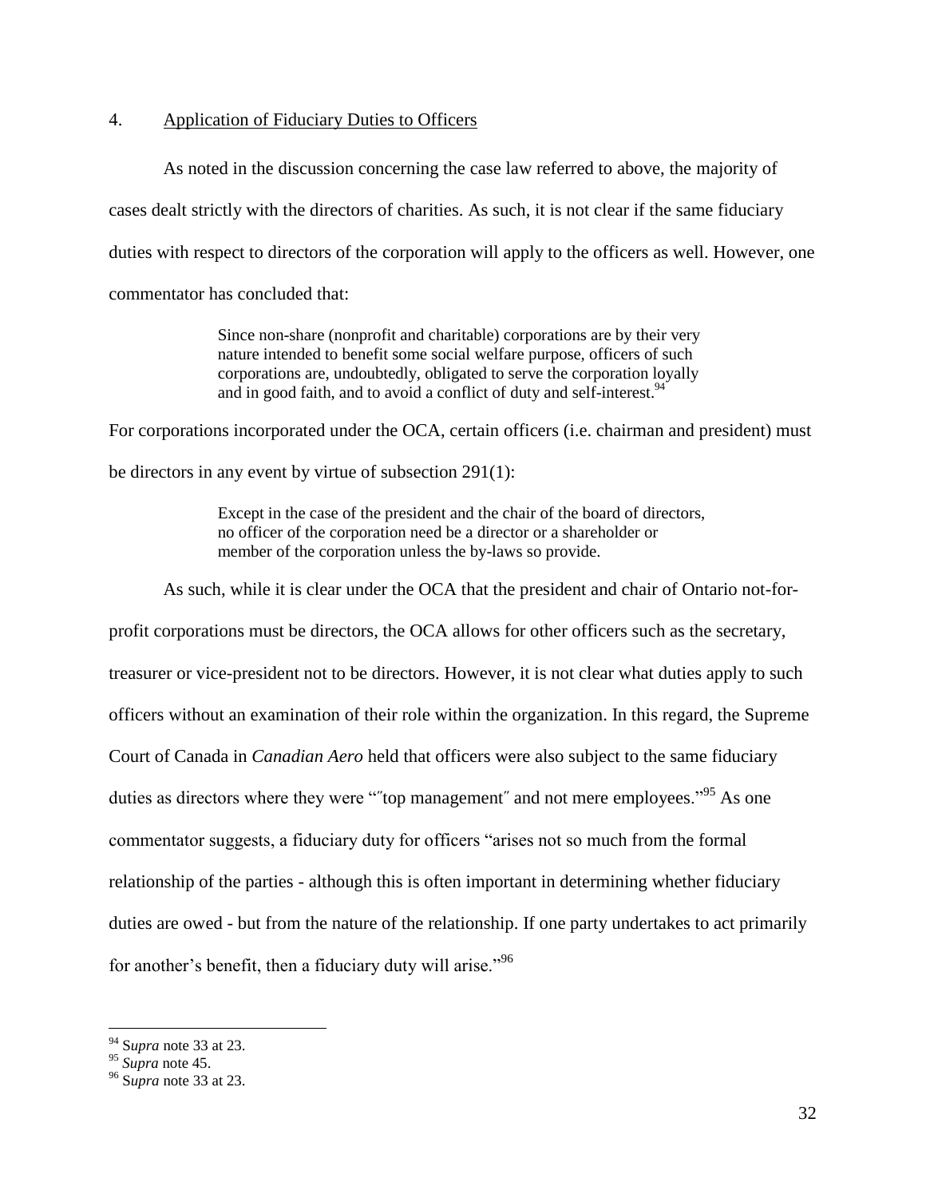## 4. Application of Fiduciary Duties to Officers

As noted in the discussion concerning the case law referred to above, the majority of cases dealt strictly with the directors of charities. As such, it is not clear if the same fiduciary duties with respect to directors of the corporation will apply to the officers as well. However, one commentator has concluded that:

> Since non-share (nonprofit and charitable) corporations are by their very nature intended to benefit some social welfare purpose, officers of such corporations are, undoubtedly, obligated to serve the corporation loyally and in good faith, and to avoid a conflict of duty and self-interest.[94]

For corporations incorporated under the OCA, certain officers (i.e. chairman and president) must be directors in any event by virtue of subsection 291(1):

> Except in the case of the president and the chair of the board of directors, no officer of the corporation need be a director or a shareholder or member of the corporation unless the by-laws so provide.

As such, while it is clear under the OCA that the president and chair of Ontario not-for-profit corporations must be directors, the OCA allows for other officers such as the secretary, treasurer or vice-president not to be directors. However, it is not clear what duties apply to such officers without an examination of their role within the organization. In this regard, the Supreme Court of Canada in *Canadian Aero* held that officers were also subject to the same fiduciary duties as directors where they were "″top management″ and not mere employees."[95] As one commentator suggests, a fiduciary duty for officers "arises not so much from the formal relationship of the parties - although this is often important in determining whether fiduciary duties are owed - but from the nature of the relationship. If one party undertakes to act primarily for another's benefit, then a fiduciary duty will arise."[96]

---

[94] S*upra* note 33 at 23.
[95] *Supra* note 45.
[96] S*upra* note 33 at 23.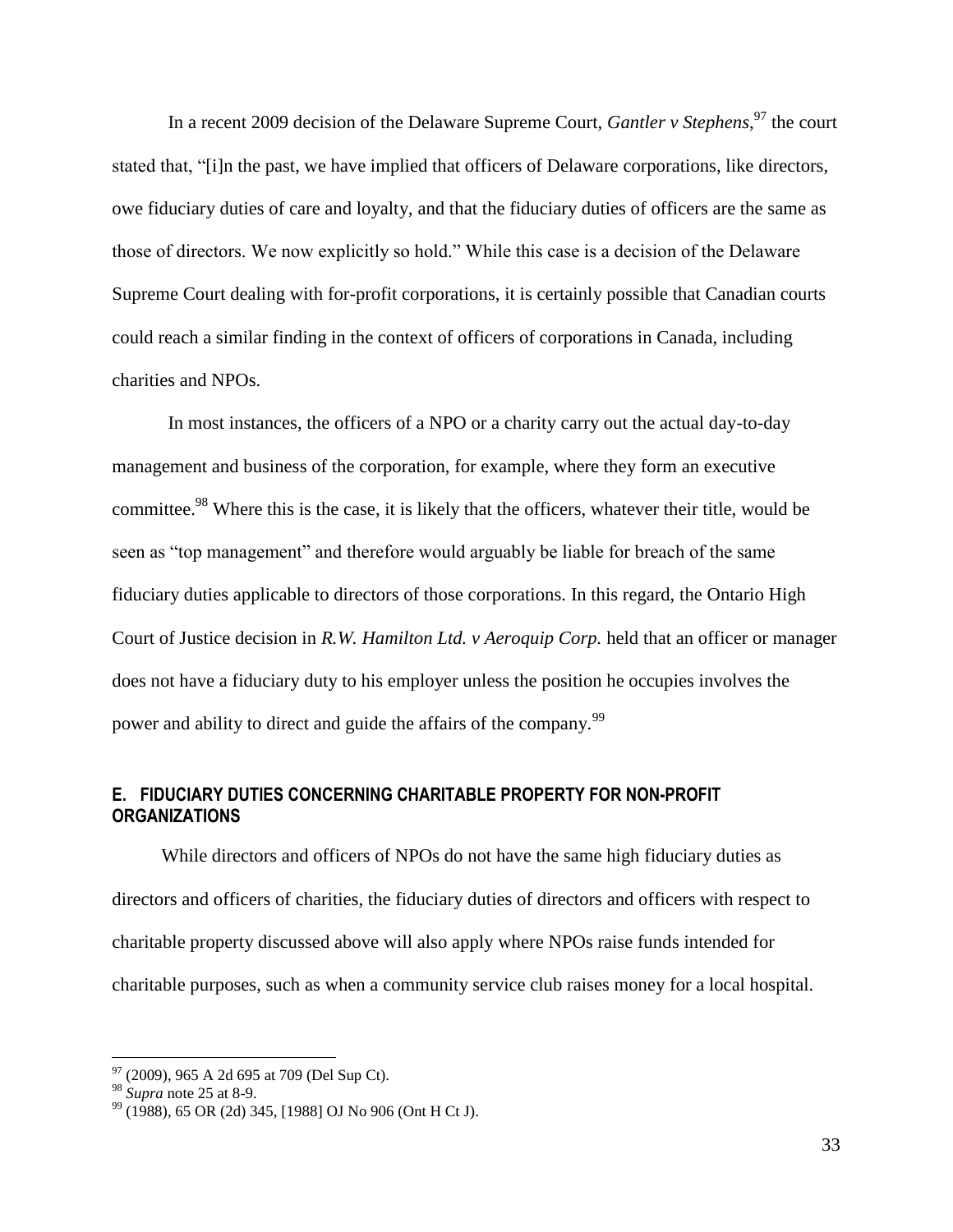In a recent 2009 decision of the Delaware Supreme Court, *Gantler v Stephens*,[97] the court stated that, "[i]n the past, we have implied that officers of Delaware corporations, like directors, owe fiduciary duties of care and loyalty, and that the fiduciary duties of officers are the same as those of directors. We now explicitly so hold." While this case is a decision of the Delaware Supreme Court dealing with for-profit corporations, it is certainly possible that Canadian courts could reach a similar finding in the context of officers of corporations in Canada, including charities and NPOs.

In most instances, the officers of a NPO or a charity carry out the actual day-to-day management and business of the corporation, for example, where they form an executive committee.[98] Where this is the case, it is likely that the officers, whatever their title, would be seen as "top management" and therefore would arguably be liable for breach of the same fiduciary duties applicable to directors of those corporations. In this regard, the Ontario High Court of Justice decision in *R.W. Hamilton Ltd. v Aeroquip Corp.* held that an officer or manager does not have a fiduciary duty to his employer unless the position he occupies involves the power and ability to direct and guide the affairs of the company.[99]

## E. FIDUCIARY DUTIES CONCERNING CHARITABLE PROPERTY FOR NON-PROFIT ORGANIZATIONS

While directors and officers of NPOs do not have the same high fiduciary duties as directors and officers of charities, the fiduciary duties of directors and officers with respect to charitable property discussed above will also apply where NPOs raise funds intended for charitable purposes, such as when a community service club raises money for a local hospital.

---

[97] (2009), 965 A 2d 695 at 709 (Del Sup Ct).

[98] *Supra* note 25 at 8-9.

[99] (1988), 65 OR (2d) 345, [1988] OJ No 906 (Ont H Ct J).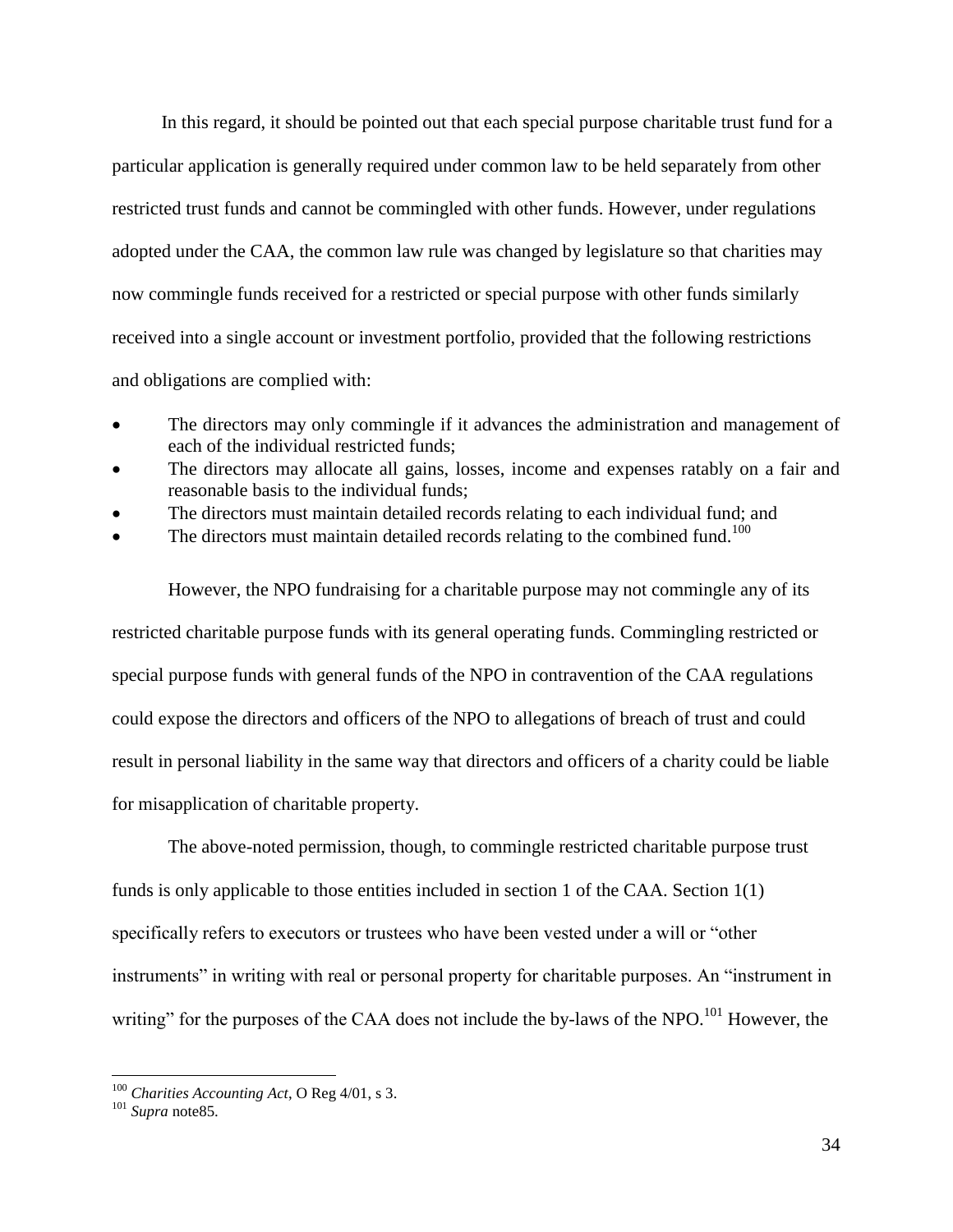In this regard, it should be pointed out that each special purpose charitable trust fund for a particular application is generally required under common law to be held separately from other restricted trust funds and cannot be commingled with other funds. However, under regulations adopted under the CAA, the common law rule was changed by legislature so that charities may now commingle funds received for a restricted or special purpose with other funds similarly received into a single account or investment portfolio, provided that the following restrictions and obligations are complied with:

- The directors may only commingle if it advances the administration and management of each of the individual restricted funds;
- The directors may allocate all gains, losses, income and expenses ratably on a fair and reasonable basis to the individual funds;
- The directors must maintain detailed records relating to each individual fund; and
- The directors must maintain detailed records relating to the combined fund.[100]

However, the NPO fundraising for a charitable purpose may not commingle any of its restricted charitable purpose funds with its general operating funds. Commingling restricted or special purpose funds with general funds of the NPO in contravention of the CAA regulations could expose the directors and officers of the NPO to allegations of breach of trust and could result in personal liability in the same way that directors and officers of a charity could be liable for misapplication of charitable property.

The above-noted permission, though, to commingle restricted charitable purpose trust funds is only applicable to those entities included in section 1 of the CAA. Section 1(1) specifically refers to executors or trustees who have been vested under a will or "other instruments" in writing with real or personal property for charitable purposes. An "instrument in writing" for the purposes of the CAA does not include the by-laws of the NPO.[101] However, the

---

[100] *Charities Accounting Act*, O Reg 4/01, s 3.

[101] *Supra* note85.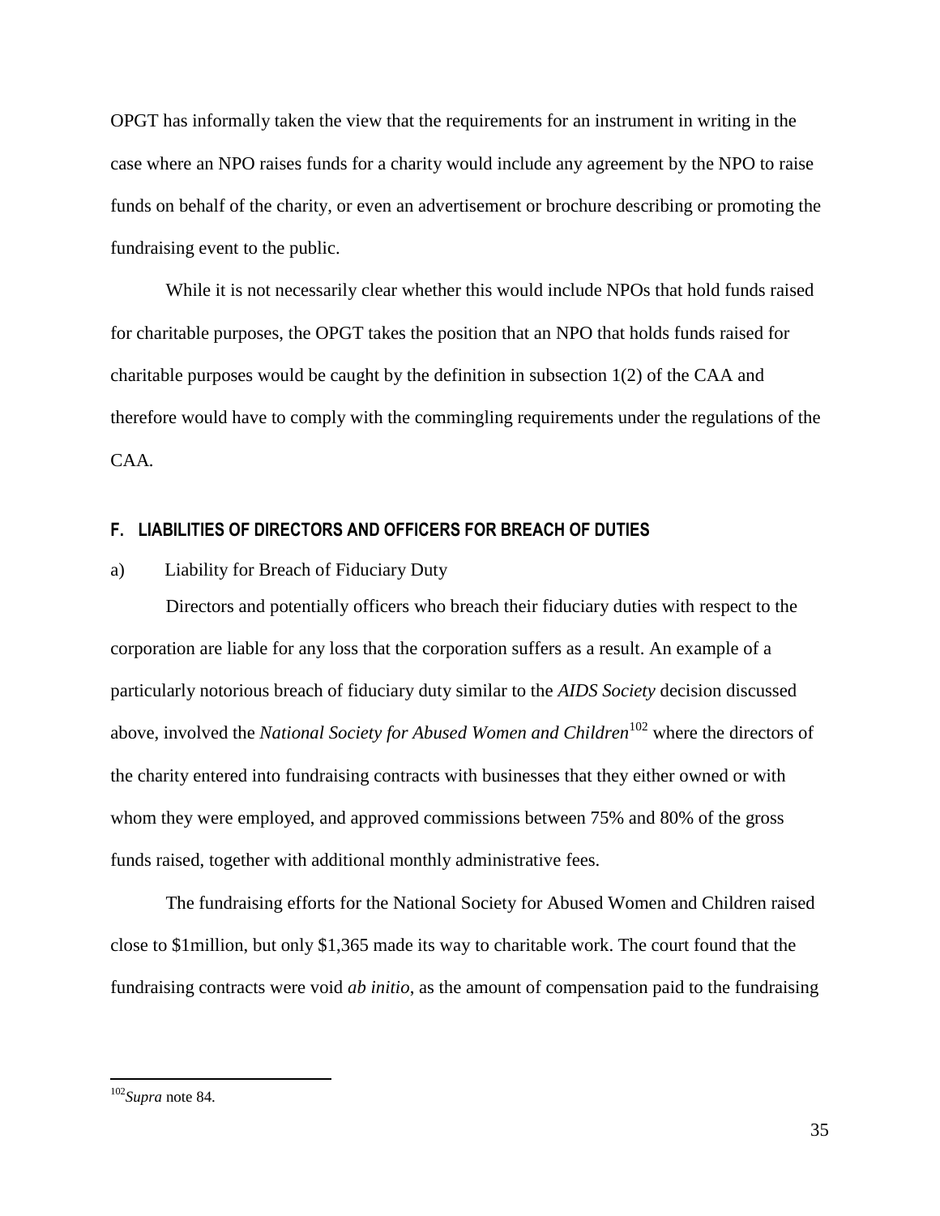OPGT has informally taken the view that the requirements for an instrument in writing in the case where an NPO raises funds for a charity would include any agreement by the NPO to raise funds on behalf of the charity, or even an advertisement or brochure describing or promoting the fundraising event to the public.

While it is not necessarily clear whether this would include NPOs that hold funds raised for charitable purposes, the OPGT takes the position that an NPO that holds funds raised for charitable purposes would be caught by the definition in subsection 1(2) of the CAA and therefore would have to comply with the commingling requirements under the regulations of the CAA.

## F. LIABILITIES OF DIRECTORS AND OFFICERS FOR BREACH OF DUTIES

a) Liability for Breach of Fiduciary Duty

Directors and potentially officers who breach their fiduciary duties with respect to the corporation are liable for any loss that the corporation suffers as a result. An example of a particularly notorious breach of fiduciary duty similar to the *AIDS Society* decision discussed above, involved the *National Society for Abused Women and Children*[102] where the directors of the charity entered into fundraising contracts with businesses that they either owned or with whom they were employed, and approved commissions between 75% and 80% of the gross funds raised, together with additional monthly administrative fees.

The fundraising efforts for the National Society for Abused Women and Children raised close to $1million, but only $1,365 made its way to charitable work. The court found that the fundraising contracts were void *ab initio*, as the amount of compensation paid to the fundraising

---

[102] *Supra* note 84.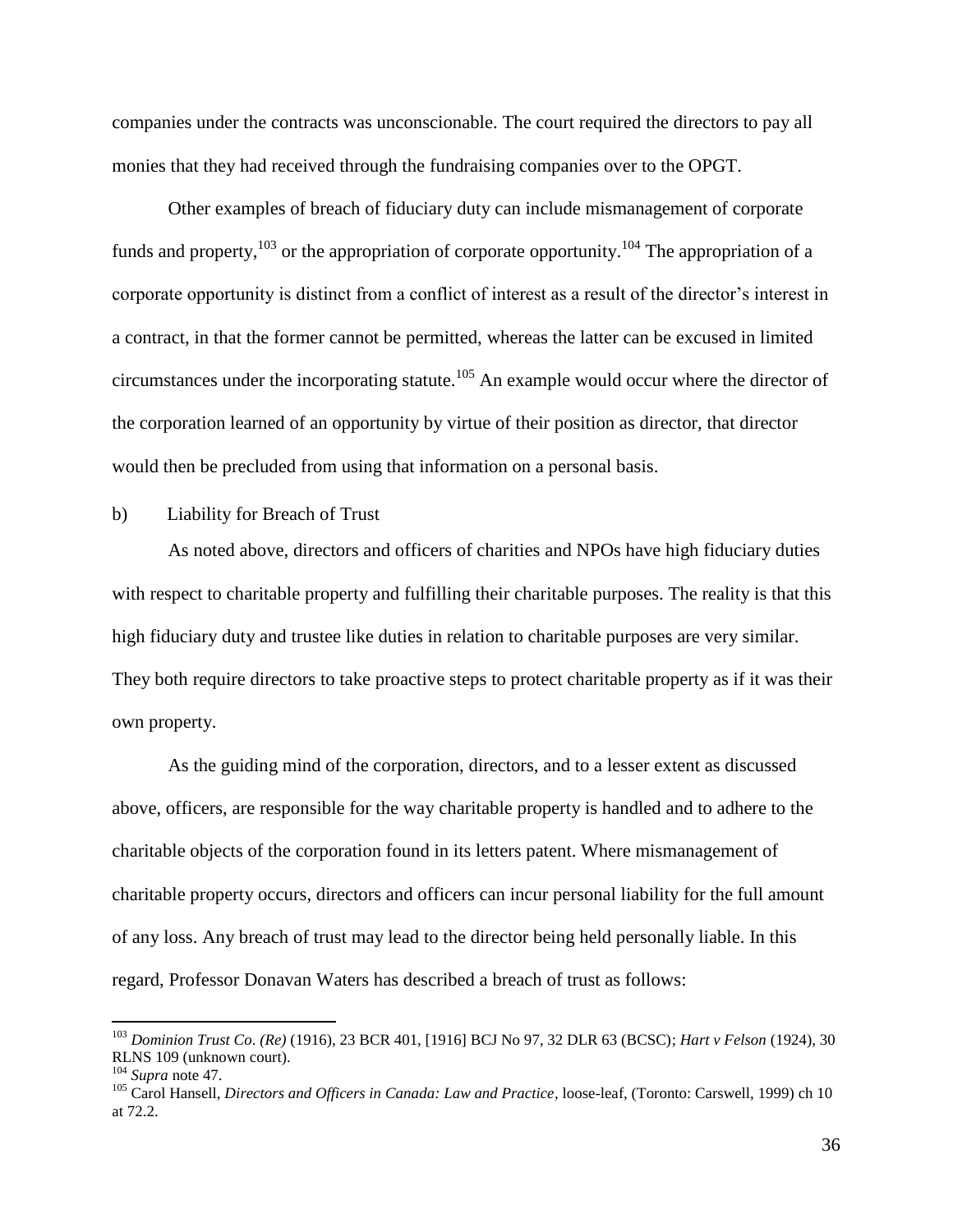companies under the contracts was unconscionable. The court required the directors to pay all monies that they had received through the fundraising companies over to the OPGT.

Other examples of breach of fiduciary duty can include mismanagement of corporate funds and property,[103] or the appropriation of corporate opportunity.[104] The appropriation of a corporate opportunity is distinct from a conflict of interest as a result of the director's interest in a contract, in that the former cannot be permitted, whereas the latter can be excused in limited circumstances under the incorporating statute.[105] An example would occur where the director of the corporation learned of an opportunity by virtue of their position as director, that director would then be precluded from using that information on a personal basis.

b) Liability for Breach of Trust

As noted above, directors and officers of charities and NPOs have high fiduciary duties with respect to charitable property and fulfilling their charitable purposes. The reality is that this high fiduciary duty and trustee like duties in relation to charitable purposes are very similar. They both require directors to take proactive steps to protect charitable property as if it was their own property.

As the guiding mind of the corporation, directors, and to a lesser extent as discussed above, officers, are responsible for the way charitable property is handled and to adhere to the charitable objects of the corporation found in its letters patent. Where mismanagement of charitable property occurs, directors and officers can incur personal liability for the full amount of any loss. Any breach of trust may lead to the director being held personally liable. In this regard, Professor Donavan Waters has described a breach of trust as follows:

---

[103] *Dominion Trust Co. (Re)* (1916), 23 BCR 401, [1916] BCJ No 97, 32 DLR 63 (BCSC); *Hart v Felson* (1924), 30 RLNS 109 (unknown court).

[104] *Supra* note 47.

[105] Carol Hansell, *Directors and Officers in Canada: Law and Practice*, loose-leaf, (Toronto: Carswell, 1999) ch 10 at 72.2.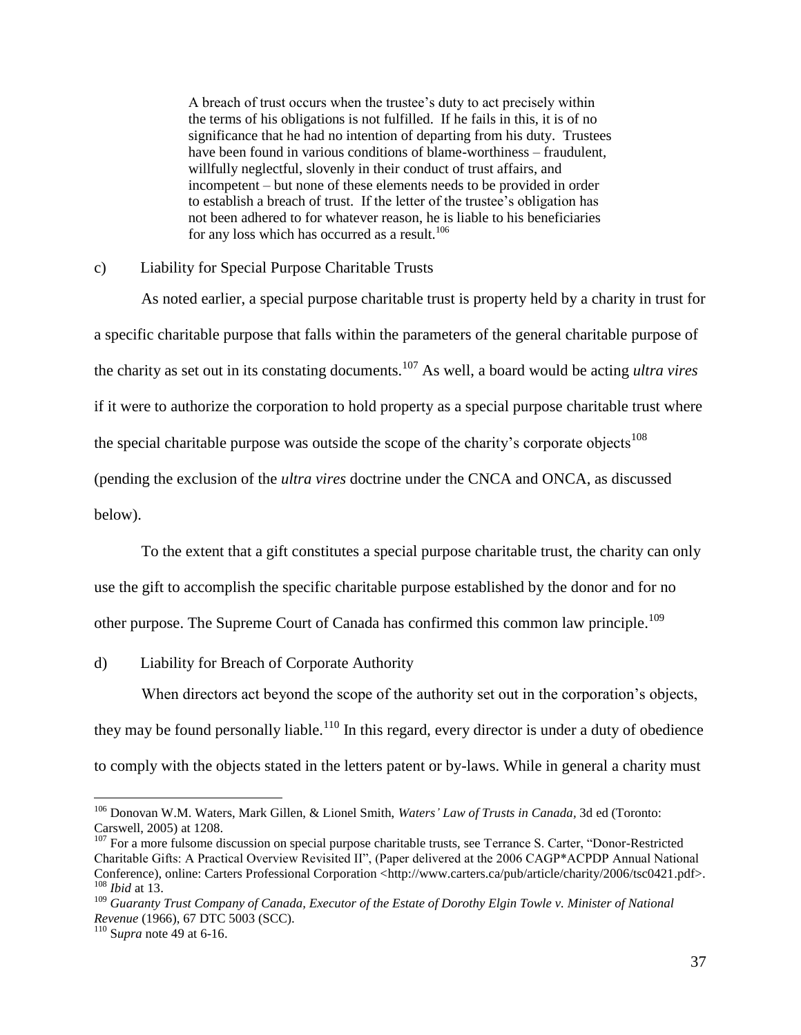> A breach of trust occurs when the trustee's duty to act precisely within the terms of his obligations is not fulfilled. If he fails in this, it is of no significance that he had no intention of departing from his duty. Trustees have been found in various conditions of blame-worthiness – fraudulent, willfully neglectful, slovenly in their conduct of trust affairs, and incompetent – but none of these elements needs to be provided in order to establish a breach of trust. If the letter of the trustee's obligation has not been adhered to for whatever reason, he is liable to his beneficiaries for any loss which has occurred as a result.[106]

c) Liability for Special Purpose Charitable Trusts

As noted earlier, a special purpose charitable trust is property held by a charity in trust for a specific charitable purpose that falls within the parameters of the general charitable purpose of the charity as set out in its constating documents.[107] As well, a board would be acting *ultra vires* if it were to authorize the corporation to hold property as a special purpose charitable trust where the special charitable purpose was outside the scope of the charity's corporate objects[108] (pending the exclusion of the *ultra vires* doctrine under the CNCA and ONCA, as discussed below).

To the extent that a gift constitutes a special purpose charitable trust, the charity can only use the gift to accomplish the specific charitable purpose established by the donor and for no other purpose. The Supreme Court of Canada has confirmed this common law principle.[109]

d) Liability for Breach of Corporate Authority

When directors act beyond the scope of the authority set out in the corporation's objects, they may be found personally liable.[110] In this regard, every director is under a duty of obedience to comply with the objects stated in the letters patent or by-laws. While in general a charity must

---

[106] Donovan W.M. Waters, Mark Gillen, & Lionel Smith, *Waters' Law of Trusts in Canada*, 3d ed (Toronto: Carswell, 2005) at 1208.

[107] For a more fulsome discussion on special purpose charitable trusts, see Terrance S. Carter, "Donor-Restricted Charitable Gifts: A Practical Overview Revisited II", (Paper delivered at the 2006 CAGP*ACPDP Annual National Conference), online: Carters Professional Corporation <http://www.carters.ca/pub/article/charity/2006/tsc0421.pdf>.

[108] *Ibid* at 13.

[109] *Guaranty Trust Company of Canada, Executor of the Estate of Dorothy Elgin Towle v. Minister of National Revenue* (1966), 67 DTC 5003 (SCC).

[110] S*upra* note 49 at 6-16.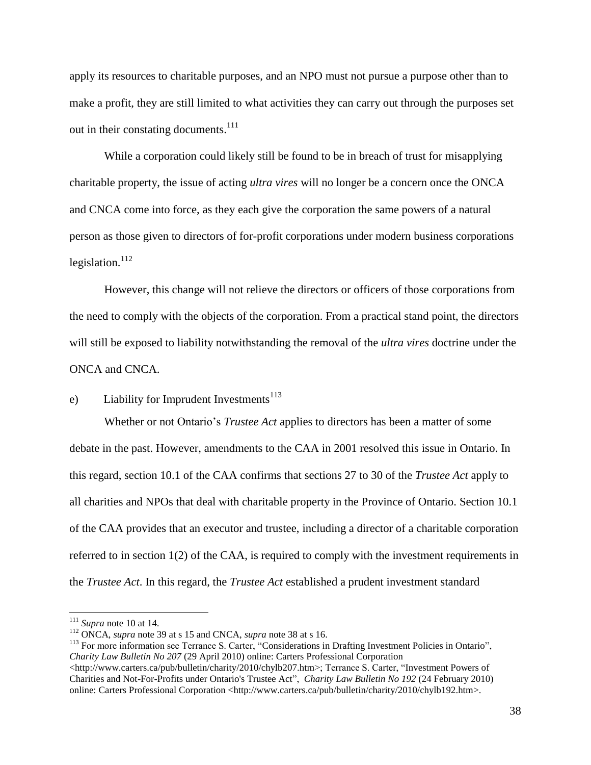apply its resources to charitable purposes, and an NPO must not pursue a purpose other than to make a profit, they are still limited to what activities they can carry out through the purposes set out in their constating documents.[111]

While a corporation could likely still be found to be in breach of trust for misapplying charitable property, the issue of acting *ultra vires* will no longer be a concern once the ONCA and CNCA come into force, as they each give the corporation the same powers of a natural person as those given to directors of for-profit corporations under modern business corporations legislation.[112]

However, this change will not relieve the directors or officers of those corporations from the need to comply with the objects of the corporation. From a practical stand point, the directors will still be exposed to liability notwithstanding the removal of the *ultra vires* doctrine under the ONCA and CNCA.

### e) Liability for Imprudent Investments[113]

Whether or not Ontario's *Trustee Act* applies to directors has been a matter of some debate in the past. However, amendments to the CAA in 2001 resolved this issue in Ontario. In this regard, section 10.1 of the CAA confirms that sections 27 to 30 of the *Trustee Act* apply to all charities and NPOs that deal with charitable property in the Province of Ontario. Section 10.1 of the CAA provides that an executor and trustee, including a director of a charitable corporation referred to in section 1(2) of the CAA, is required to comply with the investment requirements in the *Trustee Act*. In this regard, the *Trustee Act* established a prudent investment standard

---

[111] *Supra* note 10 at 14.

[112] ONCA, *supra* note 39 at s 15 and CNCA, *supra* note 38 at s 16.

[113] For more information see Terrance S. Carter, "Considerations in Drafting Investment Policies in Ontario", *Charity Law Bulletin No 207* (29 April 2010) online: Carters Professional Corporation <http://www.carters.ca/pub/bulletin/charity/2010/chylb207.htm>; Terrance S. Carter, "Investment Powers of Charities and Not-For-Profits under Ontario's Trustee Act", *Charity Law Bulletin No 192* (24 February 2010) online: Carters Professional Corporation <http://www.carters.ca/pub/bulletin/charity/2010/chylb192.htm>.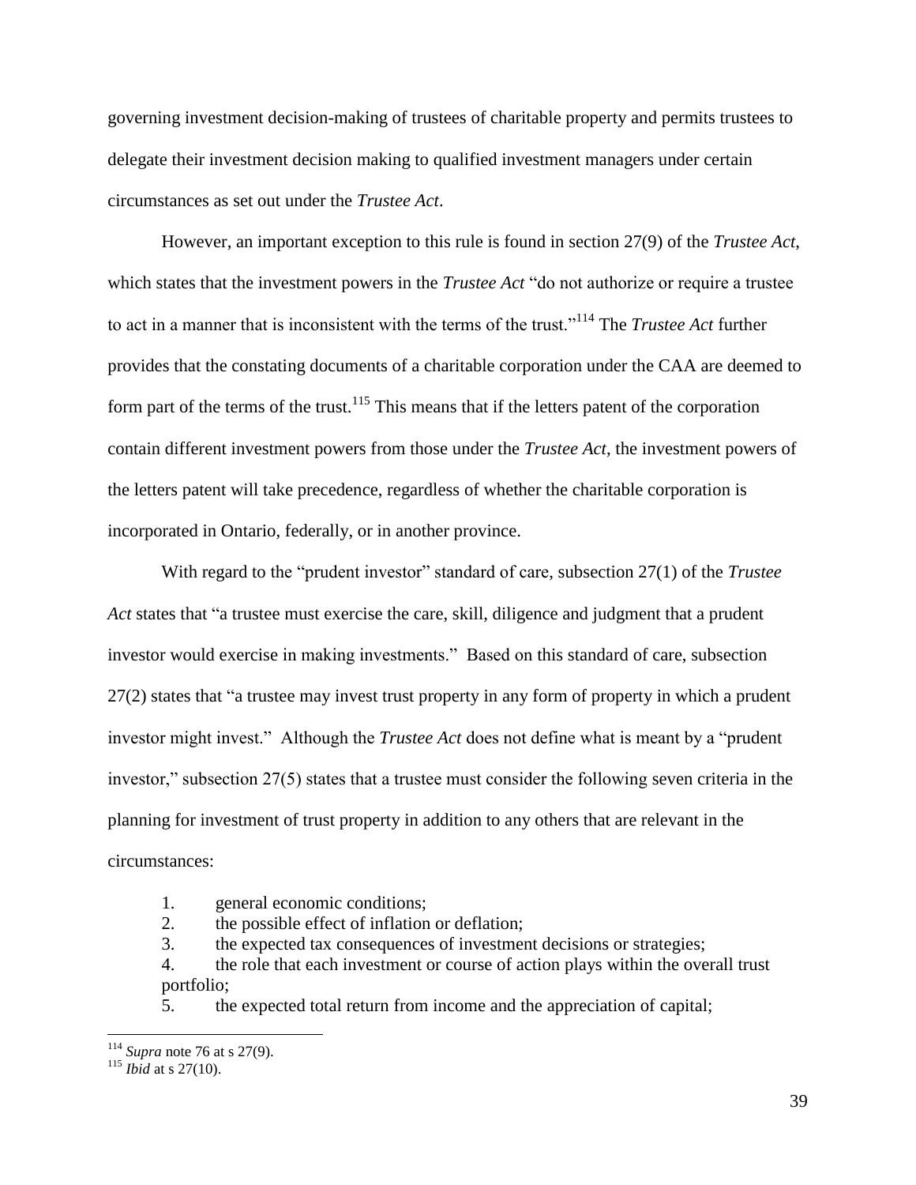governing investment decision-making of trustees of charitable property and permits trustees to delegate their investment decision making to qualified investment managers under certain circumstances as set out under the *Trustee Act*.

However, an important exception to this rule is found in section 27(9) of the *Trustee Act*, which states that the investment powers in the *Trustee Act* "do not authorize or require a trustee to act in a manner that is inconsistent with the terms of the trust."[114] The *Trustee Act* further provides that the constating documents of a charitable corporation under the CAA are deemed to form part of the terms of the trust.[115] This means that if the letters patent of the corporation contain different investment powers from those under the *Trustee Act*, the investment powers of the letters patent will take precedence, regardless of whether the charitable corporation is incorporated in Ontario, federally, or in another province.

With regard to the "prudent investor" standard of care, subsection 27(1) of the *Trustee Act* states that "a trustee must exercise the care, skill, diligence and judgment that a prudent investor would exercise in making investments." Based on this standard of care, subsection 27(2) states that "a trustee may invest trust property in any form of property in which a prudent investor might invest." Although the *Trustee Act* does not define what is meant by a "prudent investor," subsection 27(5) states that a trustee must consider the following seven criteria in the planning for investment of trust property in addition to any others that are relevant in the circumstances:

1. general economic conditions;
2. the possible effect of inflation or deflation;
3. the expected tax consequences of investment decisions or strategies;
4. the role that each investment or course of action plays within the overall trust portfolio;
5. the expected total return from income and the appreciation of capital;

---

[114] *Supra* note 76 at s 27(9).

[115] *Ibid* at s 27(10).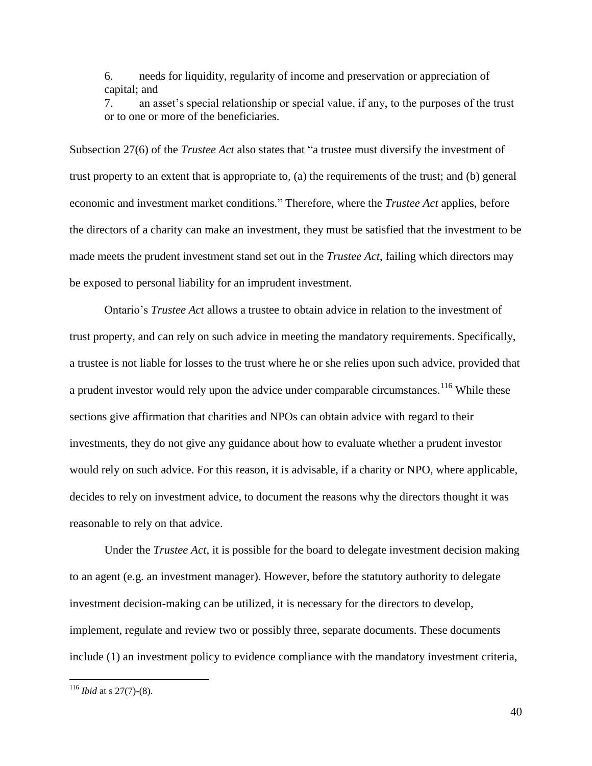6. needs for liquidity, regularity of income and preservation or appreciation of capital; and
7. an asset's special relationship or special value, if any, to the purposes of the trust or to one or more of the beneficiaries.

Subsection 27(6) of the *Trustee Act* also states that "a trustee must diversify the investment of trust property to an extent that is appropriate to, (a) the requirements of the trust; and (b) general economic and investment market conditions." Therefore, where the *Trustee Act* applies, before the directors of a charity can make an investment, they must be satisfied that the investment to be made meets the prudent investment stand set out in the *Trustee Act*, failing which directors may be exposed to personal liability for an imprudent investment.

Ontario's *Trustee Act* allows a trustee to obtain advice in relation to the investment of trust property, and can rely on such advice in meeting the mandatory requirements. Specifically, a trustee is not liable for losses to the trust where he or she relies upon such advice, provided that a prudent investor would rely upon the advice under comparable circumstances.[116] While these sections give affirmation that charities and NPOs can obtain advice with regard to their investments, they do not give any guidance about how to evaluate whether a prudent investor would rely on such advice. For this reason, it is advisable, if a charity or NPO, where applicable, decides to rely on investment advice, to document the reasons why the directors thought it was reasonable to rely on that advice.

Under the *Trustee Act*, it is possible for the board to delegate investment decision making to an agent (e.g. an investment manager). However, before the statutory authority to delegate investment decision-making can be utilized, it is necessary for the directors to develop, implement, regulate and review two or possibly three, separate documents. These documents include (1) an investment policy to evidence compliance with the mandatory investment criteria,

[116] *Ibid* at s 27(7)-(8).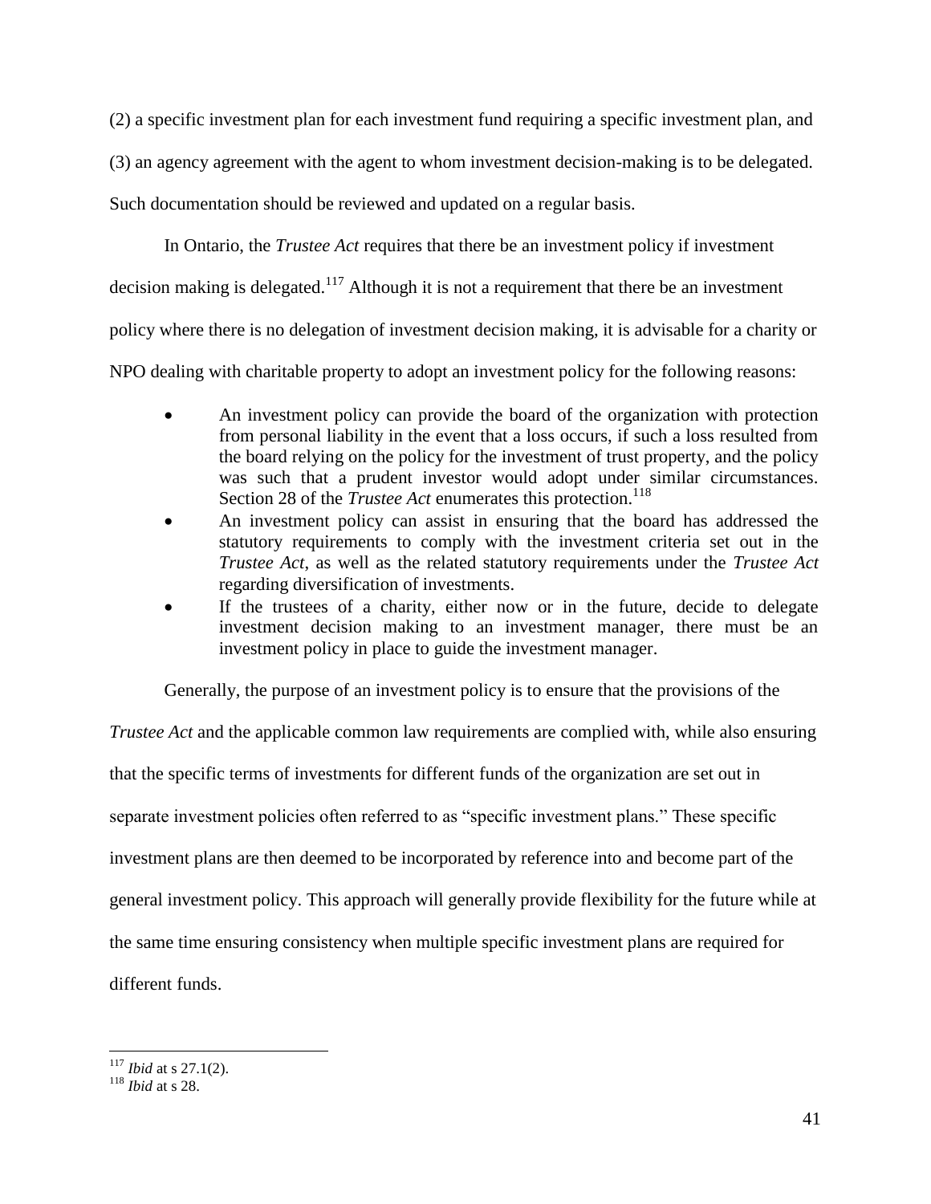(2) a specific investment plan for each investment fund requiring a specific investment plan, and (3) an agency agreement with the agent to whom investment decision-making is to be delegated. Such documentation should be reviewed and updated on a regular basis.

In Ontario, the *Trustee Act* requires that there be an investment policy if investment decision making is delegated.[117] Although it is not a requirement that there be an investment policy where there is no delegation of investment decision making, it is advisable for a charity or NPO dealing with charitable property to adopt an investment policy for the following reasons:

- An investment policy can provide the board of the organization with protection from personal liability in the event that a loss occurs, if such a loss resulted from the board relying on the policy for the investment of trust property, and the policy was such that a prudent investor would adopt under similar circumstances. Section 28 of the *Trustee Act* enumerates this protection.[118]
- An investment policy can assist in ensuring that the board has addressed the statutory requirements to comply with the investment criteria set out in the *Trustee Act*, as well as the related statutory requirements under the *Trustee Act* regarding diversification of investments.
- If the trustees of a charity, either now or in the future, decide to delegate investment decision making to an investment manager, there must be an investment policy in place to guide the investment manager.

Generally, the purpose of an investment policy is to ensure that the provisions of the *Trustee Act* and the applicable common law requirements are complied with, while also ensuring that the specific terms of investments for different funds of the organization are set out in separate investment policies often referred to as "specific investment plans." These specific investment plans are then deemed to be incorporated by reference into and become part of the general investment policy. This approach will generally provide flexibility for the future while at the same time ensuring consistency when multiple specific investment plans are required for different funds.

---

[117] *Ibid* at s 27.1(2).

[118] *Ibid* at s 28.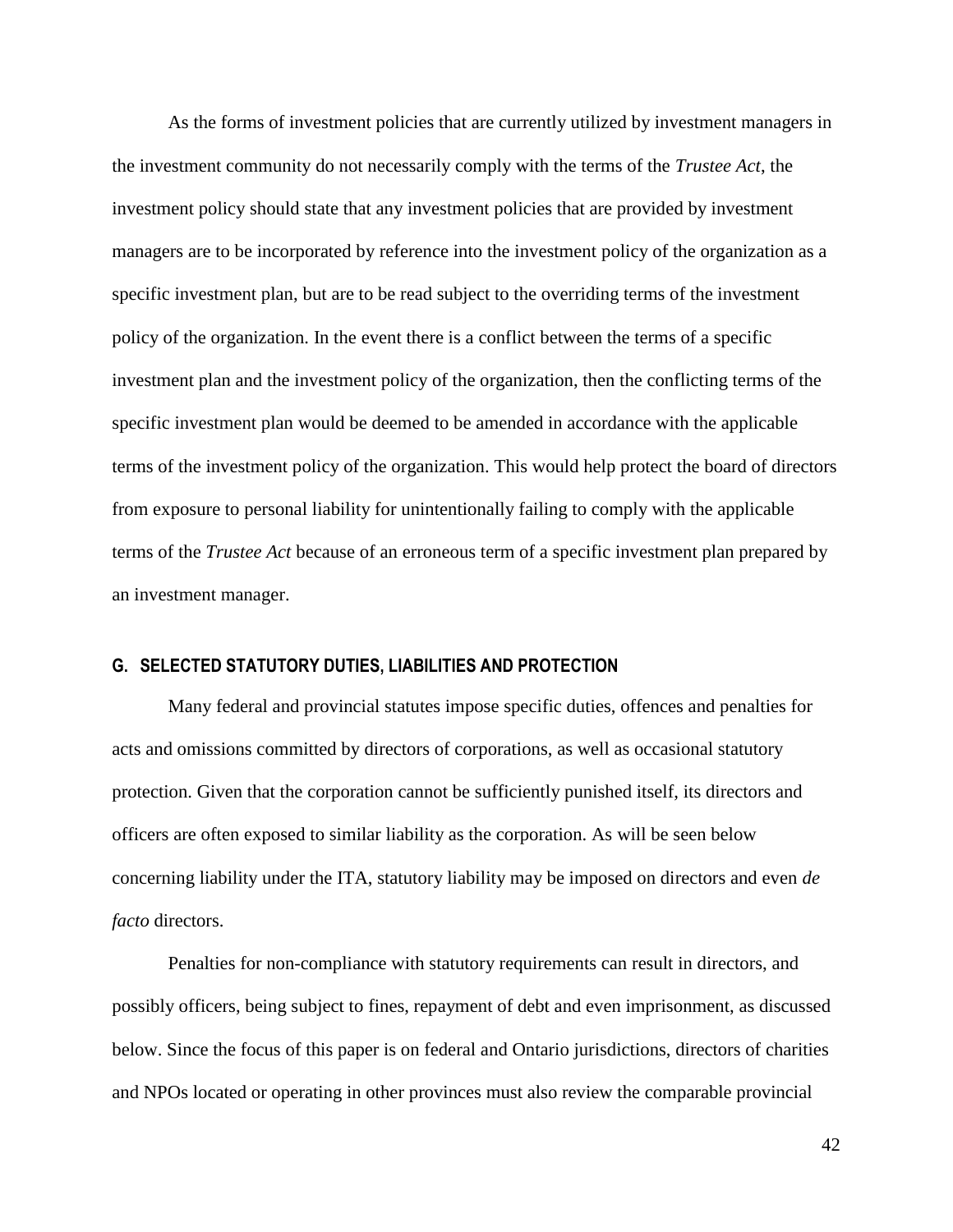As the forms of investment policies that are currently utilized by investment managers in the investment community do not necessarily comply with the terms of the *Trustee Act*, the investment policy should state that any investment policies that are provided by investment managers are to be incorporated by reference into the investment policy of the organization as a specific investment plan, but are to be read subject to the overriding terms of the investment policy of the organization. In the event there is a conflict between the terms of a specific investment plan and the investment policy of the organization, then the conflicting terms of the specific investment plan would be deemed to be amended in accordance with the applicable terms of the investment policy of the organization. This would help protect the board of directors from exposure to personal liability for unintentionally failing to comply with the applicable terms of the *Trustee Act* because of an erroneous term of a specific investment plan prepared by an investment manager.

## G. SELECTED STATUTORY DUTIES, LIABILITIES AND PROTECTION

Many federal and provincial statutes impose specific duties, offences and penalties for acts and omissions committed by directors of corporations, as well as occasional statutory protection. Given that the corporation cannot be sufficiently punished itself, its directors and officers are often exposed to similar liability as the corporation. As will be seen below concerning liability under the ITA, statutory liability may be imposed on directors and even *de facto* directors.

Penalties for non-compliance with statutory requirements can result in directors, and possibly officers, being subject to fines, repayment of debt and even imprisonment, as discussed below. Since the focus of this paper is on federal and Ontario jurisdictions, directors of charities and NPOs located or operating in other provinces must also review the comparable provincial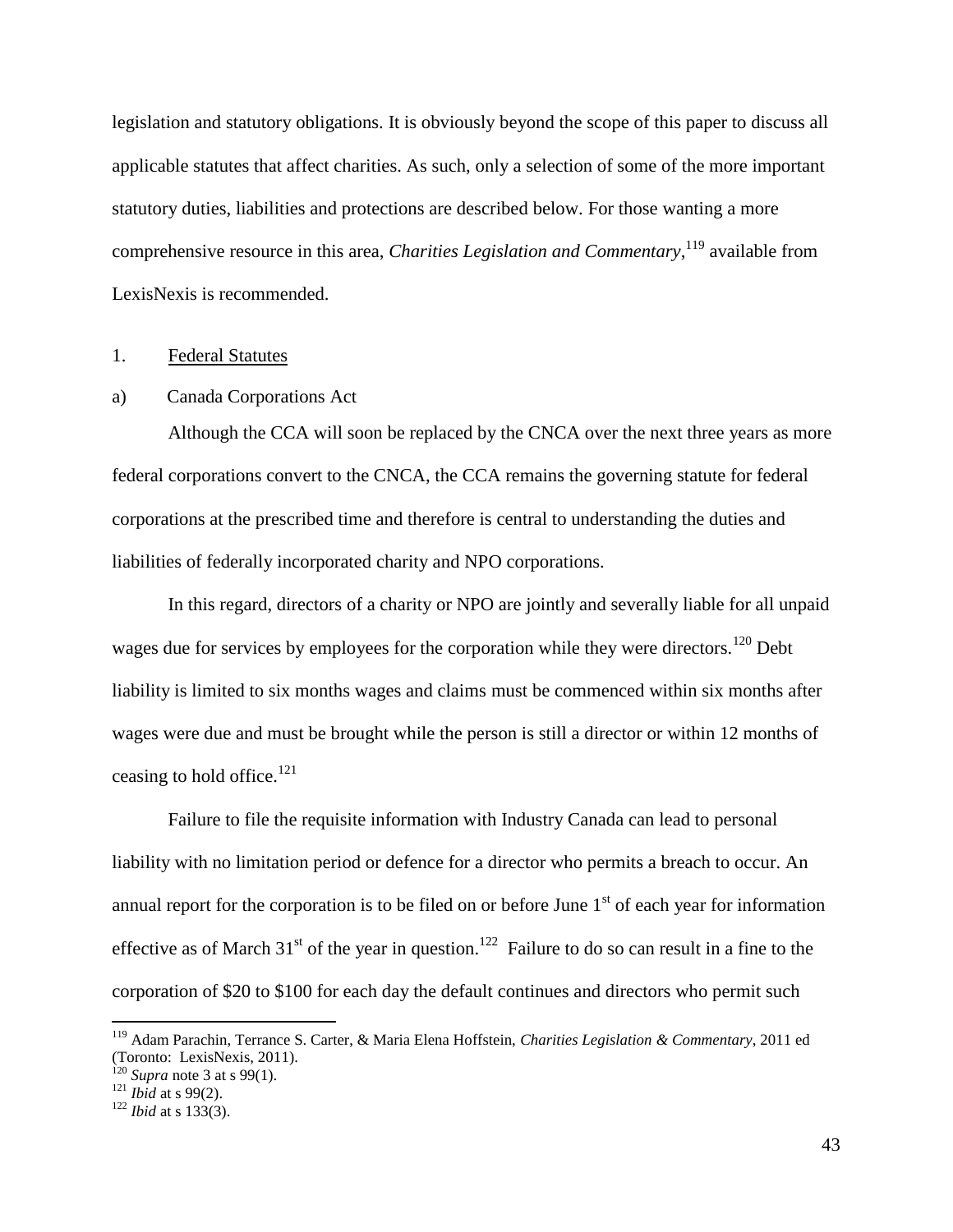legislation and statutory obligations. It is obviously beyond the scope of this paper to discuss all applicable statutes that affect charities. As such, only a selection of some of the more important statutory duties, liabilities and protections are described below. For those wanting a more comprehensive resource in this area, *Charities Legislation and Commentary*,[119] available from LexisNexis is recommended.

1. <u>Federal Statutes</u>

a) Canada Corporations Act

Although the CCA will soon be replaced by the CNCA over the next three years as more federal corporations convert to the CNCA, the CCA remains the governing statute for federal corporations at the prescribed time and therefore is central to understanding the duties and liabilities of federally incorporated charity and NPO corporations.

In this regard, directors of a charity or NPO are jointly and severally liable for all unpaid wages due for services by employees for the corporation while they were directors.[120] Debt liability is limited to six months wages and claims must be commenced within six months after wages were due and must be brought while the person is still a director or within 12 months of ceasing to hold office.[121]

Failure to file the requisite information with Industry Canada can lead to personal liability with no limitation period or defence for a director who permits a breach to occur. An annual report for the corporation is to be filed on or before June 1st of each year for information effective as of March 31st of the year in question.[122] Failure to do so can result in a fine to the corporation of $20 to $100 for each day the default continues and directors who permit such

---

[119] Adam Parachin, Terrance S. Carter, & Maria Elena Hoffstein, *Charities Legislation & Commentary*, 2011 ed (Toronto: LexisNexis, 2011).

[120] *Supra* note 3 at s 99(1).

[121] *Ibid* at s 99(2).

[122] *Ibid* at s 133(3).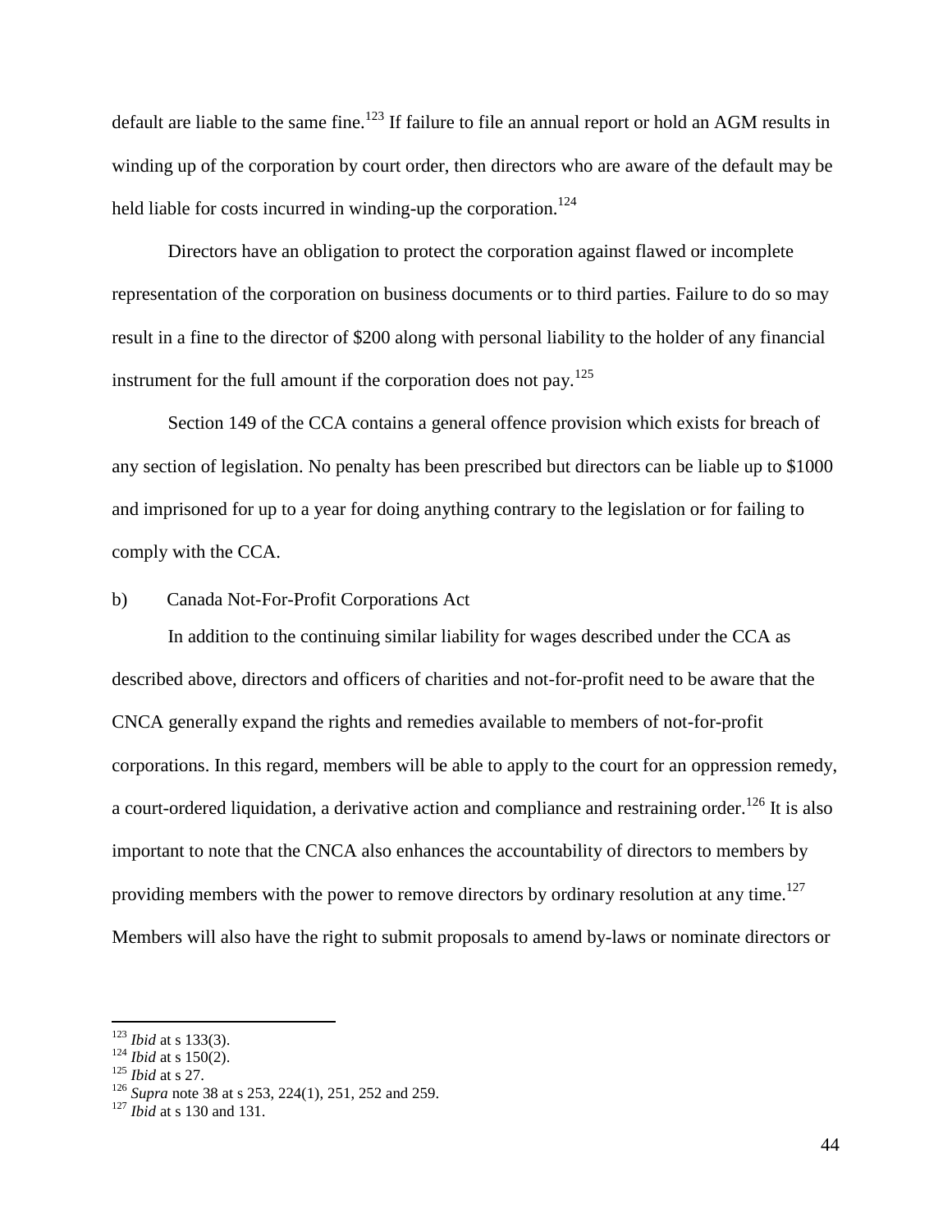default are liable to the same fine.[123] If failure to file an annual report or hold an AGM results in winding up of the corporation by court order, then directors who are aware of the default may be held liable for costs incurred in winding-up the corporation.[124]

Directors have an obligation to protect the corporation against flawed or incomplete representation of the corporation on business documents or to third parties. Failure to do so may result in a fine to the director of $200 along with personal liability to the holder of any financial instrument for the full amount if the corporation does not pay.[125]

Section 149 of the CCA contains a general offence provision which exists for breach of any section of legislation. No penalty has been prescribed but directors can be liable up to $1000 and imprisoned for up to a year for doing anything contrary to the legislation or for failing to comply with the CCA.

b) Canada Not-For-Profit Corporations Act

In addition to the continuing similar liability for wages described under the CCA as described above, directors and officers of charities and not-for-profit need to be aware that the CNCA generally expand the rights and remedies available to members of not-for-profit corporations. In this regard, members will be able to apply to the court for an oppression remedy, a court-ordered liquidation, a derivative action and compliance and restraining order.[126] It is also important to note that the CNCA also enhances the accountability of directors to members by providing members with the power to remove directors by ordinary resolution at any time.[127] Members will also have the right to submit proposals to amend by-laws or nominate directors or

---

[123] *Ibid* at s 133(3).
[124] *Ibid* at s 150(2).
[125] *Ibid* at s 27.
[126] *Supra* note 38 at s 253, 224(1), 251, 252 and 259.
[127] *Ibid* at s 130 and 131.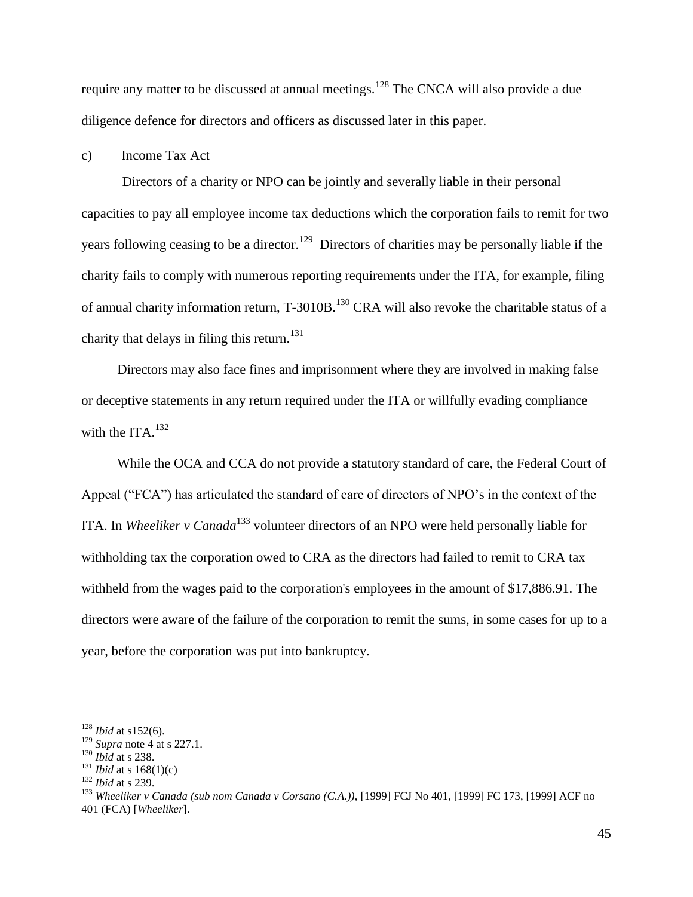require any matter to be discussed at annual meetings.[128] The CNCA will also provide a due diligence defence for directors and officers as discussed later in this paper.

c) Income Tax Act

Directors of a charity or NPO can be jointly and severally liable in their personal capacities to pay all employee income tax deductions which the corporation fails to remit for two years following ceasing to be a director.[129] Directors of charities may be personally liable if the charity fails to comply with numerous reporting requirements under the ITA, for example, filing of annual charity information return, T-3010B.[130] CRA will also revoke the charitable status of a charity that delays in filing this return.[131]

Directors may also face fines and imprisonment where they are involved in making false or deceptive statements in any return required under the ITA or willfully evading compliance with the ITA.[132]

While the OCA and CCA do not provide a statutory standard of care, the Federal Court of Appeal ("FCA") has articulated the standard of care of directors of NPO's in the context of the ITA. In *Wheeliker v Canada*[133] volunteer directors of an NPO were held personally liable for withholding tax the corporation owed to CRA as the directors had failed to remit to CRA tax withheld from the wages paid to the corporation's employees in the amount of $17,886.91. The directors were aware of the failure of the corporation to remit the sums, in some cases for up to a year, before the corporation was put into bankruptcy.

---

[128] *Ibid* at s152(6).

[129] *Supra* note 4 at s 227.1.

[130] *Ibid* at s 238.

[131] *Ibid* at s 168(1)(c)

[132] *Ibid* at s 239.

[133] *Wheeliker v Canada (sub nom Canada v Corsano (C.A.))*, [1999] FCJ No 401, [1999] FC 173, [1999] ACF no 401 (FCA) [*Wheeliker*].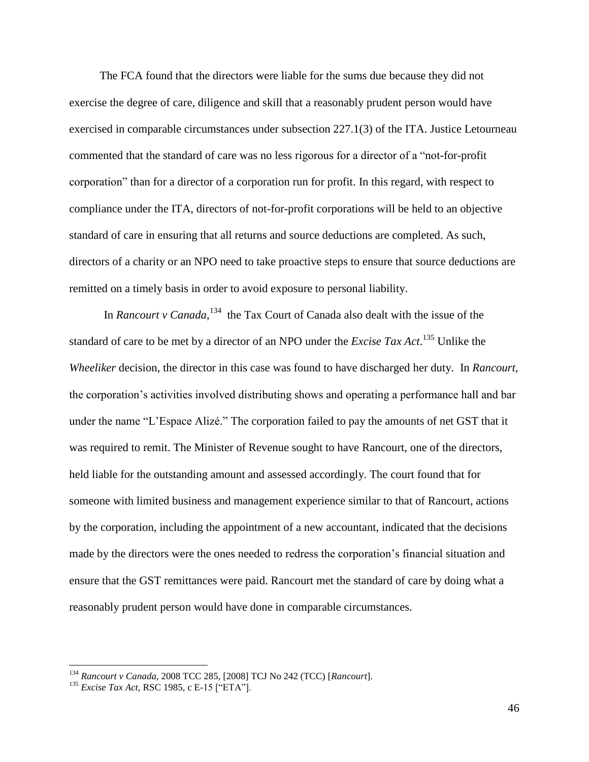The FCA found that the directors were liable for the sums due because they did not exercise the degree of care, diligence and skill that a reasonably prudent person would have exercised in comparable circumstances under subsection 227.1(3) of the ITA. Justice Letourneau commented that the standard of care was no less rigorous for a director of a "not-for-profit corporation" than for a director of a corporation run for profit. In this regard, with respect to compliance under the ITA, directors of not-for-profit corporations will be held to an objective standard of care in ensuring that all returns and source deductions are completed. As such, directors of a charity or an NPO need to take proactive steps to ensure that source deductions are remitted on a timely basis in order to avoid exposure to personal liability.

In *Rancourt v Canada*,[134] the Tax Court of Canada also dealt with the issue of the standard of care to be met by a director of an NPO under the *Excise Tax Act*.[135] Unlike the *Wheeliker* decision, the director in this case was found to have discharged her duty. In *Rancourt*, the corporation's activities involved distributing shows and operating a performance hall and bar under the name "L'Espace Alizé." The corporation failed to pay the amounts of net GST that it was required to remit. The Minister of Revenue sought to have Rancourt, one of the directors, held liable for the outstanding amount and assessed accordingly. The court found that for someone with limited business and management experience similar to that of Rancourt, actions by the corporation, including the appointment of a new accountant, indicated that the decisions made by the directors were the ones needed to redress the corporation's financial situation and ensure that the GST remittances were paid. Rancourt met the standard of care by doing what a reasonably prudent person would have done in comparable circumstances.

---

[134] *Rancourt v Canada,* 2008 TCC 285, [2008] TCJ No 242 (TCC) [*Rancourt*].

[135] *Excise Tax Act,* RSC 1985, c E-15 ["ETA"].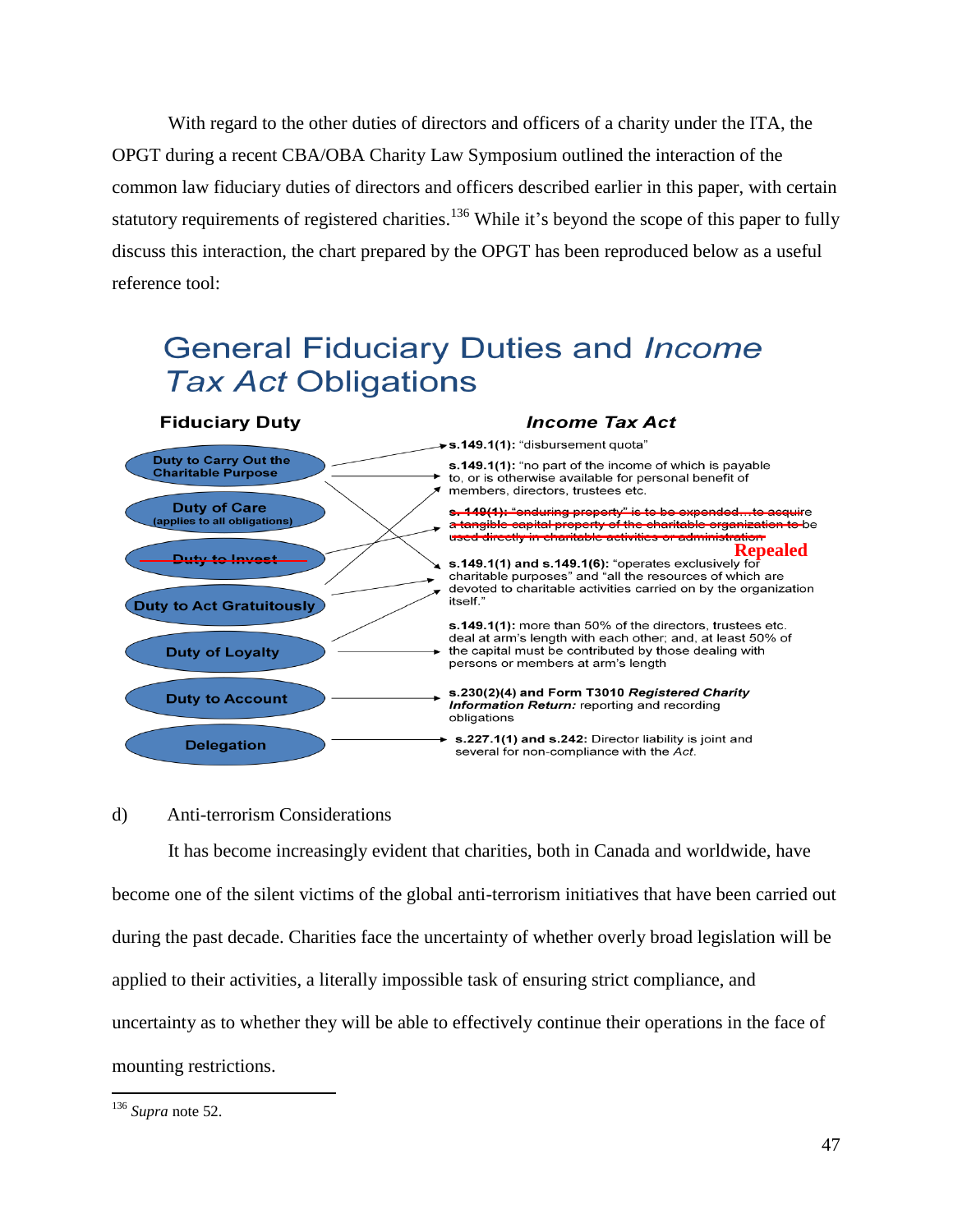With regard to the other duties of directors and officers of a charity under the ITA, the OPGT during a recent CBA/OBA Charity Law Symposium outlined the interaction of the common law fiduciary duties of directors and officers described earlier in this paper, with certain statutory requirements of registered charities.[136] While it's beyond the scope of this paper to fully discuss this interaction, the chart prepared by the OPGT has been reproduced below as a useful reference tool:

## General Fiduciary Duties and *Income Tax Act* Obligations

**Fiduciary Duty**

- Duty to Carry Out the Charitable Purpose
- Duty of Care (applies to all obligations)
- ~~Duty to Invest~~
- Duty to Act Gratuitously
- Duty of Loyalty
- Duty to Account
- Delegation

***Income Tax Act***

- **s.149.1(1):** "disbursement quota"
- **s.149.1(1):** "no part of the income of which is payable to, or is otherwise available for personal benefit of members, directors, trustees etc.
- ~~**s.149(1):** "enduring property" is to be expended…to acquire a tangible capital property of the charitable organization to be used directly in charitable activities or administration~~ **Repealed**
- **s.149.1(1) and s.149.1(6):** "operates exclusively for charitable purposes" and "all the resources of which are devoted to charitable activities carried on by the organization itself."
- **s.149.1(1):** more than 50% of the directors, trustees etc. deal at arm's length with each other; and, at least 50% of the capital must be contributed by those dealing with persons or members at arm's length
- **s.230(2)(4) and Form T3010** ***Registered Charity Information Return:*** reporting and recording obligations
- **s.227.1(1) and s.242:** Director liability is joint and several for non-compliance with the *Act*.

d) Anti-terrorism Considerations

It has become increasingly evident that charities, both in Canada and worldwide, have become one of the silent victims of the global anti-terrorism initiatives that have been carried out during the past decade. Charities face the uncertainty of whether overly broad legislation will be applied to their activities, a literally impossible task of ensuring strict compliance, and uncertainty as to whether they will be able to effectively continue their operations in the face of mounting restrictions.

---

[136] *Supra* note 52.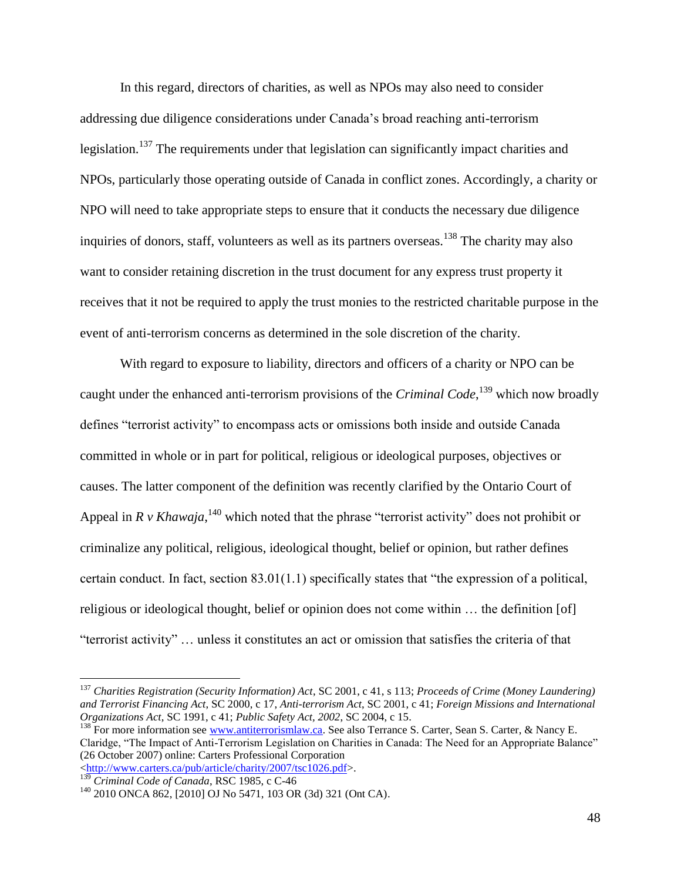In this regard, directors of charities, as well as NPOs may also need to consider addressing due diligence considerations under Canada's broad reaching anti-terrorism legislation.[137] The requirements under that legislation can significantly impact charities and NPOs, particularly those operating outside of Canada in conflict zones. Accordingly, a charity or NPO will need to take appropriate steps to ensure that it conducts the necessary due diligence inquiries of donors, staff, volunteers as well as its partners overseas.[138] The charity may also want to consider retaining discretion in the trust document for any express trust property it receives that it not be required to apply the trust monies to the restricted charitable purpose in the event of anti-terrorism concerns as determined in the sole discretion of the charity.

With regard to exposure to liability, directors and officers of a charity or NPO can be caught under the enhanced anti-terrorism provisions of the *Criminal Code*,[139] which now broadly defines "terrorist activity" to encompass acts or omissions both inside and outside Canada committed in whole or in part for political, religious or ideological purposes, objectives or causes. The latter component of the definition was recently clarified by the Ontario Court of Appeal in *R v Khawaja*,[140] which noted that the phrase "terrorist activity" does not prohibit or criminalize any political, religious, ideological thought, belief or opinion, but rather defines certain conduct. In fact, section 83.01(1.1) specifically states that "the expression of a political, religious or ideological thought, belief or opinion does not come within … the definition [of] "terrorist activity" … unless it constitutes an act or omission that satisfies the criteria of that

---

[137] *Charities Registration (Security Information) Act*, SC 2001, c 41, s 113; *Proceeds of Crime (Money Laundering) and Terrorist Financing Act*, SC 2000, c 17, *Anti-terrorism Act*, SC 2001, c 41; *Foreign Missions and International Organizations Act*, SC 1991, c 41; *Public Safety Act, 2002*, SC 2004, c 15.

[138] For more information see www.antiterrorismlaw.ca. See also Terrance S. Carter, Sean S. Carter, & Nancy E. Claridge, "The Impact of Anti-Terrorism Legislation on Charities in Canada: The Need for an Appropriate Balance" (26 October 2007) online: Carters Professional Corporation <http://www.carters.ca/pub/article/charity/2007/tsc1026.pdf>.

[139] *Criminal Code of Canada*, RSC 1985, c C-46

[140] 2010 ONCA 862, [2010] OJ No 5471, 103 OR (3d) 321 (Ont CA).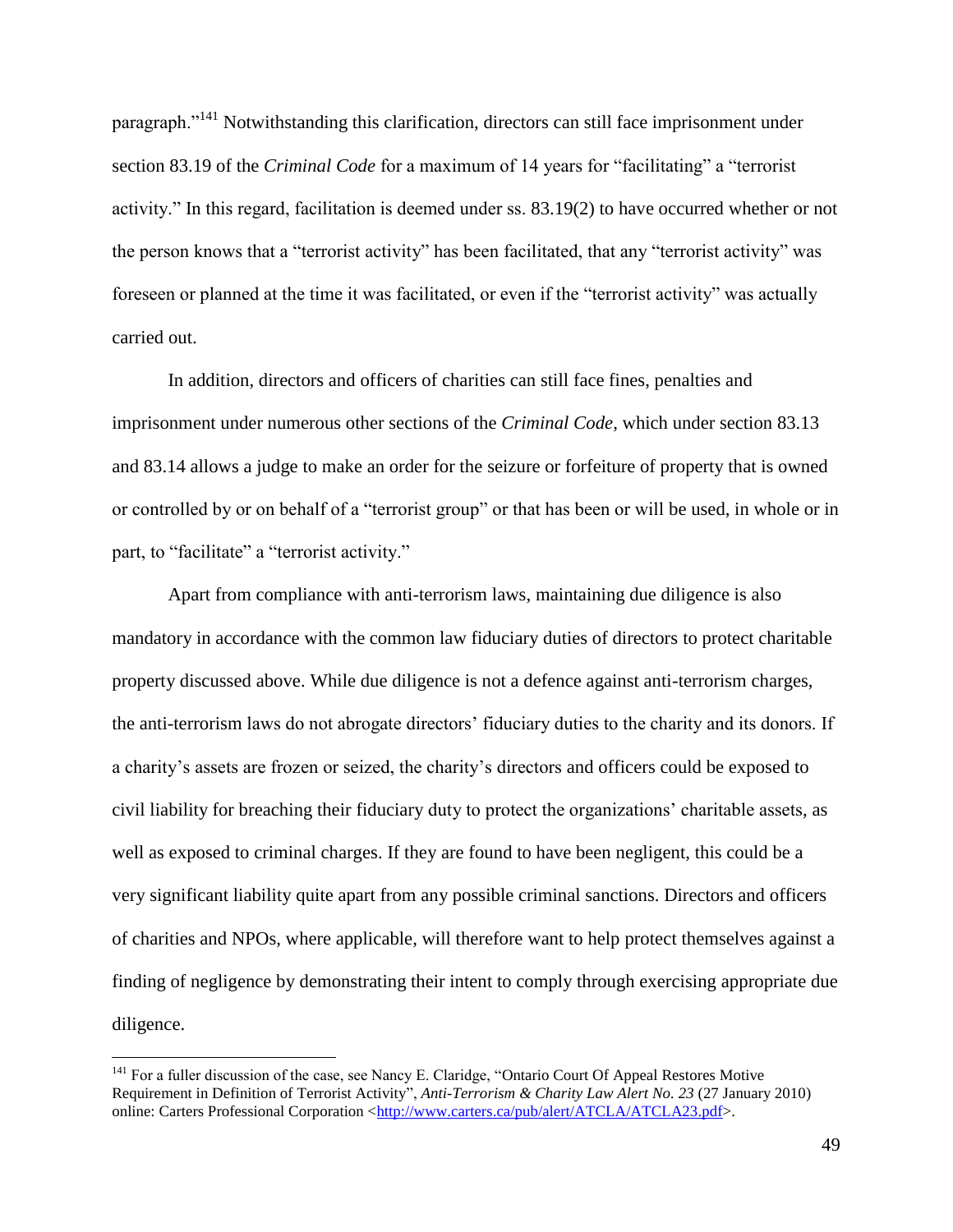paragraph."[141] Notwithstanding this clarification, directors can still face imprisonment under section 83.19 of the *Criminal Code* for a maximum of 14 years for "facilitating" a "terrorist activity." In this regard, facilitation is deemed under ss. 83.19(2) to have occurred whether or not the person knows that a "terrorist activity" has been facilitated, that any "terrorist activity" was foreseen or planned at the time it was facilitated, or even if the "terrorist activity" was actually carried out.

In addition, directors and officers of charities can still face fines, penalties and imprisonment under numerous other sections of the *Criminal Code*, which under section 83.13 and 83.14 allows a judge to make an order for the seizure or forfeiture of property that is owned or controlled by or on behalf of a "terrorist group" or that has been or will be used, in whole or in part, to "facilitate" a "terrorist activity."

Apart from compliance with anti-terrorism laws, maintaining due diligence is also mandatory in accordance with the common law fiduciary duties of directors to protect charitable property discussed above. While due diligence is not a defence against anti-terrorism charges, the anti-terrorism laws do not abrogate directors' fiduciary duties to the charity and its donors. If a charity's assets are frozen or seized, the charity's directors and officers could be exposed to civil liability for breaching their fiduciary duty to protect the organizations' charitable assets, as well as exposed to criminal charges. If they are found to have been negligent, this could be a very significant liability quite apart from any possible criminal sanctions. Directors and officers of charities and NPOs, where applicable, will therefore want to help protect themselves against a finding of negligence by demonstrating their intent to comply through exercising appropriate due diligence.

---

[141] For a fuller discussion of the case, see Nancy E. Claridge, "Ontario Court Of Appeal Restores Motive Requirement in Definition of Terrorist Activity", *Anti-Terrorism & Charity Law Alert No. 23* (27 January 2010) online: Carters Professional Corporation <http://www.carters.ca/pub/alert/ATCLA/ATCLA23.pdf>.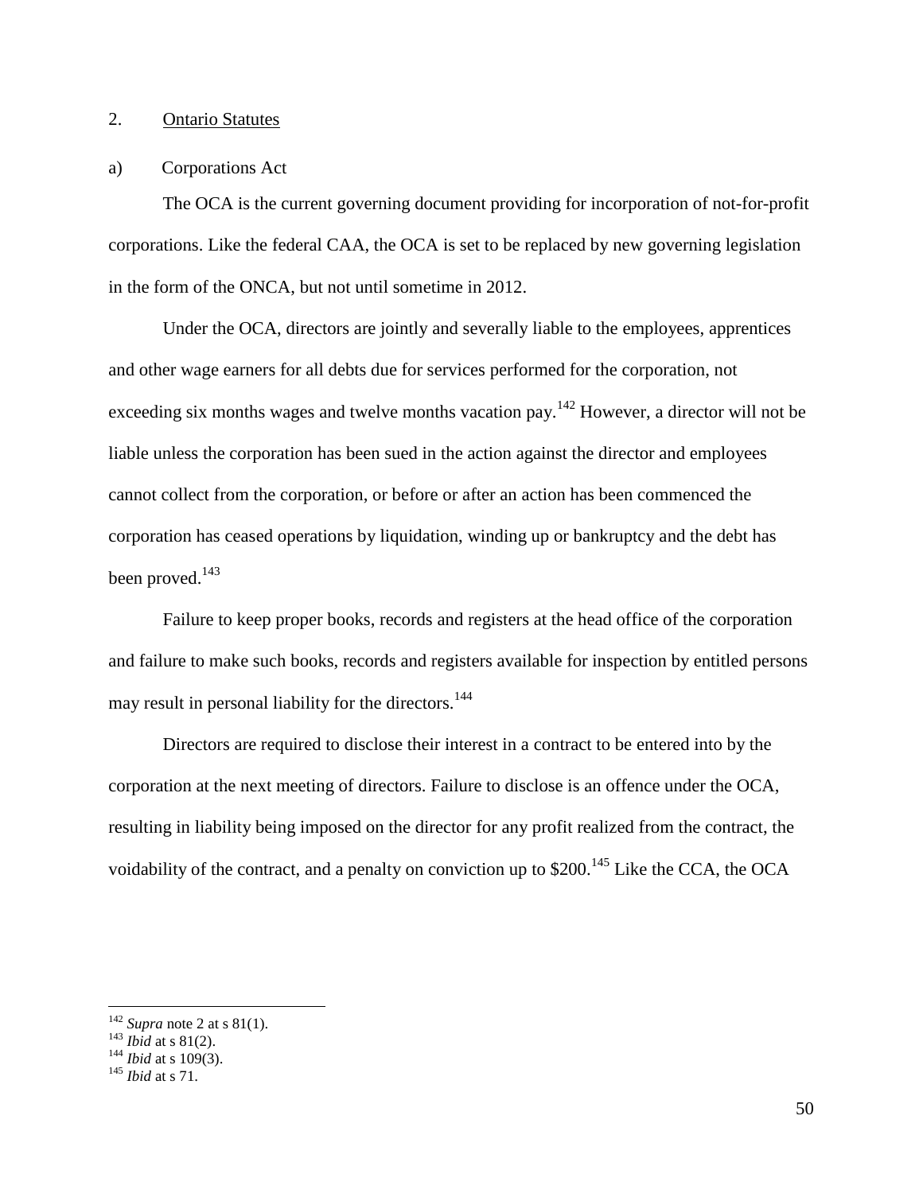## 2. Ontario Statutes

### a) Corporations Act

The OCA is the current governing document providing for incorporation of not-for-profit corporations. Like the federal CAA, the OCA is set to be replaced by new governing legislation in the form of the ONCA, but not until sometime in 2012.

Under the OCA, directors are jointly and severally liable to the employees, apprentices and other wage earners for all debts due for services performed for the corporation, not exceeding six months wages and twelve months vacation pay.[142] However, a director will not be liable unless the corporation has been sued in the action against the director and employees cannot collect from the corporation, or before or after an action has been commenced the corporation has ceased operations by liquidation, winding up or bankruptcy and the debt has been proved.[143]

Failure to keep proper books, records and registers at the head office of the corporation and failure to make such books, records and registers available for inspection by entitled persons may result in personal liability for the directors.[144]

Directors are required to disclose their interest in a contract to be entered into by the corporation at the next meeting of directors. Failure to disclose is an offence under the OCA, resulting in liability being imposed on the director for any profit realized from the contract, the voidability of the contract, and a penalty on conviction up to $200.[145] Like the CCA, the OCA

---

[142] *Supra* note 2 at s 81(1).
[143] *Ibid* at s 81(2).
[144] *Ibid* at s 109(3).
[145] *Ibid* at s 71.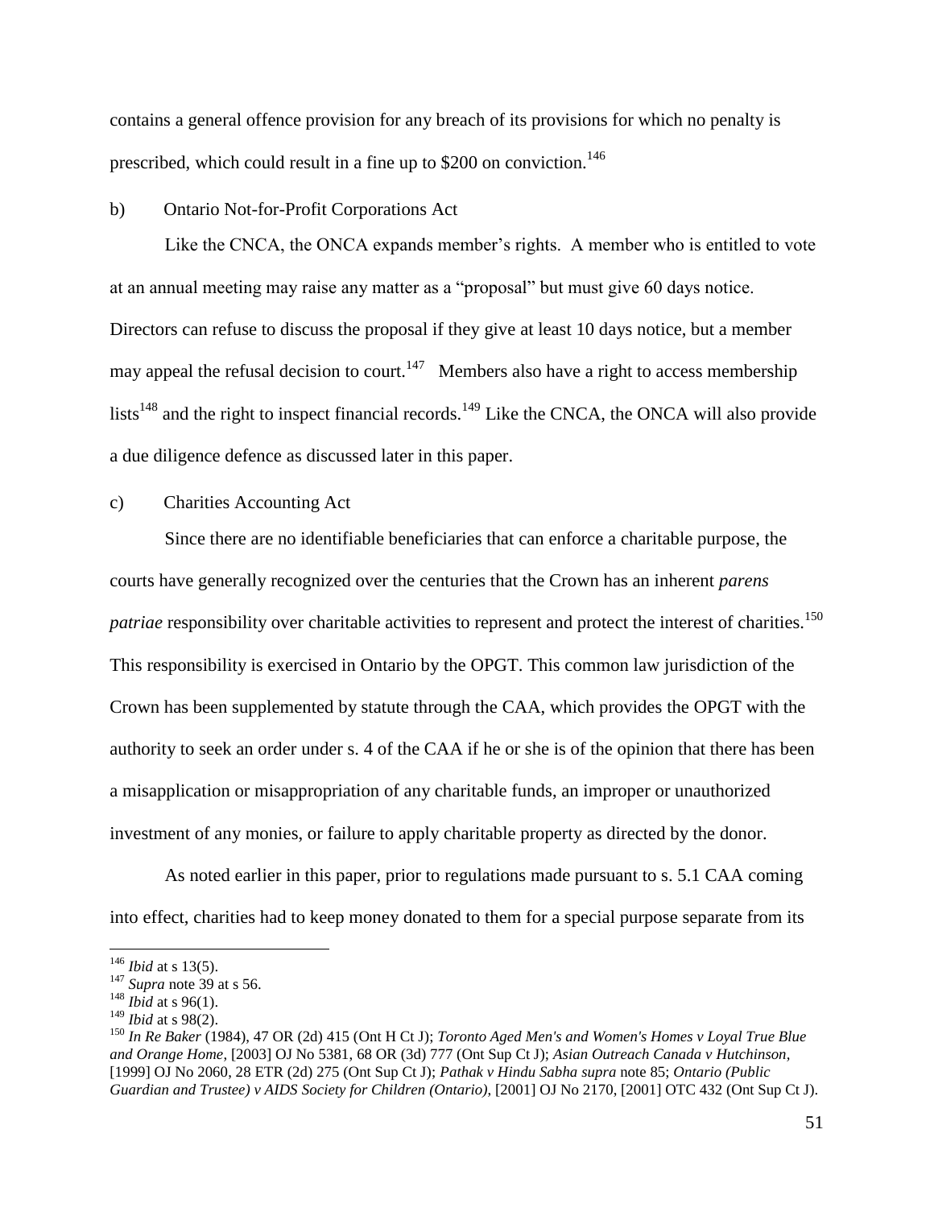contains a general offence provision for any breach of its provisions for which no penalty is prescribed, which could result in a fine up to $200 on conviction.[146]

b) Ontario Not-for-Profit Corporations Act

Like the CNCA, the ONCA expands member's rights. A member who is entitled to vote at an annual meeting may raise any matter as a "proposal" but must give 60 days notice. Directors can refuse to discuss the proposal if they give at least 10 days notice, but a member may appeal the refusal decision to court.[147] Members also have a right to access membership lists[148] and the right to inspect financial records.[149] Like the CNCA, the ONCA will also provide a due diligence defence as discussed later in this paper.

c) Charities Accounting Act

Since there are no identifiable beneficiaries that can enforce a charitable purpose, the courts have generally recognized over the centuries that the Crown has an inherent *parens patriae* responsibility over charitable activities to represent and protect the interest of charities.[150] This responsibility is exercised in Ontario by the OPGT. This common law jurisdiction of the Crown has been supplemented by statute through the CAA, which provides the OPGT with the authority to seek an order under s. 4 of the CAA if he or she is of the opinion that there has been a misapplication or misappropriation of any charitable funds, an improper or unauthorized investment of any monies, or failure to apply charitable property as directed by the donor.

As noted earlier in this paper, prior to regulations made pursuant to s. 5.1 CAA coming into effect, charities had to keep money donated to them for a special purpose separate from its

---

[146] *Ibid* at s 13(5).

[147] *Supra* note 39 at s 56.

[148] *Ibid* at s 96(1).

[149] *Ibid* at s 98(2).

[150] *In Re Baker* (1984), 47 OR (2d) 415 (Ont H Ct J); *Toronto Aged Men's and Women's Homes v Loyal True Blue and Orange Home*, [2003] OJ No 5381, 68 OR (3d) 777 (Ont Sup Ct J); *Asian Outreach Canada v Hutchinson*, [1999] OJ No 2060, 28 ETR (2d) 275 (Ont Sup Ct J); *Pathak v Hindu Sabha supra* note 85; *Ontario (Public Guardian and Trustee) v AIDS Society for Children (Ontario)*, [2001] OJ No 2170, [2001] OTC 432 (Ont Sup Ct J).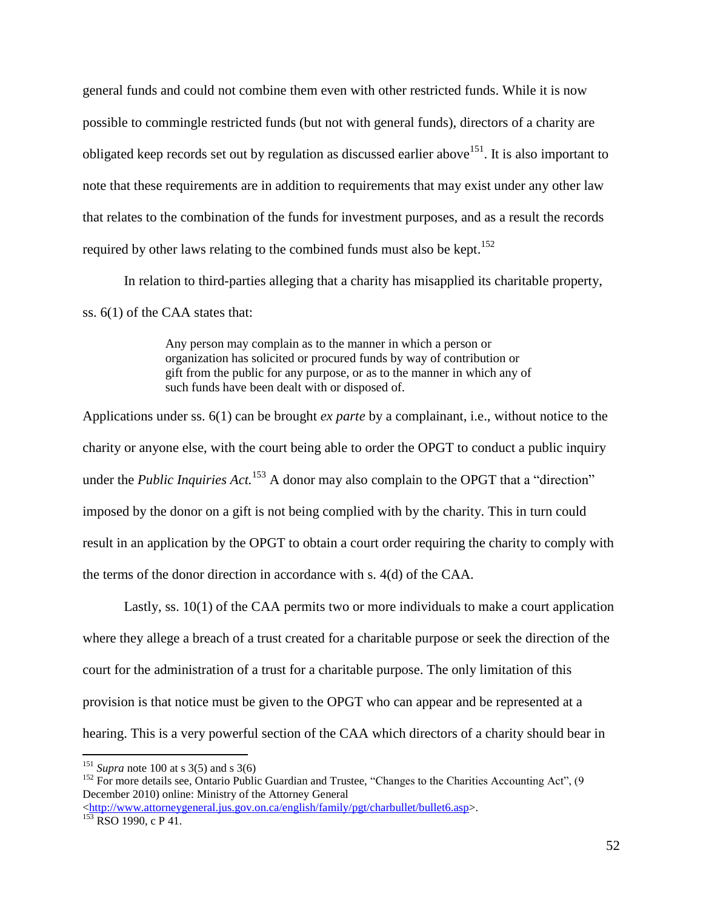general funds and could not combine them even with other restricted funds. While it is now possible to commingle restricted funds (but not with general funds), directors of a charity are obligated keep records set out by regulation as discussed earlier above[151]. It is also important to note that these requirements are in addition to requirements that may exist under any other law that relates to the combination of the funds for investment purposes, and as a result the records required by other laws relating to the combined funds must also be kept.[152]

In relation to third-parties alleging that a charity has misapplied its charitable property, ss. 6(1) of the CAA states that:

> Any person may complain as to the manner in which a person or organization has solicited or procured funds by way of contribution or gift from the public for any purpose, or as to the manner in which any of such funds have been dealt with or disposed of.

Applications under ss. 6(1) can be brought *ex parte* by a complainant, i.e., without notice to the charity or anyone else, with the court being able to order the OPGT to conduct a public inquiry under the *Public Inquiries Act.*[153] A donor may also complain to the OPGT that a "direction" imposed by the donor on a gift is not being complied with by the charity. This in turn could result in an application by the OPGT to obtain a court order requiring the charity to comply with the terms of the donor direction in accordance with s. 4(d) of the CAA.

Lastly, ss. 10(1) of the CAA permits two or more individuals to make a court application where they allege a breach of a trust created for a charitable purpose or seek the direction of the court for the administration of a trust for a charitable purpose. The only limitation of this provision is that notice must be given to the OPGT who can appear and be represented at a hearing. This is a very powerful section of the CAA which directors of a charity should bear in

---

[151] *Supra* note 100 at s 3(5) and s 3(6)

[152] For more details see, Ontario Public Guardian and Trustee, "Changes to the Charities Accounting Act", (9 December 2010) online: Ministry of the Attorney General <http://www.attorneygeneral.jus.gov.on.ca/english/family/pgt/charbullet/bullet6.asp>.

[153] RSO 1990, c P 41.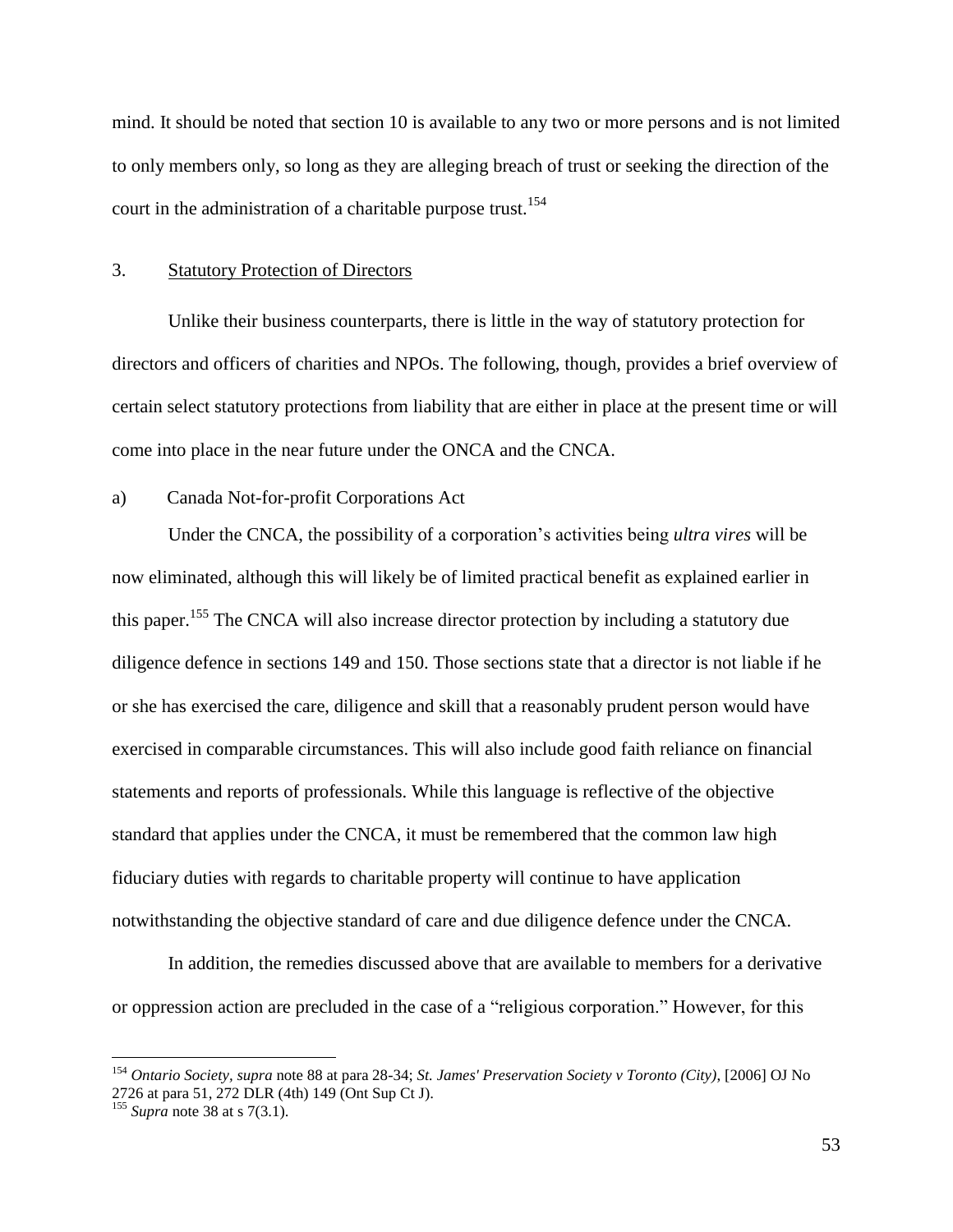mind. It should be noted that section 10 is available to any two or more persons and is not limited to only members only, so long as they are alleging breach of trust or seeking the direction of the court in the administration of a charitable purpose trust.[154]

3. Statutory Protection of Directors

Unlike their business counterparts, there is little in the way of statutory protection for directors and officers of charities and NPOs. The following, though, provides a brief overview of certain select statutory protections from liability that are either in place at the present time or will come into place in the near future under the ONCA and the CNCA.

a) Canada Not-for-profit Corporations Act

Under the CNCA, the possibility of a corporation's activities being *ultra vires* will be now eliminated, although this will likely be of limited practical benefit as explained earlier in this paper.[155] The CNCA will also increase director protection by including a statutory due diligence defence in sections 149 and 150. Those sections state that a director is not liable if he or she has exercised the care, diligence and skill that a reasonably prudent person would have exercised in comparable circumstances. This will also include good faith reliance on financial statements and reports of professionals. While this language is reflective of the objective standard that applies under the CNCA, it must be remembered that the common law high fiduciary duties with regards to charitable property will continue to have application notwithstanding the objective standard of care and due diligence defence under the CNCA.

In addition, the remedies discussed above that are available to members for a derivative or oppression action are precluded in the case of a "religious corporation." However, for this

---

[154] *Ontario Society*, *supra* note 88 at para 28-34; *St. James' Preservation Society v Toronto (City)*, [2006] OJ No 2726 at para 51, 272 DLR (4th) 149 (Ont Sup Ct J).

[155] *Supra* note 38 at s 7(3.1).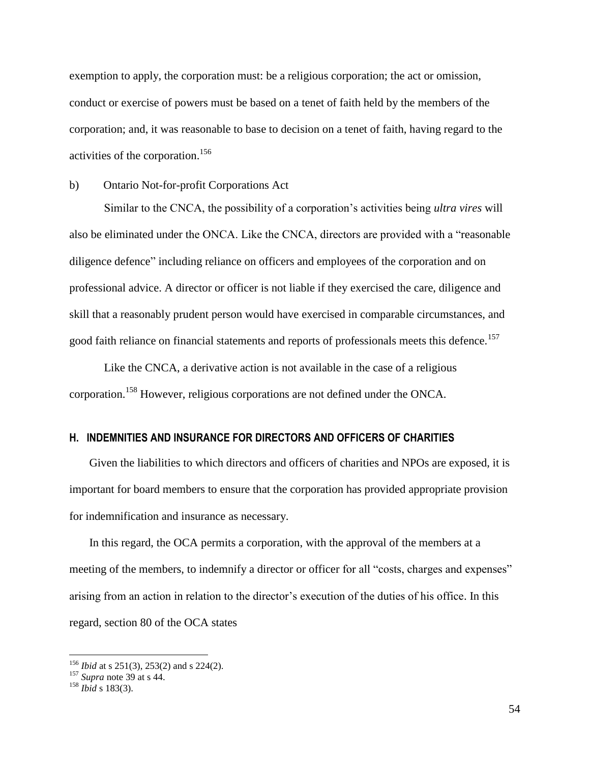exemption to apply, the corporation must: be a religious corporation; the act or omission, conduct or exercise of powers must be based on a tenet of faith held by the members of the corporation; and, it was reasonable to base to decision on a tenet of faith, having regard to the activities of the corporation.[156]

b) Ontario Not-for-profit Corporations Act

Similar to the CNCA, the possibility of a corporation's activities being *ultra vires* will also be eliminated under the ONCA. Like the CNCA, directors are provided with a "reasonable diligence defence" including reliance on officers and employees of the corporation and on professional advice. A director or officer is not liable if they exercised the care, diligence and skill that a reasonably prudent person would have exercised in comparable circumstances, and good faith reliance on financial statements and reports of professionals meets this defence.[157]

Like the CNCA, a derivative action is not available in the case of a religious corporation.[158] However, religious corporations are not defined under the ONCA.

## H. INDEMNITIES AND INSURANCE FOR DIRECTORS AND OFFICERS OF CHARITIES

Given the liabilities to which directors and officers of charities and NPOs are exposed, it is important for board members to ensure that the corporation has provided appropriate provision for indemnification and insurance as necessary.

In this regard, the OCA permits a corporation, with the approval of the members at a meeting of the members, to indemnify a director or officer for all "costs, charges and expenses" arising from an action in relation to the director's execution of the duties of his office. In this regard, section 80 of the OCA states

---

[156] *Ibid* at s 251(3), 253(2) and s 224(2).

[157] *Supra* note 39 at s 44.

[158] *Ibid* s 183(3).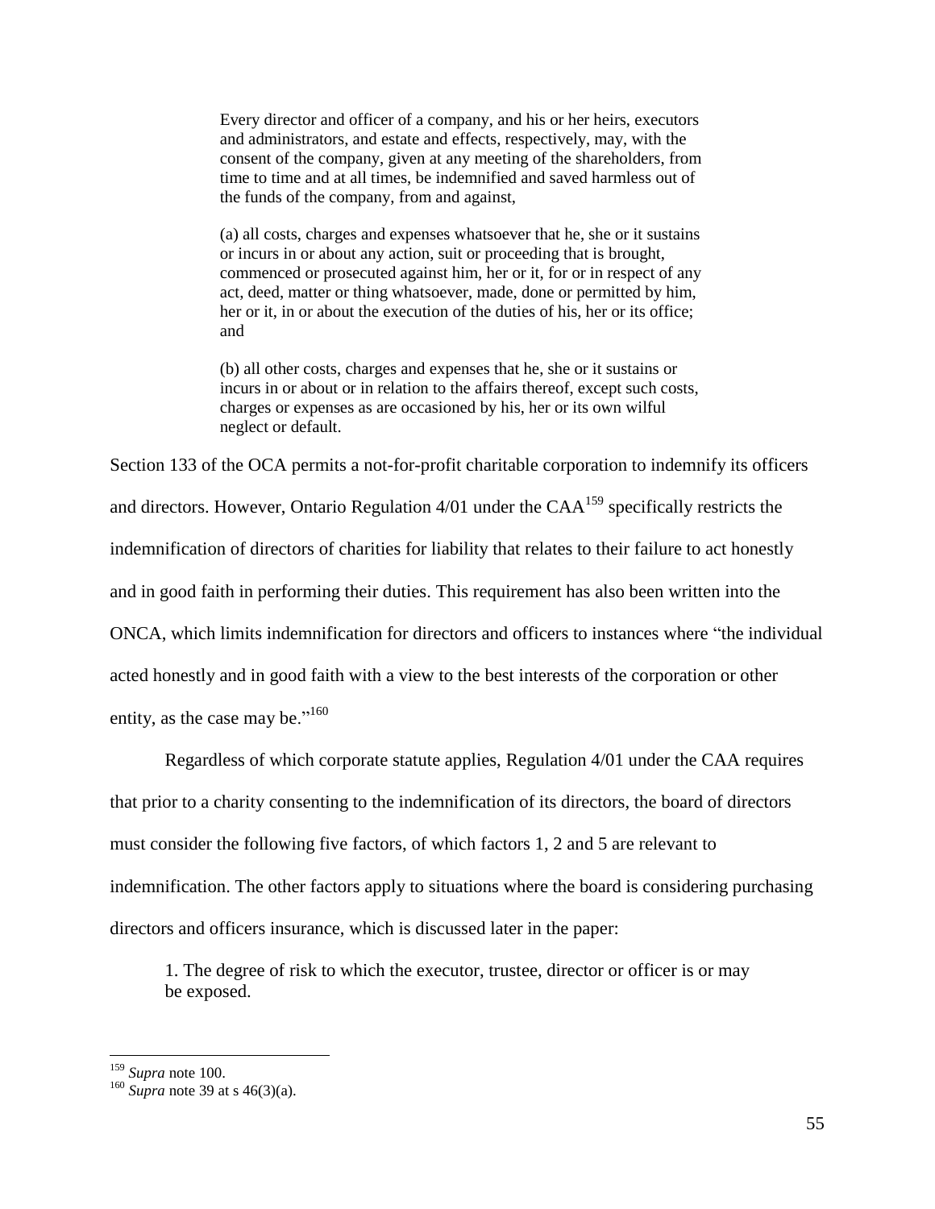> Every director and officer of a company, and his or her heirs, executors and administrators, and estate and effects, respectively, may, with the consent of the company, given at any meeting of the shareholders, from time to time and at all times, be indemnified and saved harmless out of the funds of the company, from and against,
>
> (a) all costs, charges and expenses whatsoever that he, she or it sustains or incurs in or about any action, suit or proceeding that is brought, commenced or prosecuted against him, her or it, for or in respect of any act, deed, matter or thing whatsoever, made, done or permitted by him, her or it, in or about the execution of the duties of his, her or its office; and
>
> (b) all other costs, charges and expenses that he, she or it sustains or incurs in or about or in relation to the affairs thereof, except such costs, charges or expenses as are occasioned by his, her or its own wilful neglect or default.

Section 133 of the OCA permits a not-for-profit charitable corporation to indemnify its officers and directors. However, Ontario Regulation 4/01 under the CAA[159] specifically restricts the indemnification of directors of charities for liability that relates to their failure to act honestly and in good faith in performing their duties. This requirement has also been written into the ONCA, which limits indemnification for directors and officers to instances where "the individual acted honestly and in good faith with a view to the best interests of the corporation or other entity, as the case may be."[160]

Regardless of which corporate statute applies, Regulation 4/01 under the CAA requires that prior to a charity consenting to the indemnification of its directors, the board of directors must consider the following five factors, of which factors 1, 2 and 5 are relevant to indemnification. The other factors apply to situations where the board is considering purchasing directors and officers insurance, which is discussed later in the paper:

> 1. The degree of risk to which the executor, trustee, director or officer is or may be exposed.

---

[159] *Supra* note 100.

[160] *Supra* note 39 at s 46(3)(a).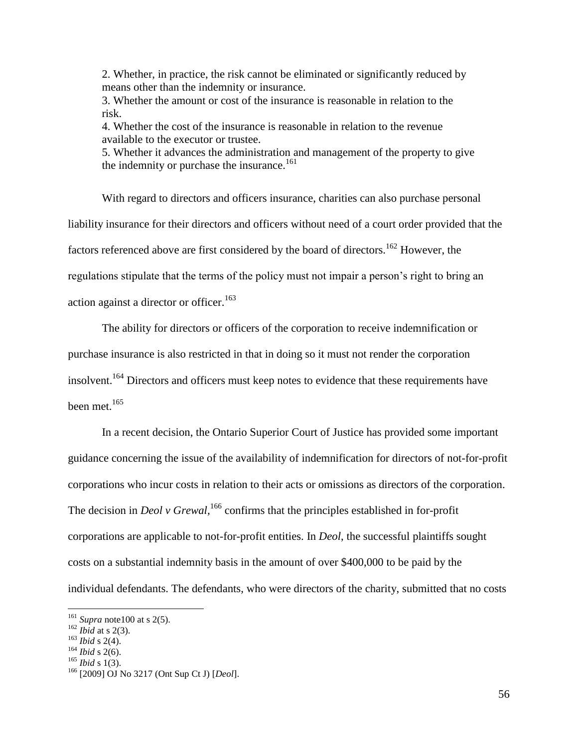2. Whether, in practice, the risk cannot be eliminated or significantly reduced by means other than the indemnity or insurance.
3. Whether the amount or cost of the insurance is reasonable in relation to the risk.
4. Whether the cost of the insurance is reasonable in relation to the revenue available to the executor or trustee.
5. Whether it advances the administration and management of the property to give the indemnity or purchase the insurance.[161]

With regard to directors and officers insurance, charities can also purchase personal liability insurance for their directors and officers without need of a court order provided that the factors referenced above are first considered by the board of directors.[162] However, the regulations stipulate that the terms of the policy must not impair a person's right to bring an action against a director or officer.[163]

The ability for directors or officers of the corporation to receive indemnification or purchase insurance is also restricted in that in doing so it must not render the corporation insolvent.[164] Directors and officers must keep notes to evidence that these requirements have been met.[165]

In a recent decision, the Ontario Superior Court of Justice has provided some important guidance concerning the issue of the availability of indemnification for directors of not-for-profit corporations who incur costs in relation to their acts or omissions as directors of the corporation. The decision in *Deol v Grewal*,[166] confirms that the principles established in for-profit corporations are applicable to not-for-profit entities. In *Deol*, the successful plaintiffs sought costs on a substantial indemnity basis in the amount of over $400,000 to be paid by the individual defendants. The defendants, who were directors of the charity, submitted that no costs

---

[161] *Supra* note100 at s 2(5).
[162] *Ibid* at s 2(3).
[163] *Ibid* s 2(4).
[164] *Ibid* s 2(6).
[165] *Ibid* s 1(3).
[166] [2009] OJ No 3217 (Ont Sup Ct J) [*Deol*].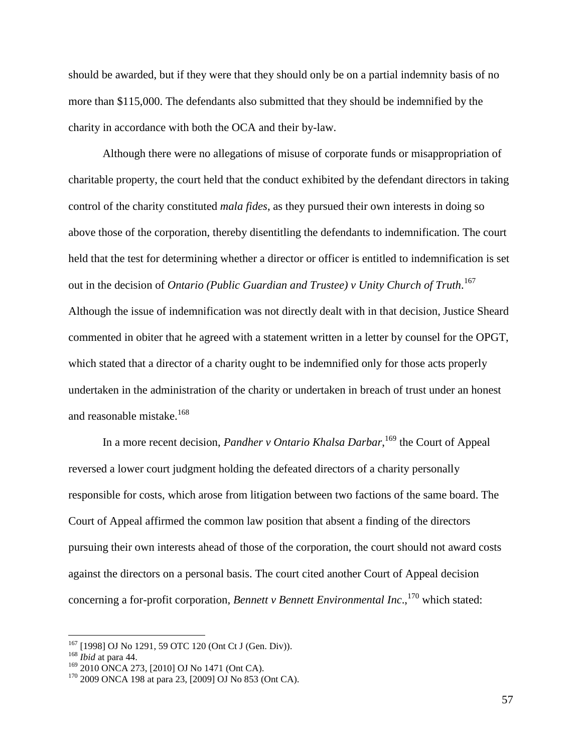should be awarded, but if they were that they should only be on a partial indemnity basis of no more than $115,000. The defendants also submitted that they should be indemnified by the charity in accordance with both the OCA and their by-law.

Although there were no allegations of misuse of corporate funds or misappropriation of charitable property, the court held that the conduct exhibited by the defendant directors in taking control of the charity constituted *mala fides*, as they pursued their own interests in doing so above those of the corporation, thereby disentitling the defendants to indemnification. The court held that the test for determining whether a director or officer is entitled to indemnification is set out in the decision of *Ontario (Public Guardian and Trustee) v Unity Church of Truth*.[167] Although the issue of indemnification was not directly dealt with in that decision, Justice Sheard commented in obiter that he agreed with a statement written in a letter by counsel for the OPGT, which stated that a director of a charity ought to be indemnified only for those acts properly undertaken in the administration of the charity or undertaken in breach of trust under an honest and reasonable mistake.[168]

In a more recent decision, *Pandher v Ontario Khalsa Darbar*,[169] the Court of Appeal reversed a lower court judgment holding the defeated directors of a charity personally responsible for costs, which arose from litigation between two factions of the same board. The Court of Appeal affirmed the common law position that absent a finding of the directors pursuing their own interests ahead of those of the corporation, the court should not award costs against the directors on a personal basis. The court cited another Court of Appeal decision concerning a for-profit corporation, *Bennett v Bennett Environmental Inc.*,[170] which stated:

---

[167] [1998] OJ No 1291, 59 OTC 120 (Ont Ct J (Gen. Div)).
[168] *Ibid* at para 44.
[169] 2010 ONCA 273, [2010] OJ No 1471 (Ont CA).
[170] 2009 ONCA 198 at para 23, [2009] OJ No 853 (Ont CA).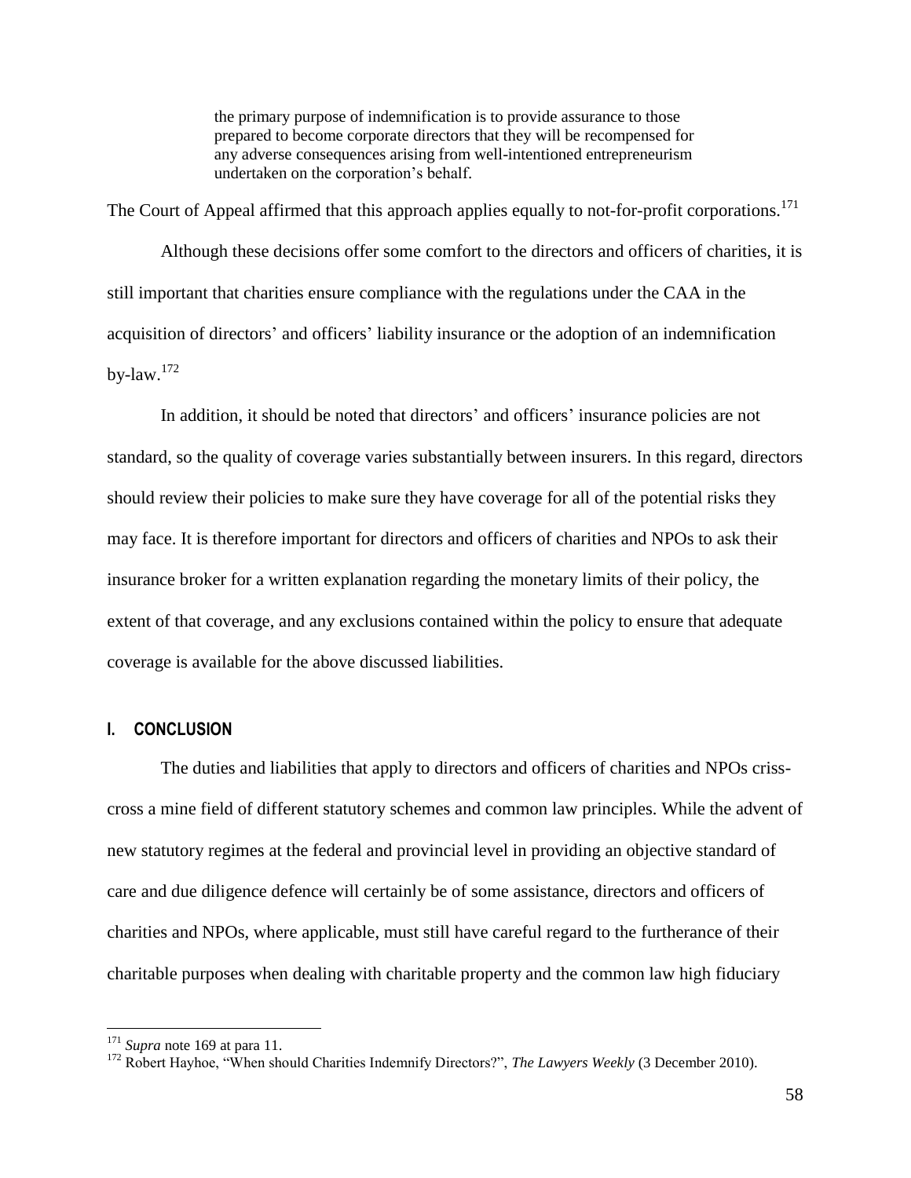> the primary purpose of indemnification is to provide assurance to those prepared to become corporate directors that they will be recompensed for any adverse consequences arising from well-intentioned entrepreneurism undertaken on the corporation's behalf.

The Court of Appeal affirmed that this approach applies equally to not-for-profit corporations.[171]

Although these decisions offer some comfort to the directors and officers of charities, it is still important that charities ensure compliance with the regulations under the CAA in the acquisition of directors' and officers' liability insurance or the adoption of an indemnification by-law.[172]

In addition, it should be noted that directors' and officers' insurance policies are not standard, so the quality of coverage varies substantially between insurers. In this regard, directors should review their policies to make sure they have coverage for all of the potential risks they may face. It is therefore important for directors and officers of charities and NPOs to ask their insurance broker for a written explanation regarding the monetary limits of their policy, the extent of that coverage, and any exclusions contained within the policy to ensure that adequate coverage is available for the above discussed liabilities.

## I. CONCLUSION

The duties and liabilities that apply to directors and officers of charities and NPOs criss-cross a mine field of different statutory schemes and common law principles. While the advent of new statutory regimes at the federal and provincial level in providing an objective standard of care and due diligence defence will certainly be of some assistance, directors and officers of charities and NPOs, where applicable, must still have careful regard to the furtherance of their charitable purposes when dealing with charitable property and the common law high fiduciary

---

[171] *Supra* note 169 at para 11.

[172] Robert Hayhoe, "When should Charities Indemnify Directors?", *The Lawyers Weekly* (3 December 2010).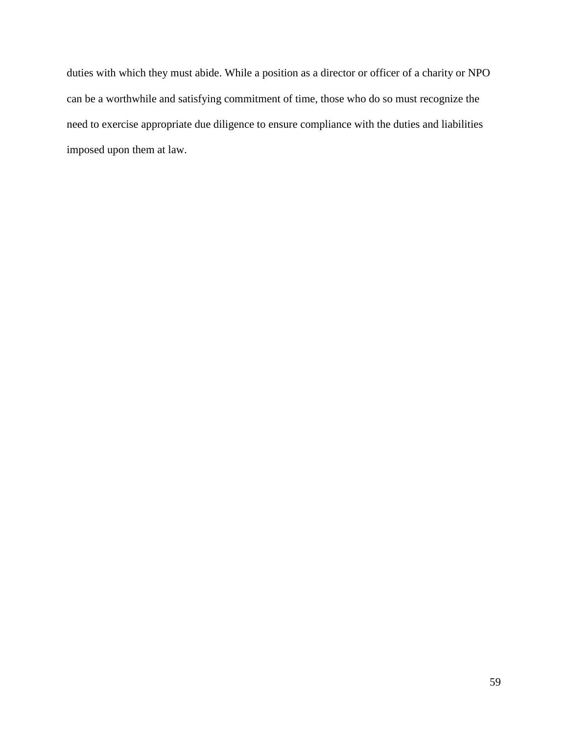duties with which they must abide. While a position as a director or officer of a charity or NPO can be a worthwhile and satisfying commitment of time, those who do so must recognize the need to exercise appropriate due diligence to ensure compliance with the duties and liabilities imposed upon them at law.